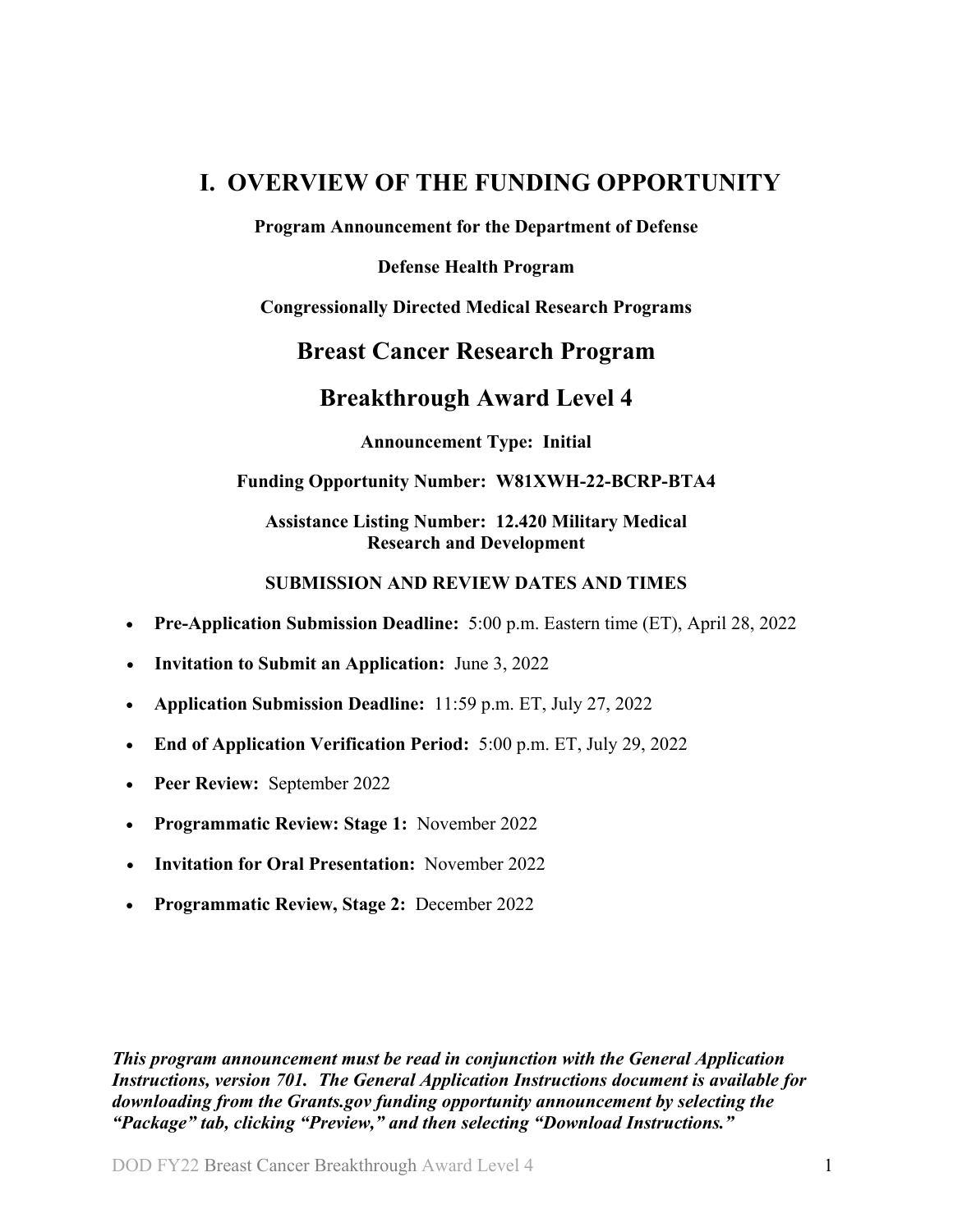# I. OVERVIEW OF THE FUNDING OPPORTUNITY

**Program Announcement for the Department of Defense**

**Defense Health Program**

**Congressionally Directed Medical Research Programs**

## Breast Cancer Research Program

## Breakthrough Award Level 4

**Announcement Type: Initial**

**Funding Opportunity Number: W81XWH-22-BCRP-BTA4**

**Assistance Listing Number: 12.420 Military Medical Research and Development**

**SUBMISSION AND REVIEW DATES AND TIMES**

- **Pre-Application Submission Deadline:** 5:00 p.m. Eastern time (ET), April 28, 2022
- **Invitation to Submit an Application:** June 3, 2022
- **Application Submission Deadline:** 11:59 p.m. ET, July 27, 2022
- **End of Application Verification Period:** 5:00 p.m. ET, July 29, 2022
- **Peer Review:** September 2022
- **Programmatic Review: Stage 1:** November 2022
- **Invitation for Oral Presentation:** November 2022
- **Programmatic Review, Stage 2:** December 2022

***This program announcement must be read in conjunction with the General Application Instructions, version 701. The General Application Instructions document is available for downloading from the Grants.gov funding opportunity announcement by selecting the "Package" tab, clicking "Preview," and then selecting "Download Instructions."***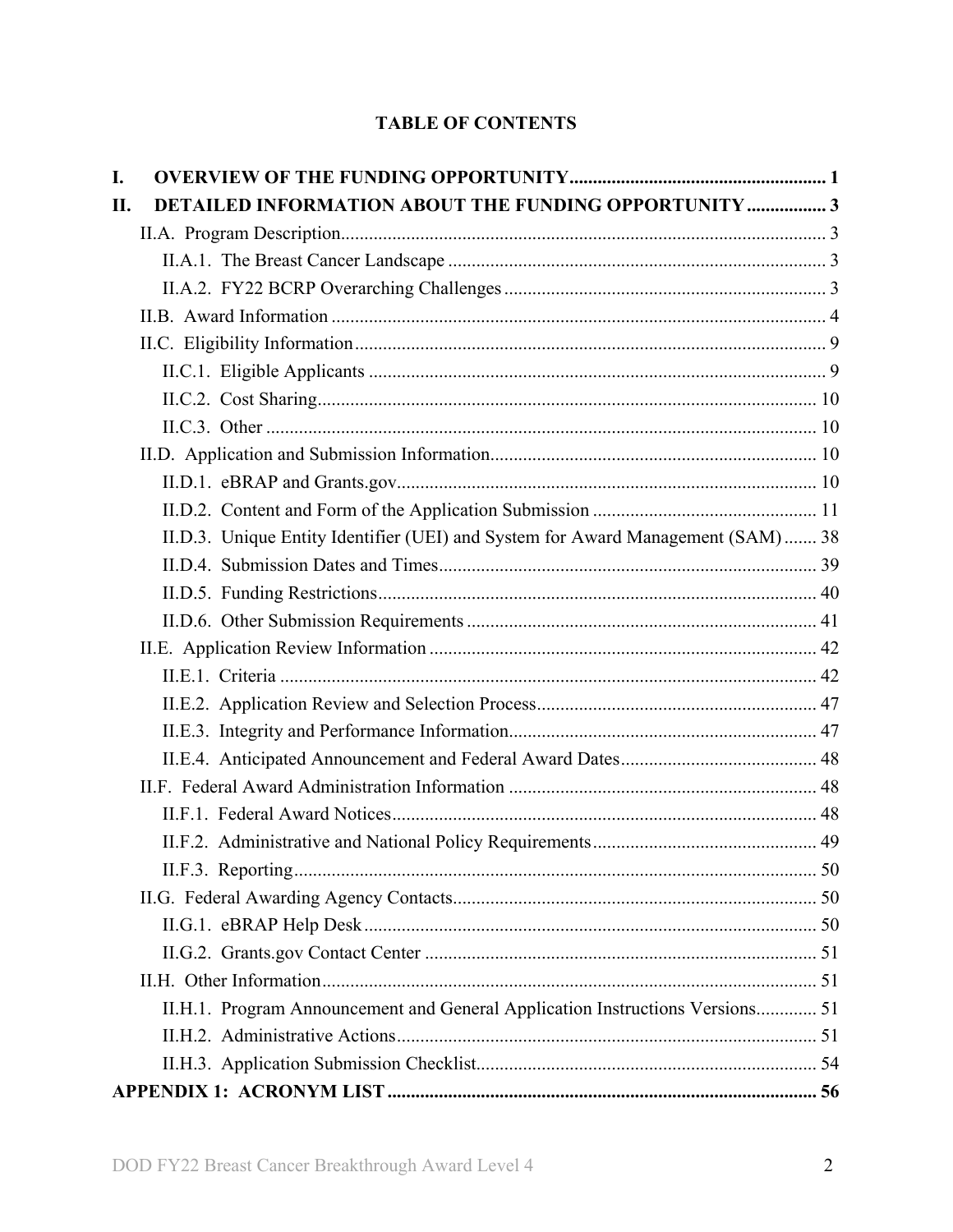# TABLE OF CONTENTS

**I. OVERVIEW OF THE FUNDING OPPORTUNITY ....................................................... 1**

**II. DETAILED INFORMATION ABOUT THE FUNDING OPPORTUNITY ................. 3**

- II.A. Program Description........................................................................................ 3
  - II.A.1. The Breast Cancer Landscape ................................................................ 3
  - II.A.2. FY22 BCRP Overarching Challenges .................................................... 3
- II.B. Award Information ........................................................................................... 4
- II.C. Eligibility Information ...................................................................................... 9
  - II.C.1. Eligible Applicants .................................................................................. 9
  - II.C.2. Cost Sharing........................................................................................... 10
  - II.C.3. Other ...................................................................................................... 10
- II.D. Application and Submission Information...................................................... 10
  - II.D.1. eBRAP and Grants.gov.......................................................................... 10
  - II.D.2. Content and Form of the Application Submission ................................ 11
  - II.D.3. Unique Entity Identifier (UEI) and System for Award Management (SAM) ....... 38
  - II.D.4. Submission Dates and Times................................................................. 39
  - II.D.5. Funding Restrictions.............................................................................. 40
  - II.D.6. Other Submission Requirements ........................................................... 41
- II.E. Application Review Information .................................................................... 42
  - II.E.1. Criteria .................................................................................................. 42
  - II.E.2. Application Review and Selection Process............................................ 47
  - II.E.3. Integrity and Performance Information.................................................. 47
  - II.E.4. Anticipated Announcement and Federal Award Dates.......................... 48
- II.F. Federal Award Administration Information .................................................. 48
  - II.F.1. Federal Award Notices........................................................................... 48
  - II.F.2. Administrative and National Policy Requirements ................................ 49
  - II.F.3. Reporting ............................................................................................... 50
- II.G. Federal Awarding Agency Contacts.............................................................. 50
  - II.G.1. eBRAP Help Desk ................................................................................. 50
  - II.G.2. Grants.gov Contact Center .................................................................... 51
- II.H. Other Information........................................................................................... 51
  - II.H.1. Program Announcement and General Application Instructions Versions............. 51
  - II.H.2. Administrative Actions.......................................................................... 51
  - II.H.3. Application Submission Checklist......................................................... 54

**APPENDIX 1: ACRONYM LIST ............................................................................ 56**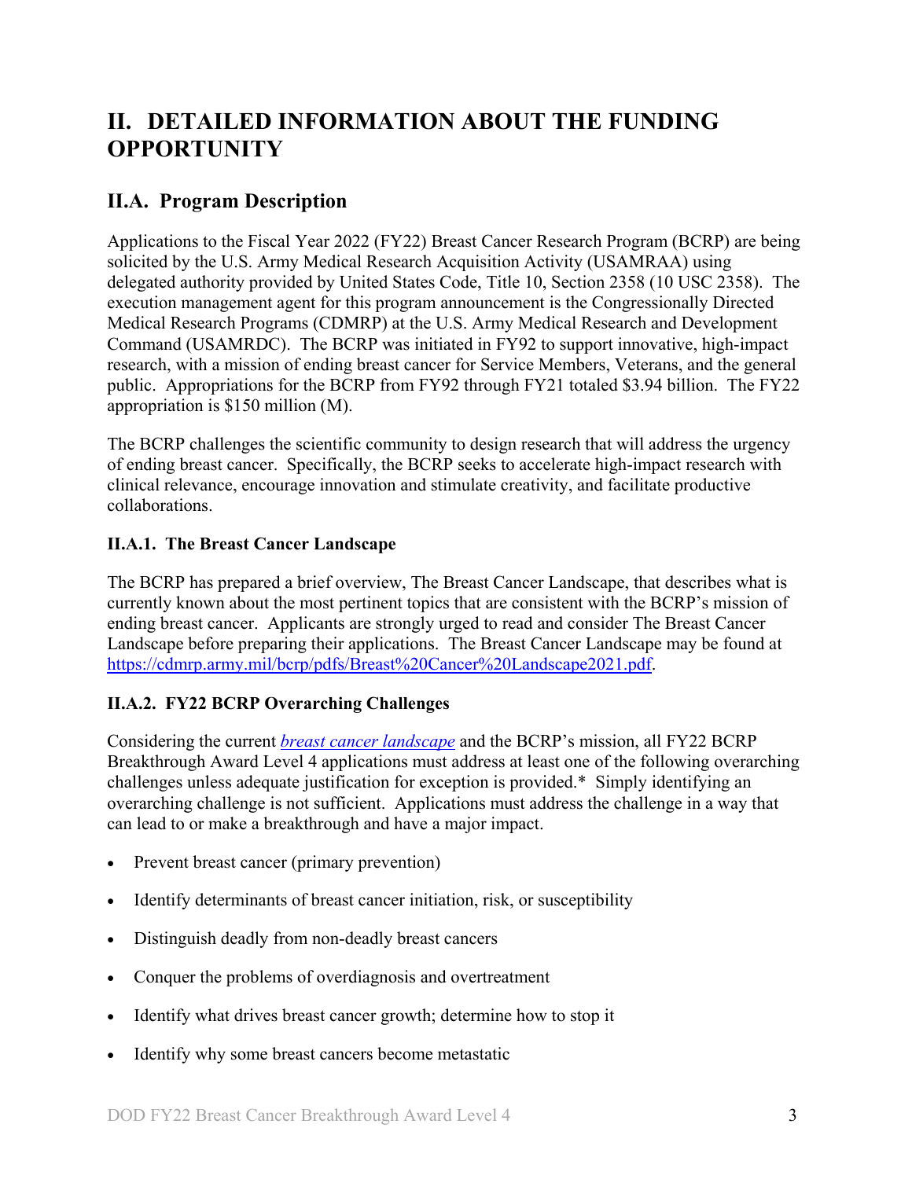# II. DETAILED INFORMATION ABOUT THE FUNDING OPPORTUNITY

## II.A. Program Description

Applications to the Fiscal Year 2022 (FY22) Breast Cancer Research Program (BCRP) are being solicited by the U.S. Army Medical Research Acquisition Activity (USAMRAA) using delegated authority provided by United States Code, Title 10, Section 2358 (10 USC 2358). The execution management agent for this program announcement is the Congressionally Directed Medical Research Programs (CDMRP) at the U.S. Army Medical Research and Development Command (USAMRDC). The BCRP was initiated in FY92 to support innovative, high-impact research, with a mission of ending breast cancer for Service Members, Veterans, and the general public. Appropriations for the BCRP from FY92 through FY21 totaled $3.94 billion. The FY22 appropriation is $150 million (M).

The BCRP challenges the scientific community to design research that will address the urgency of ending breast cancer. Specifically, the BCRP seeks to accelerate high-impact research with clinical relevance, encourage innovation and stimulate creativity, and facilitate productive collaborations.

### II.A.1. The Breast Cancer Landscape

The BCRP has prepared a brief overview, The Breast Cancer Landscape, that describes what is currently known about the most pertinent topics that are consistent with the BCRP's mission of ending breast cancer. Applicants are strongly urged to read and consider The Breast Cancer Landscape before preparing their applications. The Breast Cancer Landscape may be found at [https://cdmrp.army.mil/bcrp/pdfs/Breast%20Cancer%20Landscape2021.pdf](https://cdmrp.army.mil/bcrp/pdfs/Breast%20Cancer%20Landscape2021.pdf).

### II.A.2. FY22 BCRP Overarching Challenges

Considering the current *breast cancer landscape* and the BCRP's mission, all FY22 BCRP Breakthrough Award Level 4 applications must address at least one of the following overarching challenges unless adequate justification for exception is provided.* Simply identifying an overarching challenge is not sufficient. Applications must address the challenge in a way that can lead to or make a breakthrough and have a major impact.

- Prevent breast cancer (primary prevention)
- Identify determinants of breast cancer initiation, risk, or susceptibility
- Distinguish deadly from non-deadly breast cancers
- Conquer the problems of overdiagnosis and overtreatment
- Identify what drives breast cancer growth; determine how to stop it
- Identify why some breast cancers become metastatic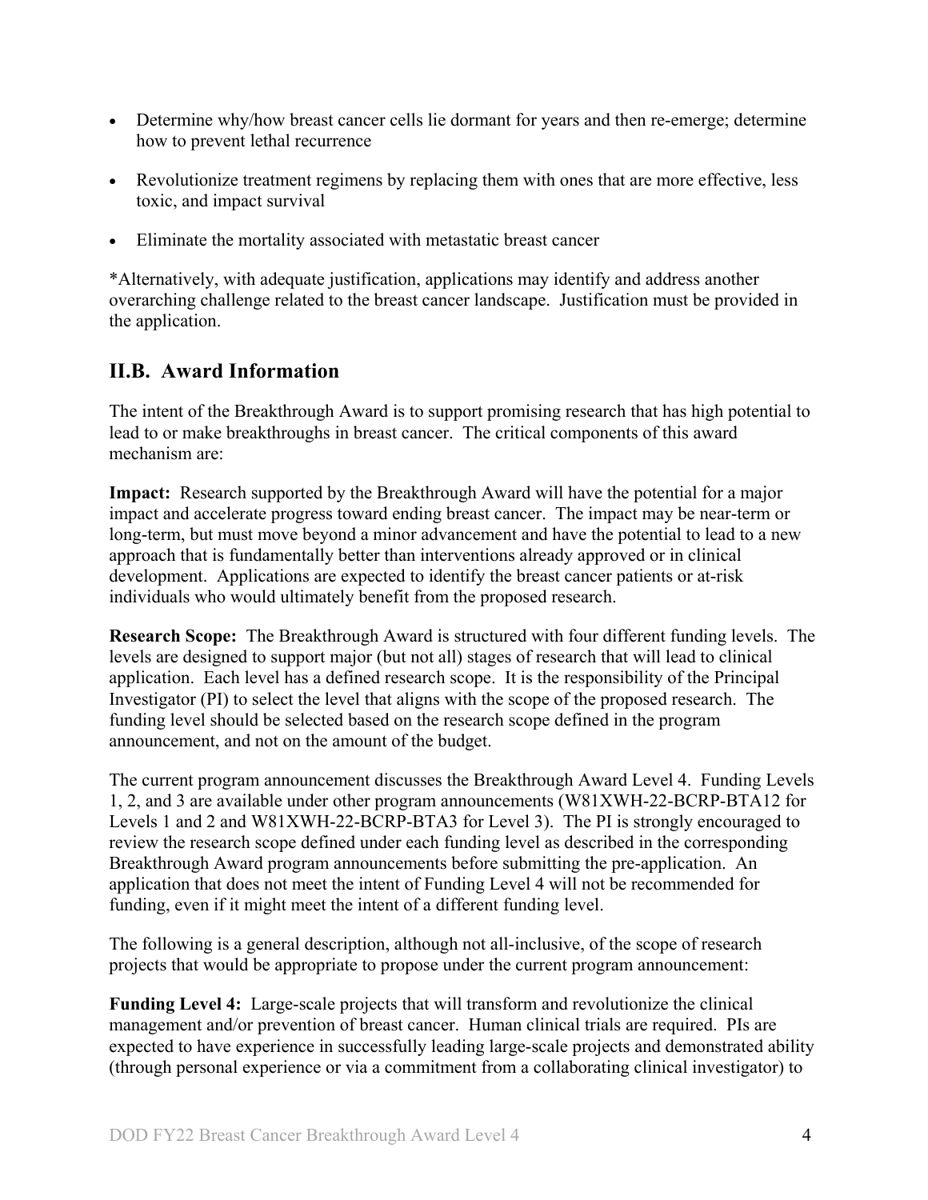- Determine why/how breast cancer cells lie dormant for years and then re-emerge; determine how to prevent lethal recurrence
- Revolutionize treatment regimens by replacing them with ones that are more effective, less toxic, and impact survival
- Eliminate the mortality associated with metastatic breast cancer

*Alternatively, with adequate justification, applications may identify and address another overarching challenge related to the breast cancer landscape. Justification must be provided in the application.

## II.B. Award Information

The intent of the Breakthrough Award is to support promising research that has high potential to lead to or make breakthroughs in breast cancer. The critical components of this award mechanism are:

**Impact:** Research supported by the Breakthrough Award will have the potential for a major impact and accelerate progress toward ending breast cancer. The impact may be near-term or long-term, but must move beyond a minor advancement and have the potential to lead to a new approach that is fundamentally better than interventions already approved or in clinical development. Applications are expected to identify the breast cancer patients or at-risk individuals who would ultimately benefit from the proposed research.

**Research Scope:** The Breakthrough Award is structured with four different funding levels. The levels are designed to support major (but not all) stages of research that will lead to clinical application. Each level has a defined research scope. It is the responsibility of the Principal Investigator (PI) to select the level that aligns with the scope of the proposed research. The funding level should be selected based on the research scope defined in the program announcement, and not on the amount of the budget.

The current program announcement discusses the Breakthrough Award Level 4. Funding Levels 1, 2, and 3 are available under other program announcements (W81XWH-22-BCRP-BTA12 for Levels 1 and 2 and W81XWH-22-BCRP-BTA3 for Level 3). The PI is strongly encouraged to review the research scope defined under each funding level as described in the corresponding Breakthrough Award program announcements before submitting the pre-application. An application that does not meet the intent of Funding Level 4 will not be recommended for funding, even if it might meet the intent of a different funding level.

The following is a general description, although not all-inclusive, of the scope of research projects that would be appropriate to propose under the current program announcement:

**Funding Level 4:** Large-scale projects that will transform and revolutionize the clinical management and/or prevention of breast cancer. Human clinical trials are required. PIs are expected to have experience in successfully leading large-scale projects and demonstrated ability (through personal experience or via a commitment from a collaborating clinical investigator) to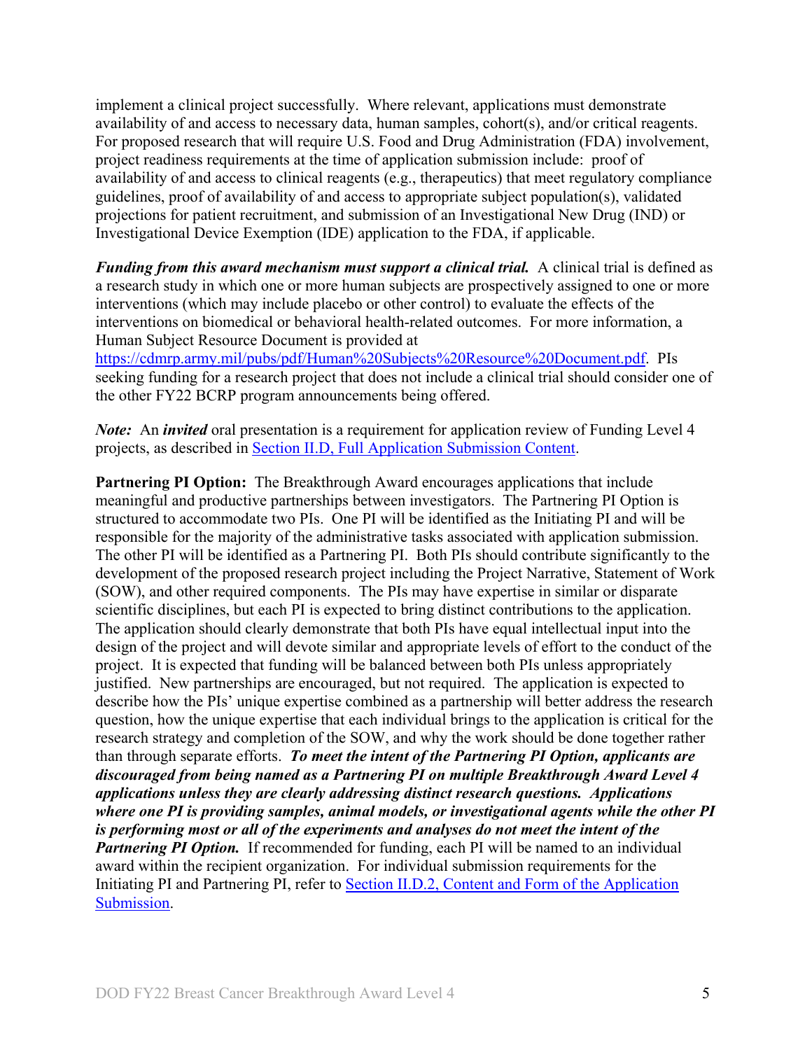implement a clinical project successfully. Where relevant, applications must demonstrate availability of and access to necessary data, human samples, cohort(s), and/or critical reagents. For proposed research that will require U.S. Food and Drug Administration (FDA) involvement, project readiness requirements at the time of application submission include: proof of availability of and access to clinical reagents (e.g., therapeutics) that meet regulatory compliance guidelines, proof of availability of and access to appropriate subject population(s), validated projections for patient recruitment, and submission of an Investigational New Drug (IND) or Investigational Device Exemption (IDE) application to the FDA, if applicable.

***Funding from this award mechanism must support a clinical trial.*** A clinical trial is defined as a research study in which one or more human subjects are prospectively assigned to one or more interventions (which may include placebo or other control) to evaluate the effects of the interventions on biomedical or behavioral health-related outcomes. For more information, a Human Subject Resource Document is provided at https://cdmrp.army.mil/pubs/pdf/Human%20Subjects%20Resource%20Document.pdf. PIs seeking funding for a research project that does not include a clinical trial should consider one of the other FY22 BCRP program announcements being offered.

***Note:*** An ***invited*** oral presentation is a requirement for application review of Funding Level 4 projects, as described in Section II.D, Full Application Submission Content.

**Partnering PI Option:** The Breakthrough Award encourages applications that include meaningful and productive partnerships between investigators. The Partnering PI Option is structured to accommodate two PIs. One PI will be identified as the Initiating PI and will be responsible for the majority of the administrative tasks associated with application submission. The other PI will be identified as a Partnering PI. Both PIs should contribute significantly to the development of the proposed research project including the Project Narrative, Statement of Work (SOW), and other required components. The PIs may have expertise in similar or disparate scientific disciplines, but each PI is expected to bring distinct contributions to the application. The application should clearly demonstrate that both PIs have equal intellectual input into the design of the project and will devote similar and appropriate levels of effort to the conduct of the project. It is expected that funding will be balanced between both PIs unless appropriately justified. New partnerships are encouraged, but not required. The application is expected to describe how the PIs' unique expertise combined as a partnership will better address the research question, how the unique expertise that each individual brings to the application is critical for the research strategy and completion of the SOW, and why the work should be done together rather than through separate efforts. ***To meet the intent of the Partnering PI Option, applicants are discouraged from being named as a Partnering PI on multiple Breakthrough Award Level 4 applications unless they are clearly addressing distinct research questions. Applications where one PI is providing samples, animal models, or investigational agents while the other PI is performing most or all of the experiments and analyses do not meet the intent of the Partnering PI Option.*** If recommended for funding, each PI will be named to an individual award within the recipient organization. For individual submission requirements for the Initiating PI and Partnering PI, refer to Section II.D.2, Content and Form of the Application Submission.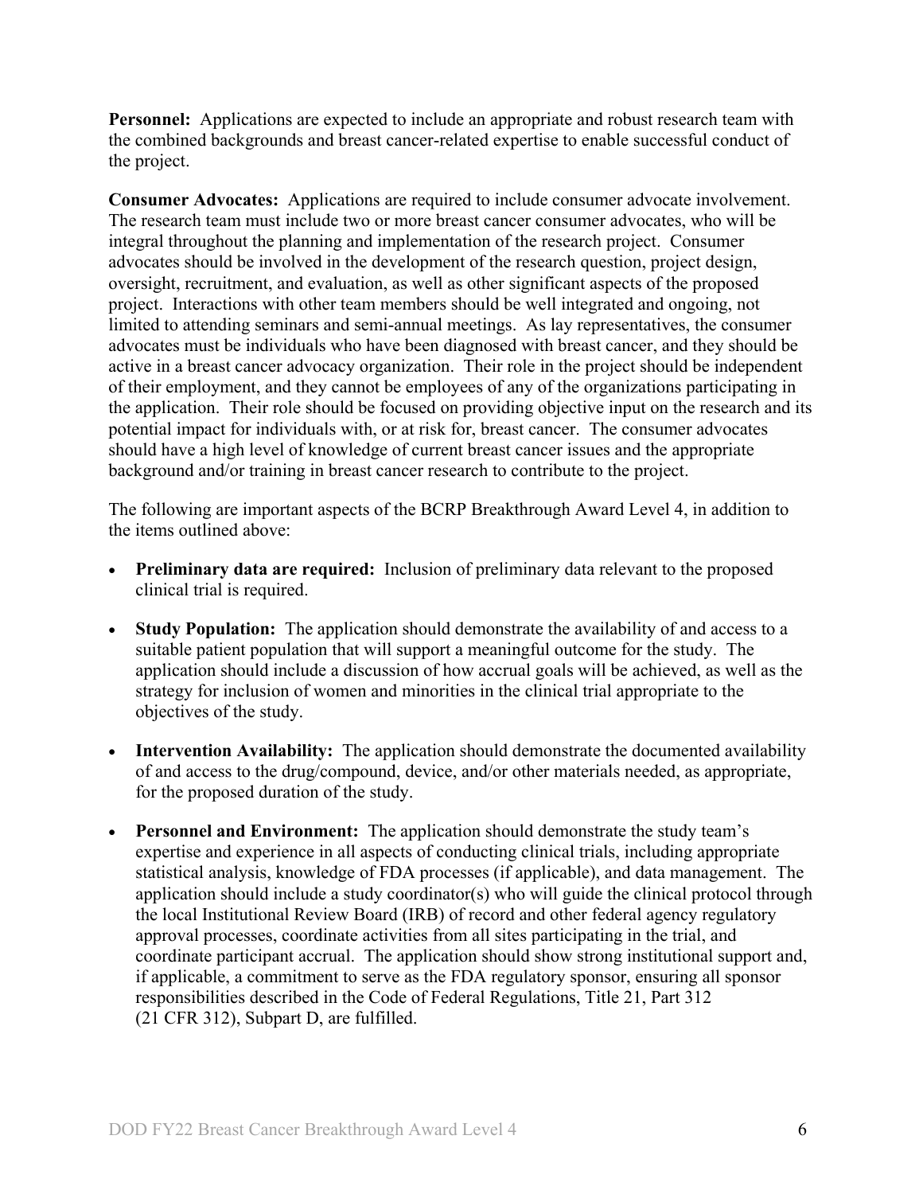**Personnel:** Applications are expected to include an appropriate and robust research team with the combined backgrounds and breast cancer-related expertise to enable successful conduct of the project.

**Consumer Advocates:** Applications are required to include consumer advocate involvement. The research team must include two or more breast cancer consumer advocates, who will be integral throughout the planning and implementation of the research project. Consumer advocates should be involved in the development of the research question, project design, oversight, recruitment, and evaluation, as well as other significant aspects of the proposed project. Interactions with other team members should be well integrated and ongoing, not limited to attending seminars and semi-annual meetings. As lay representatives, the consumer advocates must be individuals who have been diagnosed with breast cancer, and they should be active in a breast cancer advocacy organization. Their role in the project should be independent of their employment, and they cannot be employees of any of the organizations participating in the application. Their role should be focused on providing objective input on the research and its potential impact for individuals with, or at risk for, breast cancer. The consumer advocates should have a high level of knowledge of current breast cancer issues and the appropriate background and/or training in breast cancer research to contribute to the project.

The following are important aspects of the BCRP Breakthrough Award Level 4, in addition to the items outlined above:

- **Preliminary data are required:** Inclusion of preliminary data relevant to the proposed clinical trial is required.
- **Study Population:** The application should demonstrate the availability of and access to a suitable patient population that will support a meaningful outcome for the study. The application should include a discussion of how accrual goals will be achieved, as well as the strategy for inclusion of women and minorities in the clinical trial appropriate to the objectives of the study.
- **Intervention Availability:** The application should demonstrate the documented availability of and access to the drug/compound, device, and/or other materials needed, as appropriate, for the proposed duration of the study.
- **Personnel and Environment:** The application should demonstrate the study team's expertise and experience in all aspects of conducting clinical trials, including appropriate statistical analysis, knowledge of FDA processes (if applicable), and data management. The application should include a study coordinator(s) who will guide the clinical protocol through the local Institutional Review Board (IRB) of record and other federal agency regulatory approval processes, coordinate activities from all sites participating in the trial, and coordinate participant accrual. The application should show strong institutional support and, if applicable, a commitment to serve as the FDA regulatory sponsor, ensuring all sponsor responsibilities described in the Code of Federal Regulations, Title 21, Part 312 (21 CFR 312), Subpart D, are fulfilled.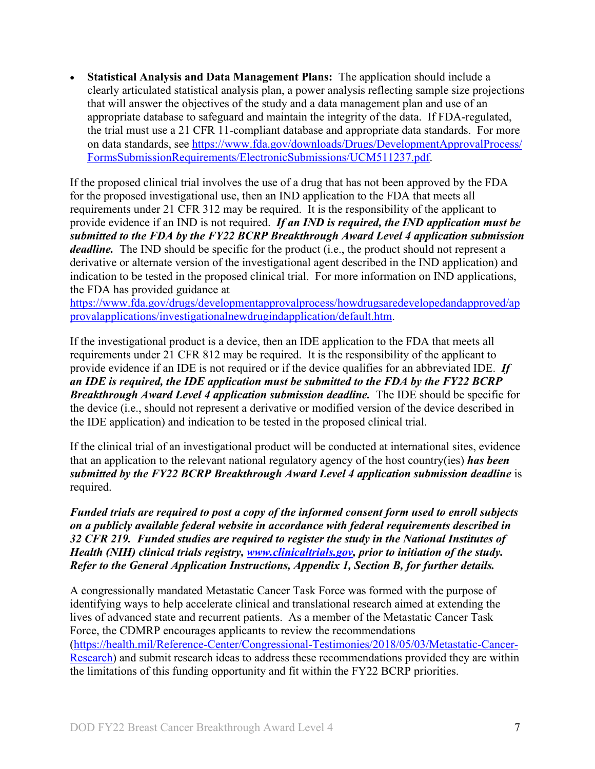- **Statistical Analysis and Data Management Plans:** The application should include a clearly articulated statistical analysis plan, a power analysis reflecting sample size projections that will answer the objectives of the study and a data management plan and use of an appropriate database to safeguard and maintain the integrity of the data. If FDA-regulated, the trial must use a 21 CFR 11-compliant database and appropriate data standards. For more on data standards, see [https://www.fda.gov/downloads/Drugs/DevelopmentApprovalProcess/FormsSubmissionRequirements/ElectronicSubmissions/UCM511237.pdf](https://www.fda.gov/downloads/Drugs/DevelopmentApprovalProcess/FormsSubmissionRequirements/ElectronicSubmissions/UCM511237.pdf).

If the proposed clinical trial involves the use of a drug that has not been approved by the FDA for the proposed investigational use, then an IND application to the FDA that meets all requirements under 21 CFR 312 may be required. It is the responsibility of the applicant to provide evidence if an IND is not required. ***If an IND is required, the IND application must be submitted to the FDA by the FY22 BCRP Breakthrough Award Level 4 application submission deadline.*** The IND should be specific for the product (i.e., the product should not represent a derivative or alternate version of the investigational agent described in the IND application) and indication to be tested in the proposed clinical trial. For more information on IND applications, the FDA has provided guidance at [https://www.fda.gov/drugs/developmentapprovalprocess/howdrugsaredevelopedandapproved/approvalapplications/investigationalnewdrugindapplication/default.htm](https://www.fda.gov/drugs/developmentapprovalprocess/howdrugsaredevelopedandapproved/approvalapplications/investigationalnewdrugindapplication/default.htm).

If the investigational product is a device, then an IDE application to the FDA that meets all requirements under 21 CFR 812 may be required. It is the responsibility of the applicant to provide evidence if an IDE is not required or if the device qualifies for an abbreviated IDE. ***If an IDE is required, the IDE application must be submitted to the FDA by the FY22 BCRP Breakthrough Award Level 4 application submission deadline.*** The IDE should be specific for the device (i.e., should not represent a derivative or modified version of the device described in the IDE application) and indication to be tested in the proposed clinical trial.

If the clinical trial of an investigational product will be conducted at international sites, evidence that an application to the relevant national regulatory agency of the host country(ies) ***has been submitted by the FY22 BCRP Breakthrough Award Level 4 application submission deadline*** is required.

***Funded trials are required to post a copy of the informed consent form used to enroll subjects on a publicly available federal website in accordance with federal requirements described in 32 CFR 219. Funded studies are required to register the study in the National Institutes of Health (NIH) clinical trials registry, [www.clinicaltrials.gov](www.clinicaltrials.gov), prior to initiation of the study. Refer to the General Application Instructions, Appendix 1, Section B, for further details.***

A congressionally mandated Metastatic Cancer Task Force was formed with the purpose of identifying ways to help accelerate clinical and translational research aimed at extending the lives of advanced state and recurrent patients. As a member of the Metastatic Cancer Task Force, the CDMRP encourages applicants to review the recommendations ([https://health.mil/Reference-Center/Congressional-Testimonies/2018/05/03/Metastatic-Cancer-Research](https://health.mil/Reference-Center/Congressional-Testimonies/2018/05/03/Metastatic-Cancer-Research)) and submit research ideas to address these recommendations provided they are within the limitations of this funding opportunity and fit within the FY22 BCRP priorities.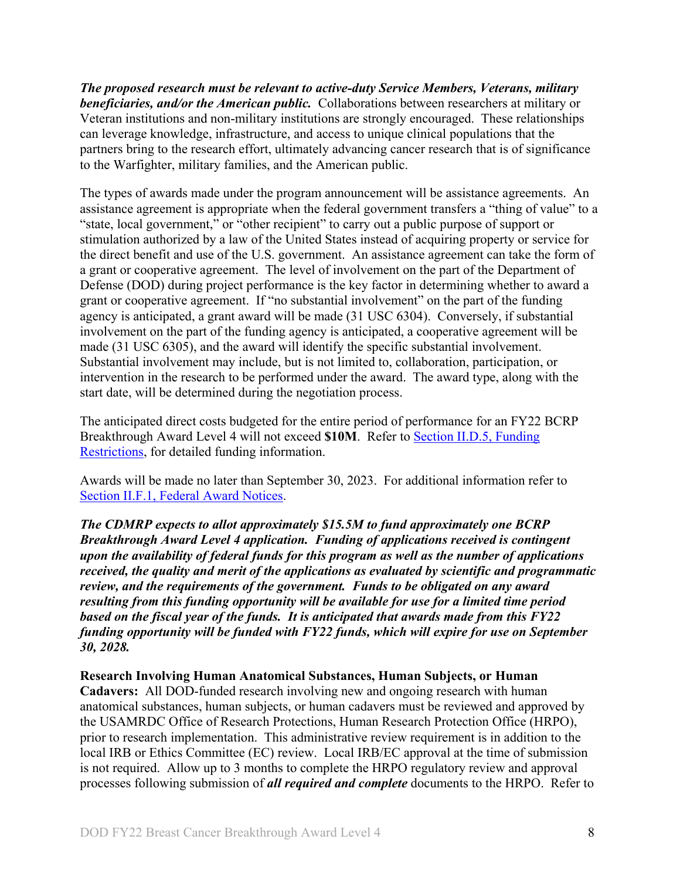***The proposed research must be relevant to active-duty Service Members, Veterans, military beneficiaries, and/or the American public.*** Collaborations between researchers at military or Veteran institutions and non-military institutions are strongly encouraged. These relationships can leverage knowledge, infrastructure, and access to unique clinical populations that the partners bring to the research effort, ultimately advancing cancer research that is of significance to the Warfighter, military families, and the American public.

The types of awards made under the program announcement will be assistance agreements. An assistance agreement is appropriate when the federal government transfers a "thing of value" to a "state, local government," or "other recipient" to carry out a public purpose of support or stimulation authorized by a law of the United States instead of acquiring property or service for the direct benefit and use of the U.S. government. An assistance agreement can take the form of a grant or cooperative agreement. The level of involvement on the part of the Department of Defense (DOD) during project performance is the key factor in determining whether to award a grant or cooperative agreement. If "no substantial involvement" on the part of the funding agency is anticipated, a grant award will be made (31 USC 6304). Conversely, if substantial involvement on the part of the funding agency is anticipated, a cooperative agreement will be made (31 USC 6305), and the award will identify the specific substantial involvement. Substantial involvement may include, but is not limited to, collaboration, participation, or intervention in the research to be performed under the award. The award type, along with the start date, will be determined during the negotiation process.

The anticipated direct costs budgeted for the entire period of performance for an FY22 BCRP Breakthrough Award Level 4 will not exceed **$10M**. Refer to Section II.D.5, Funding Restrictions, for detailed funding information.

Awards will be made no later than September 30, 2023. For additional information refer to Section II.F.1, Federal Award Notices.

***The CDMRP expects to allot approximately $15.5M to fund approximately one BCRP Breakthrough Award Level 4 application. Funding of applications received is contingent upon the availability of federal funds for this program as well as the number of applications received, the quality and merit of the applications as evaluated by scientific and programmatic review, and the requirements of the government. Funds to be obligated on any award resulting from this funding opportunity will be available for use for a limited time period based on the fiscal year of the funds. It is anticipated that awards made from this FY22 funding opportunity will be funded with FY22 funds, which will expire for use on September 30, 2028.***

**Research Involving Human Anatomical Substances, Human Subjects, or Human Cadavers:** All DOD-funded research involving new and ongoing research with human anatomical substances, human subjects, or human cadavers must be reviewed and approved by the USAMRDC Office of Research Protections, Human Research Protection Office (HRPO), prior to research implementation. This administrative review requirement is in addition to the local IRB or Ethics Committee (EC) review. Local IRB/EC approval at the time of submission is not required. Allow up to 3 months to complete the HRPO regulatory review and approval processes following submission of ***all required and complete*** documents to the HRPO. Refer to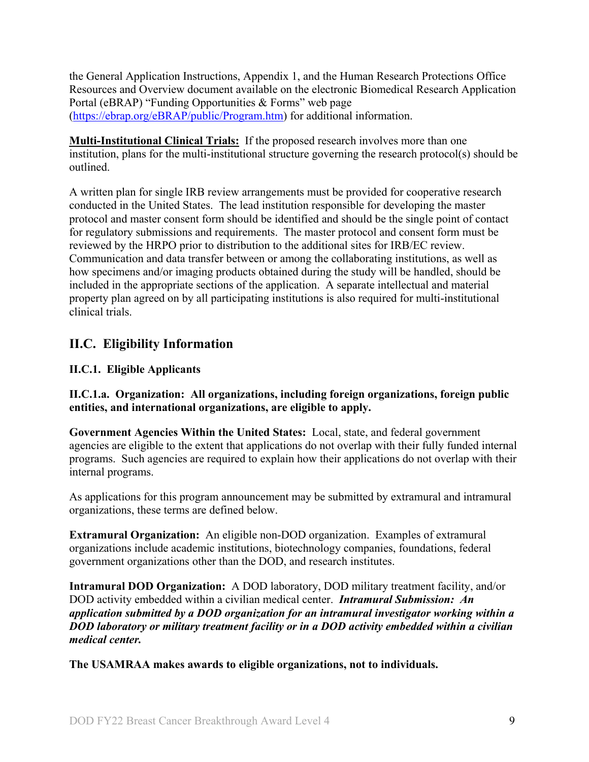the General Application Instructions, Appendix 1, and the Human Research Protections Office Resources and Overview document available on the electronic Biomedical Research Application Portal (eBRAP) "Funding Opportunities & Forms" web page ([https://ebrap.org/eBRAP/public/Program.htm](https://ebrap.org/eBRAP/public/Program.htm)) for additional information.

**Multi-Institutional Clinical Trials:** If the proposed research involves more than one institution, plans for the multi-institutional structure governing the research protocol(s) should be outlined.

A written plan for single IRB review arrangements must be provided for cooperative research conducted in the United States. The lead institution responsible for developing the master protocol and master consent form should be identified and should be the single point of contact for regulatory submissions and requirements. The master protocol and consent form must be reviewed by the HRPO prior to distribution to the additional sites for IRB/EC review. Communication and data transfer between or among the collaborating institutions, as well as how specimens and/or imaging products obtained during the study will be handled, should be included in the appropriate sections of the application. A separate intellectual and material property plan agreed on by all participating institutions is also required for multi-institutional clinical trials.

## II.C. Eligibility Information

### II.C.1. Eligible Applicants

#### II.C.1.a. Organization: All organizations, including foreign organizations, foreign public entities, and international organizations, are eligible to apply.

**Government Agencies Within the United States:** Local, state, and federal government agencies are eligible to the extent that applications do not overlap with their fully funded internal programs. Such agencies are required to explain how their applications do not overlap with their internal programs.

As applications for this program announcement may be submitted by extramural and intramural organizations, these terms are defined below.

**Extramural Organization:** An eligible non-DOD organization. Examples of extramural organizations include academic institutions, biotechnology companies, foundations, federal government organizations other than the DOD, and research institutes.

**Intramural DOD Organization:** A DOD laboratory, DOD military treatment facility, and/or DOD activity embedded within a civilian medical center. ***Intramural Submission: An application submitted by a DOD organization for an intramural investigator working within a DOD laboratory or military treatment facility or in a DOD activity embedded within a civilian medical center.***

**The USAMRAA makes awards to eligible organizations, not to individuals.**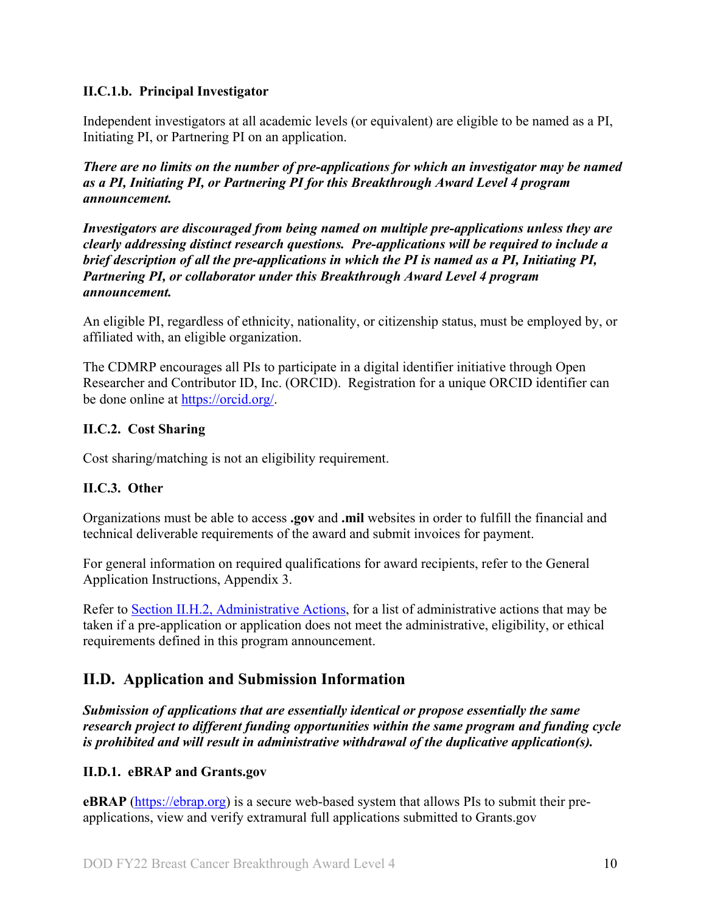#### II.C.1.b. Principal Investigator

Independent investigators at all academic levels (or equivalent) are eligible to be named as a PI, Initiating PI, or Partnering PI on an application.

***There are no limits on the number of pre-applications for which an investigator may be named as a PI, Initiating PI, or Partnering PI for this Breakthrough Award Level 4 program announcement.***

***Investigators are discouraged from being named on multiple pre-applications unless they are clearly addressing distinct research questions. Pre-applications will be required to include a brief description of all the pre-applications in which the PI is named as a PI, Initiating PI, Partnering PI, or collaborator under this Breakthrough Award Level 4 program announcement.***

An eligible PI, regardless of ethnicity, nationality, or citizenship status, must be employed by, or affiliated with, an eligible organization.

The CDMRP encourages all PIs to participate in a digital identifier initiative through Open Researcher and Contributor ID, Inc. (ORCID). Registration for a unique ORCID identifier can be done online at [https://orcid.org/](https://orcid.org/).

### II.C.2. Cost Sharing

Cost sharing/matching is not an eligibility requirement.

### II.C.3. Other

Organizations must be able to access **.gov** and **.mil** websites in order to fulfill the financial and technical deliverable requirements of the award and submit invoices for payment.

For general information on required qualifications for award recipients, refer to the General Application Instructions, Appendix 3.

Refer to Section II.H.2, Administrative Actions, for a list of administrative actions that may be taken if a pre-application or application does not meet the administrative, eligibility, or ethical requirements defined in this program announcement.

## II.D. Application and Submission Information

***Submission of applications that are essentially identical or propose essentially the same research project to different funding opportunities within the same program and funding cycle is prohibited and will result in administrative withdrawal of the duplicative application(s).***

### II.D.1. eBRAP and Grants.gov

**eBRAP** ([https://ebrap.org](https://ebrap.org)) is a secure web-based system that allows PIs to submit their pre-applications, view and verify extramural full applications submitted to Grants.gov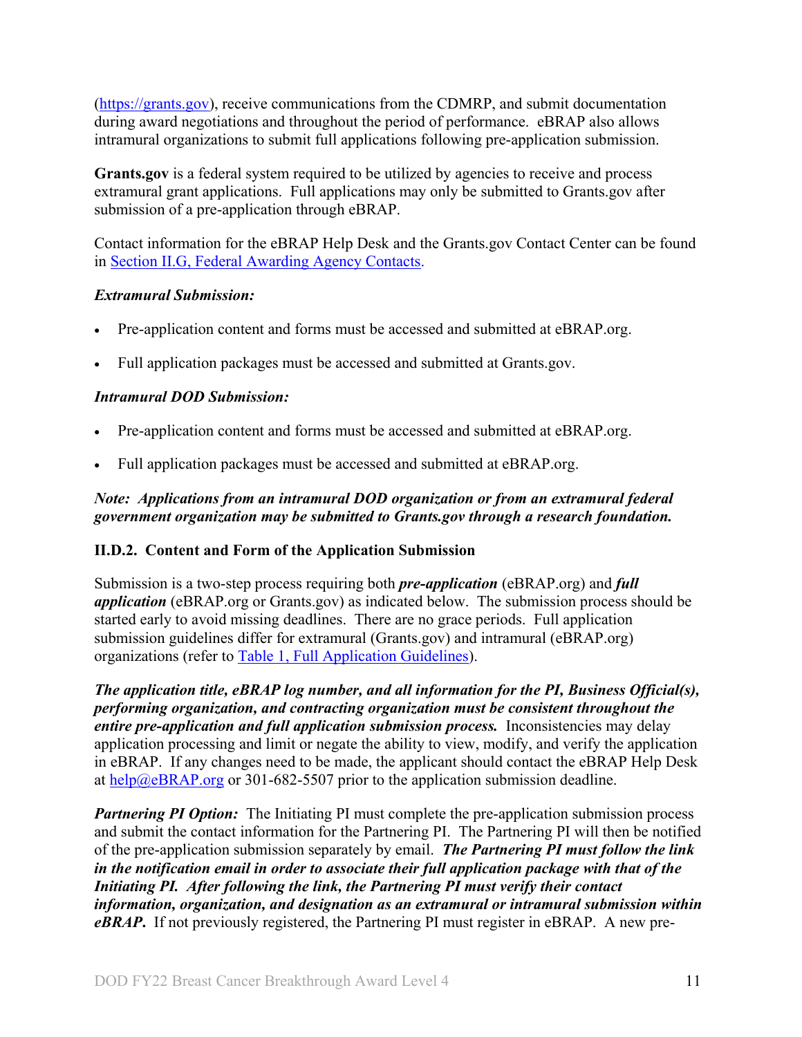([https://grants.gov](https://grants.gov)), receive communications from the CDMRP, and submit documentation during award negotiations and throughout the period of performance. eBRAP also allows intramural organizations to submit full applications following pre-application submission.

**Grants.gov** is a federal system required to be utilized by agencies to receive and process extramural grant applications. Full applications may only be submitted to Grants.gov after submission of a pre-application through eBRAP.

Contact information for the eBRAP Help Desk and the Grants.gov Contact Center can be found in [Section II.G, Federal Awarding Agency Contacts](#).

***Extramural Submission:***

- Pre-application content and forms must be accessed and submitted at eBRAP.org.
- Full application packages must be accessed and submitted at Grants.gov.

***Intramural DOD Submission:***

- Pre-application content and forms must be accessed and submitted at eBRAP.org.
- Full application packages must be accessed and submitted at eBRAP.org.

***Note: Applications from an intramural DOD organization or from an extramural federal government organization may be submitted to Grants.gov through a research foundation.***

### II.D.2. Content and Form of the Application Submission

Submission is a two-step process requiring both ***pre-application*** (eBRAP.org) and ***full application*** (eBRAP.org or Grants.gov) as indicated below. The submission process should be started early to avoid missing deadlines. There are no grace periods. Full application submission guidelines differ for extramural (Grants.gov) and intramural (eBRAP.org) organizations (refer to [Table 1, Full Application Guidelines](#)).

***The application title, eBRAP log number, and all information for the PI, Business Official(s), performing organization, and contracting organization must be consistent throughout the entire pre-application and full application submission process.*** Inconsistencies may delay application processing and limit or negate the ability to view, modify, and verify the application in eBRAP. If any changes need to be made, the applicant should contact the eBRAP Help Desk at [help@eBRAP.org](mailto:help@eBRAP.org) or 301-682-5507 prior to the application submission deadline.

***Partnering PI Option:*** The Initiating PI must complete the pre-application submission process and submit the contact information for the Partnering PI. The Partnering PI will then be notified of the pre-application submission separately by email. ***The Partnering PI must follow the link in the notification email in order to associate their full application package with that of the Initiating PI. After following the link, the Partnering PI must verify their contact information, organization, and designation as an extramural or intramural submission within eBRAP.*** If not previously registered, the Partnering PI must register in eBRAP. A new pre-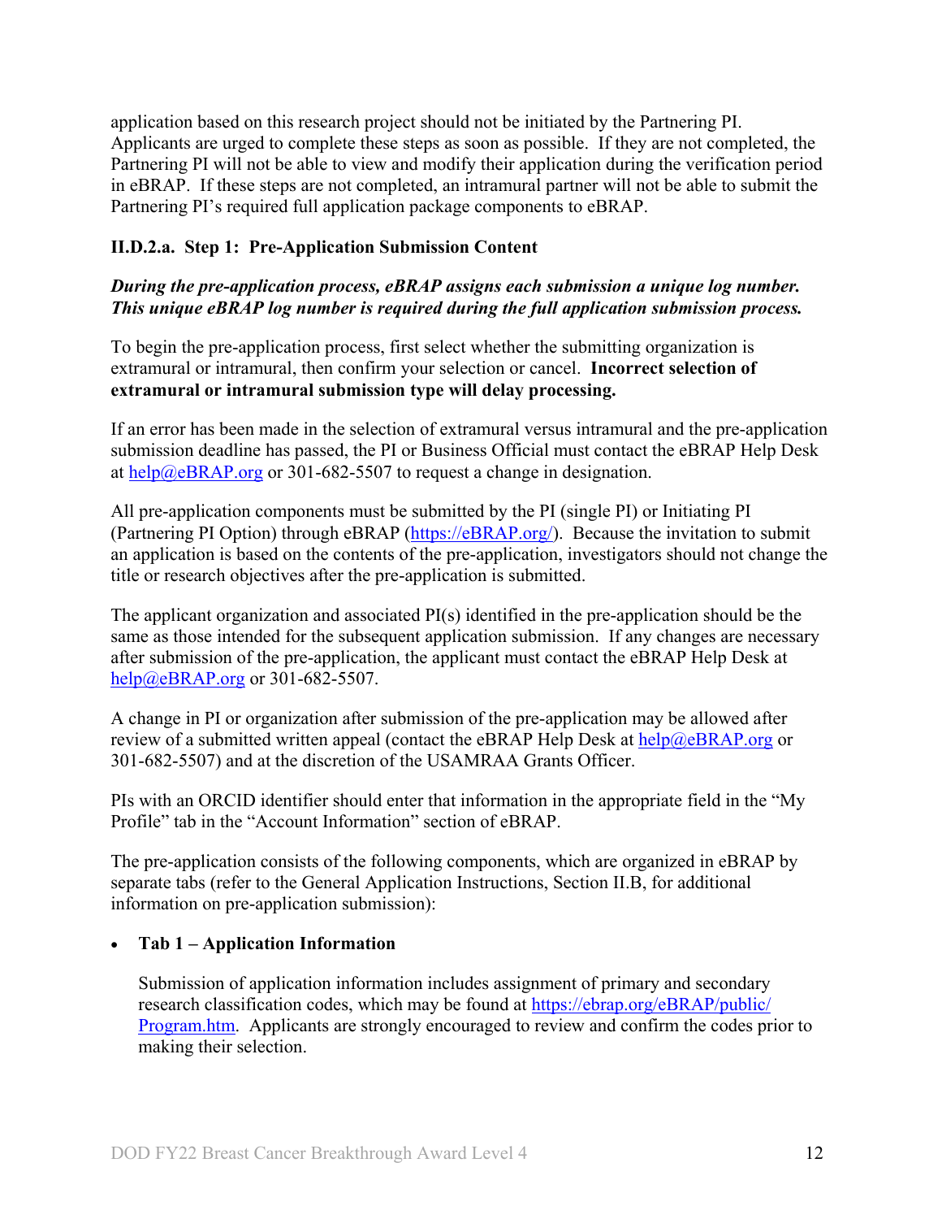application based on this research project should not be initiated by the Partnering PI. Applicants are urged to complete these steps as soon as possible. If they are not completed, the Partnering PI will not be able to view and modify their application during the verification period in eBRAP. If these steps are not completed, an intramural partner will not be able to submit the Partnering PI's required full application package components to eBRAP.

### II.D.2.a. Step 1: Pre-Application Submission Content

***During the pre-application process, eBRAP assigns each submission a unique log number. This unique eBRAP log number is required during the full application submission process.***

To begin the pre-application process, first select whether the submitting organization is extramural or intramural, then confirm your selection or cancel. **Incorrect selection of extramural or intramural submission type will delay processing.**

If an error has been made in the selection of extramural versus intramural and the pre-application submission deadline has passed, the PI or Business Official must contact the eBRAP Help Desk at help@eBRAP.org or 301-682-5507 to request a change in designation.

All pre-application components must be submitted by the PI (single PI) or Initiating PI (Partnering PI Option) through eBRAP (https://eBRAP.org/). Because the invitation to submit an application is based on the contents of the pre-application, investigators should not change the title or research objectives after the pre-application is submitted.

The applicant organization and associated PI(s) identified in the pre-application should be the same as those intended for the subsequent application submission. If any changes are necessary after submission of the pre-application, the applicant must contact the eBRAP Help Desk at help@eBRAP.org or 301-682-5507.

A change in PI or organization after submission of the pre-application may be allowed after review of a submitted written appeal (contact the eBRAP Help Desk at help@eBRAP.org or 301-682-5507) and at the discretion of the USAMRAA Grants Officer.

PIs with an ORCID identifier should enter that information in the appropriate field in the "My Profile" tab in the "Account Information" section of eBRAP.

The pre-application consists of the following components, which are organized in eBRAP by separate tabs (refer to the General Application Instructions, Section II.B, for additional information on pre-application submission):

- **Tab 1 – Application Information**

  Submission of application information includes assignment of primary and secondary research classification codes, which may be found at https://ebrap.org/eBRAP/public/Program.htm. Applicants are strongly encouraged to review and confirm the codes prior to making their selection.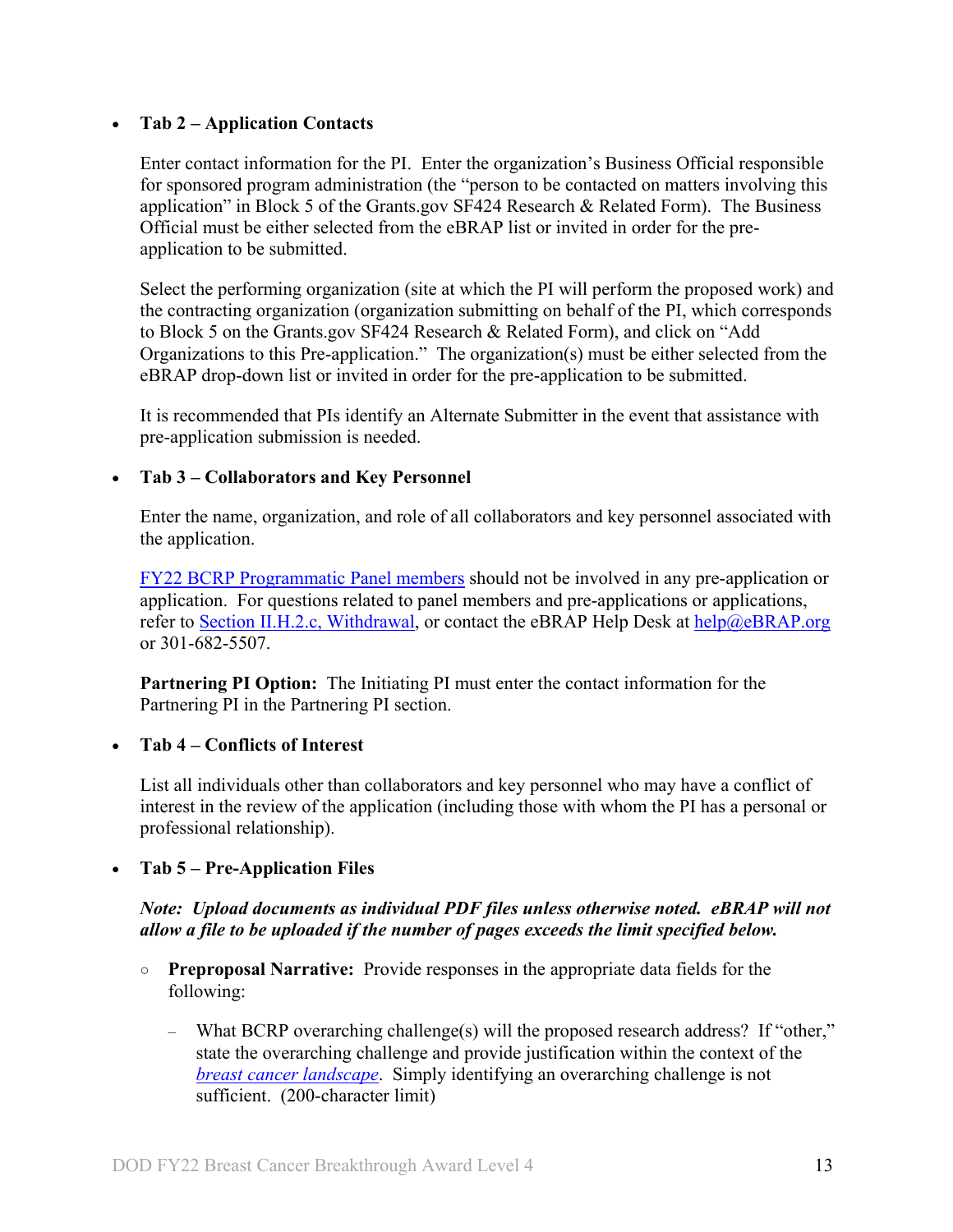- **Tab 2 – Application Contacts**

  Enter contact information for the PI. Enter the organization's Business Official responsible for sponsored program administration (the "person to be contacted on matters involving this application" in Block 5 of the Grants.gov SF424 Research & Related Form). The Business Official must be either selected from the eBRAP list or invited in order for the pre-application to be submitted.

  Select the performing organization (site at which the PI will perform the proposed work) and the contracting organization (organization submitting on behalf of the PI, which corresponds to Block 5 on the Grants.gov SF424 Research & Related Form), and click on "Add Organizations to this Pre-application." The organization(s) must be either selected from the eBRAP drop-down list or invited in order for the pre-application to be submitted.

  It is recommended that PIs identify an Alternate Submitter in the event that assistance with pre-application submission is needed.

- **Tab 3 – Collaborators and Key Personnel**

  Enter the name, organization, and role of all collaborators and key personnel associated with the application.

  FY22 BCRP Programmatic Panel members should not be involved in any pre-application or application. For questions related to panel members and pre-applications or applications, refer to Section II.H.2.c, Withdrawal, or contact the eBRAP Help Desk at help@eBRAP.org or 301-682-5507.

  **Partnering PI Option:** The Initiating PI must enter the contact information for the Partnering PI in the Partnering PI section.

- **Tab 4 – Conflicts of Interest**

  List all individuals other than collaborators and key personnel who may have a conflict of interest in the review of the application (including those with whom the PI has a personal or professional relationship).

- **Tab 5 – Pre-Application Files**

  ***Note: Upload documents as individual PDF files unless otherwise noted. eBRAP will not allow a file to be uploaded if the number of pages exceeds the limit specified below.***

  - **Preproposal Narrative:** Provide responses in the appropriate data fields for the following:

    - What BCRP overarching challenge(s) will the proposed research address? If "other," state the overarching challenge and provide justification within the context of the *breast cancer landscape*. Simply identifying an overarching challenge is not sufficient. (200-character limit)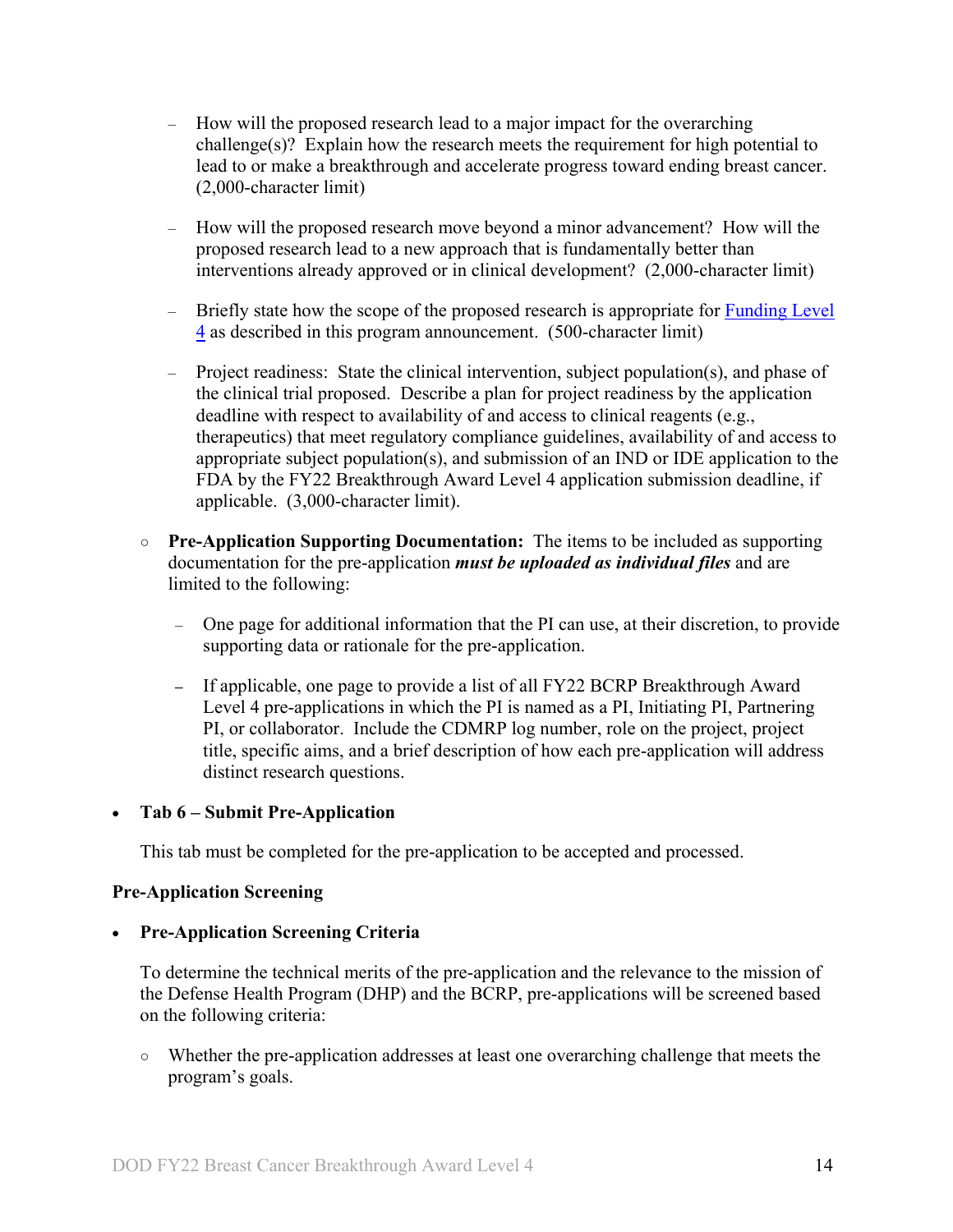- How will the proposed research lead to a major impact for the overarching challenge(s)? Explain how the research meets the requirement for high potential to lead to or make a breakthrough and accelerate progress toward ending breast cancer. (2,000-character limit)

   - How will the proposed research move beyond a minor advancement? How will the proposed research lead to a new approach that is fundamentally better than interventions already approved or in clinical development? (2,000-character limit)

   - Briefly state how the scope of the proposed research is appropriate for Funding Level 4 as described in this program announcement. (500-character limit)

   - Project readiness: State the clinical intervention, subject population(s), and phase of the clinical trial proposed. Describe a plan for project readiness by the application deadline with respect to availability of and access to clinical reagents (e.g., therapeutics) that meet regulatory compliance guidelines, availability of and access to appropriate subject population(s), and submission of an IND or IDE application to the FDA by the FY22 Breakthrough Award Level 4 application submission deadline, if applicable. (3,000-character limit).

- **Pre-Application Supporting Documentation:** The items to be included as supporting documentation for the pre-application ***must be uploaded as individual files*** and are limited to the following:

   - One page for additional information that the PI can use, at their discretion, to provide supporting data or rationale for the pre-application.

   - If applicable, one page to provide a list of all FY22 BCRP Breakthrough Award Level 4 pre-applications in which the PI is named as a PI, Initiating PI, Partnering PI, or collaborator. Include the CDMRP log number, role on the project, project title, specific aims, and a brief description of how each pre-application will address distinct research questions.

- **Tab 6 – Submit Pre-Application**

  This tab must be completed for the pre-application to be accepted and processed.

**Pre-Application Screening**

- **Pre-Application Screening Criteria**

  To determine the technical merits of the pre-application and the relevance to the mission of the Defense Health Program (DHP) and the BCRP, pre-applications will be screened based on the following criteria:

   - Whether the pre-application addresses at least one overarching challenge that meets the program's goals.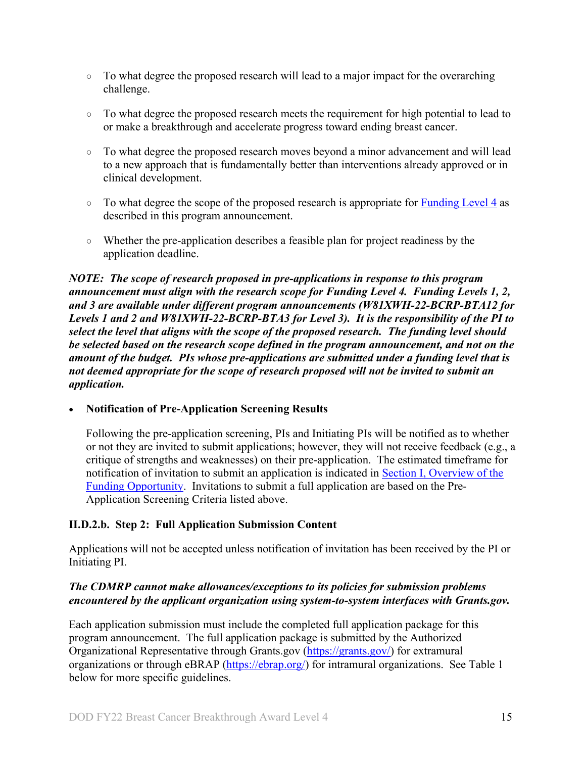- To what degree the proposed research will lead to a major impact for the overarching challenge.

- To what degree the proposed research meets the requirement for high potential to lead to or make a breakthrough and accelerate progress toward ending breast cancer.

- To what degree the proposed research moves beyond a minor advancement and will lead to a new approach that is fundamentally better than interventions already approved or in clinical development.

- To what degree the scope of the proposed research is appropriate for Funding Level 4 as described in this program announcement.

- Whether the pre-application describes a feasible plan for project readiness by the application deadline.

***NOTE: The scope of research proposed in pre-applications in response to this program announcement must align with the research scope for Funding Level 4. Funding Levels 1, 2, and 3 are available under different program announcements (W81XWH-22-BCRP-BTA12 for Levels 1 and 2 and W81XWH-22-BCRP-BTA3 for Level 3). It is the responsibility of the PI to select the level that aligns with the scope of the proposed research. The funding level should be selected based on the research scope defined in the program announcement, and not on the amount of the budget. PIs whose pre-applications are submitted under a funding level that is not deemed appropriate for the scope of research proposed will not be invited to submit an application.***

- **Notification of Pre-Application Screening Results**

  Following the pre-application screening, PIs and Initiating PIs will be notified as to whether or not they are invited to submit applications; however, they will not receive feedback (e.g., a critique of strengths and weaknesses) on their pre-application. The estimated timeframe for notification of invitation to submit an application is indicated in Section I, Overview of the Funding Opportunity. Invitations to submit a full application are based on the Pre-Application Screening Criteria listed above.

### II.D.2.b. Step 2: Full Application Submission Content

Applications will not be accepted unless notification of invitation has been received by the PI or Initiating PI.

***The CDMRP cannot make allowances/exceptions to its policies for submission problems encountered by the applicant organization using system-to-system interfaces with Grants.gov.***

Each application submission must include the completed full application package for this program announcement. The full application package is submitted by the Authorized Organizational Representative through Grants.gov (https://grants.gov/) for extramural organizations or through eBRAP (https://ebrap.org/) for intramural organizations. See Table 1 below for more specific guidelines.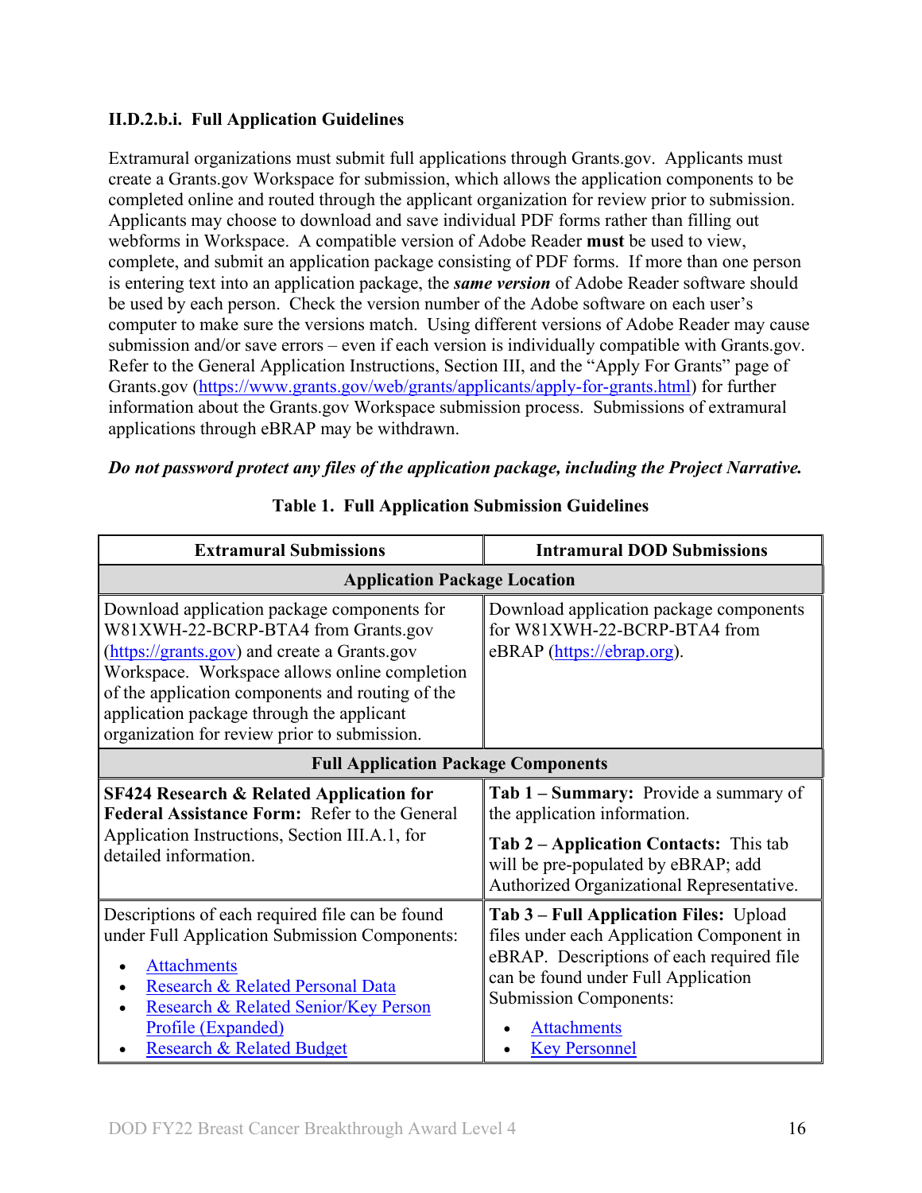### II.D.2.b.i. Full Application Guidelines

Extramural organizations must submit full applications through Grants.gov. Applicants must create a Grants.gov Workspace for submission, which allows the application components to be completed online and routed through the applicant organization for review prior to submission. Applicants may choose to download and save individual PDF forms rather than filling out webforms in Workspace. A compatible version of Adobe Reader **must** be used to view, complete, and submit an application package consisting of PDF forms. If more than one person is entering text into an application package, the ***same version*** of Adobe Reader software should be used by each person. Check the version number of the Adobe software on each user's computer to make sure the versions match. Using different versions of Adobe Reader may cause submission and/or save errors – even if each version is individually compatible with Grants.gov. Refer to the General Application Instructions, Section III, and the "Apply For Grants" page of Grants.gov (https://www.grants.gov/web/grants/applicants/apply-for-grants.html) for further information about the Grants.gov Workspace submission process. Submissions of extramural applications through eBRAP may be withdrawn.

***Do not password protect any files of the application package, including the Project Narrative.***

**Table 1. Full Application Submission Guidelines**

| Extramural Submissions | Intramural DOD Submissions |
|---|---|
| **Application Package Location** | |
| Download application package components for W81XWH-22-BCRP-BTA4 from Grants.gov (https://grants.gov) and create a Grants.gov Workspace. Workspace allows online completion of the application components and routing of the application package through the applicant organization for review prior to submission. | Download application package components for W81XWH-22-BCRP-BTA4 from eBRAP (https://ebrap.org). |
| **Full Application Package Components** | |
| **SF424 Research & Related Application for Federal Assistance Form:** Refer to the General Application Instructions, Section III.A.1, for detailed information. | **Tab 1 – Summary:** Provide a summary of the application information.<br><br>**Tab 2 – Application Contacts:** This tab will be pre-populated by eBRAP; add Authorized Organizational Representative. |
| Descriptions of each required file can be found under Full Application Submission Components:<br>• Attachments<br>• Research & Related Personal Data<br>• Research & Related Senior/Key Person Profile (Expanded)<br>• Research & Related Budget | **Tab 3 – Full Application Files:** Upload files under each Application Component in eBRAP. Descriptions of each required file can be found under Full Application Submission Components:<br>• Attachments<br>• Key Personnel |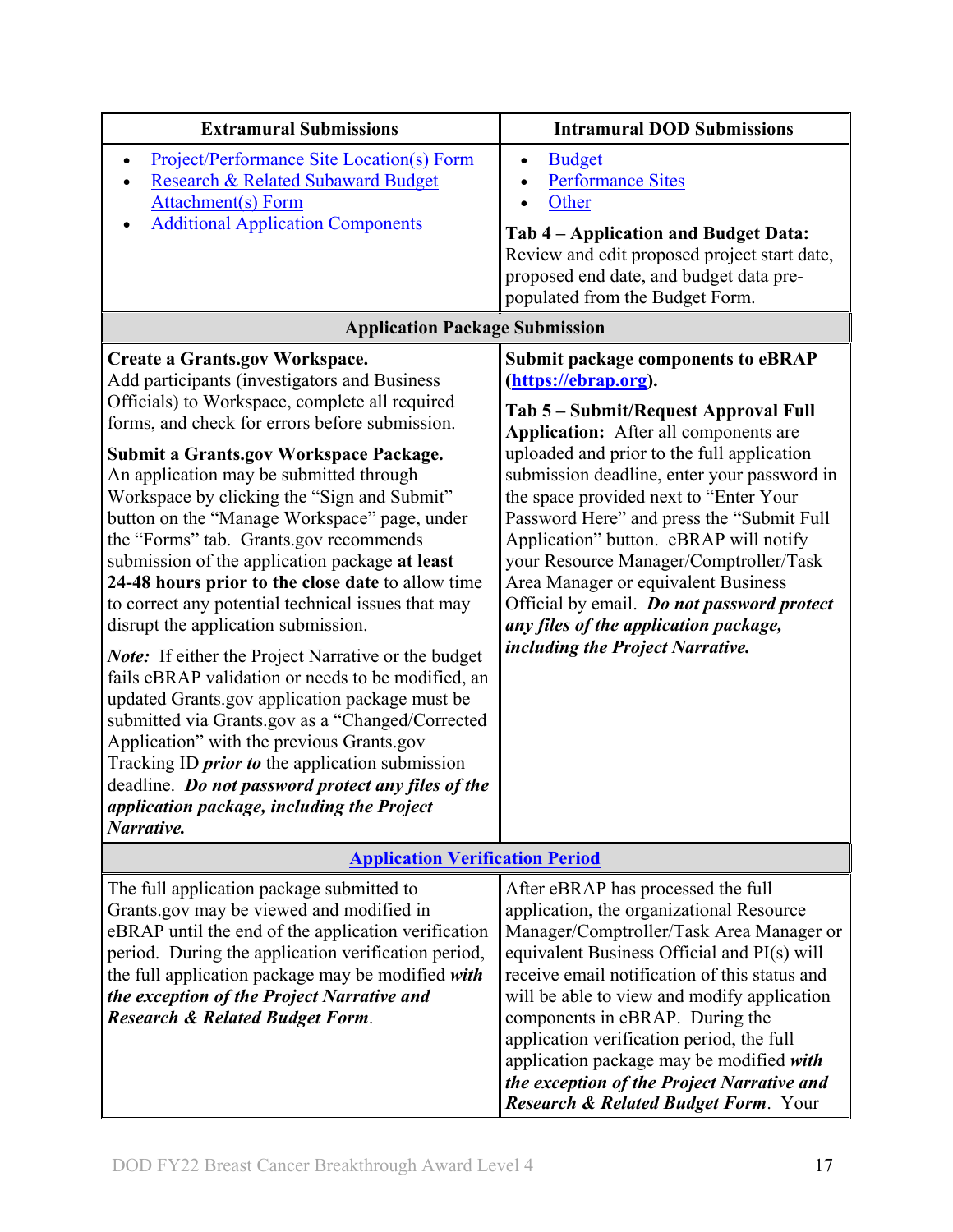| Extramural Submissions | Intramural DOD Submissions |
| --- | --- |
| • Project/Performance Site Location(s) Form<br>• Research & Related Subaward Budget Attachment(s) Form<br>• Additional Application Components | • Budget<br>• Performance Sites<br>• Other<br><br>**Tab 4 – Application and Budget Data:** Review and edit proposed project start date, proposed end date, and budget data pre-populated from the Budget Form. |
| **Application Package Submission** | |
| **Create a Grants.gov Workspace.** Add participants (investigators and Business Officials) to Workspace, complete all required forms, and check for errors before submission.<br><br>**Submit a Grants.gov Workspace Package.** An application may be submitted through Workspace by clicking the "Sign and Submit" button on the "Manage Workspace" page, under the "Forms" tab. Grants.gov recommends submission of the application package **at least 24-48 hours prior to the close date** to allow time to correct any potential technical issues that may disrupt the application submission.<br><br>***Note:*** If either the Project Narrative or the budget fails eBRAP validation or needs to be modified, an updated Grants.gov application package must be submitted via Grants.gov as a "Changed/Corrected Application" with the previous Grants.gov Tracking ID ***prior to*** the application submission deadline. ***Do not password protect any files of the application package, including the Project Narrative.*** | **Submit package components to eBRAP (https://ebrap.org).**<br><br>**Tab 5 – Submit/Request Approval Full Application:** After all components are uploaded and prior to the full application submission deadline, enter your password in the space provided next to "Enter Your Password Here" and press the "Submit Full Application" button. eBRAP will notify your Resource Manager/Comptroller/Task Area Manager or equivalent Business Official by email. ***Do not password protect any files of the application package, including the Project Narrative.*** |
| **Application Verification Period** | |
| The full application package submitted to Grants.gov may be viewed and modified in eBRAP until the end of the application verification period. During the application verification period, the full application package may be modified ***with the exception of the Project Narrative and Research & Related Budget Form***. | After eBRAP has processed the full application, the organizational Resource Manager/Comptroller/Task Area Manager or equivalent Business Official and PI(s) will receive email notification of this status and will be able to view and modify application components in eBRAP. During the application verification period, the full application package may be modified ***with the exception of the Project Narrative and Research & Related Budget Form***. Your |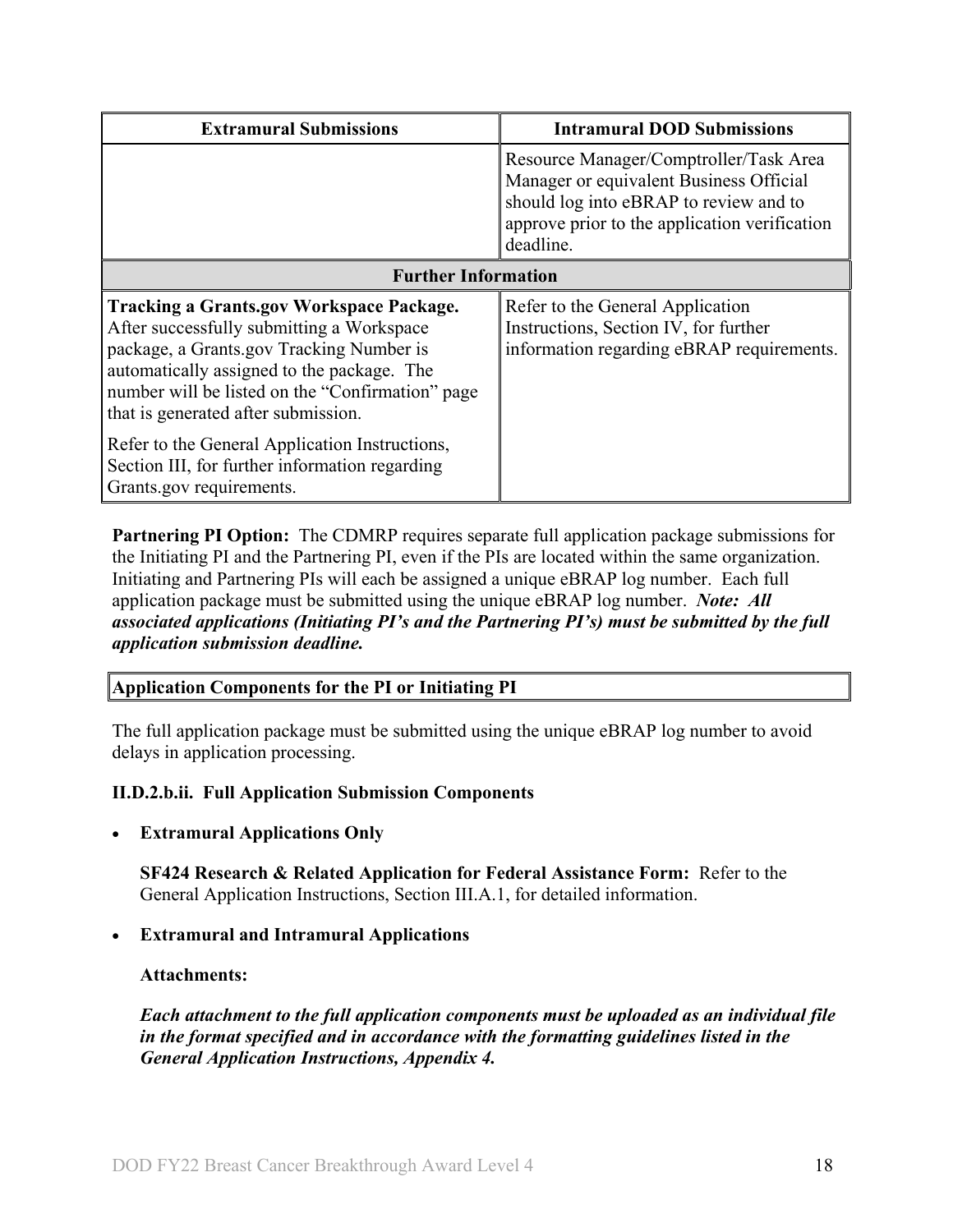| Extramural Submissions | Intramural DOD Submissions |
| --- | --- |
| | Resource Manager/Comptroller/Task Area Manager or equivalent Business Official should log into eBRAP to review and to approve prior to the application verification deadline. |
| **Further Information** | |
| **Tracking a Grants.gov Workspace Package.** After successfully submitting a Workspace package, a Grants.gov Tracking Number is automatically assigned to the package. The number will be listed on the "Confirmation" page that is generated after submission.<br><br>Refer to the General Application Instructions, Section III, for further information regarding Grants.gov requirements. | Refer to the General Application Instructions, Section IV, for further information regarding eBRAP requirements. |

**Partnering PI Option:** The CDMRP requires separate full application package submissions for the Initiating PI and the Partnering PI, even if the PIs are located within the same organization. Initiating and Partnering PIs will each be assigned a unique eBRAP log number. Each full application package must be submitted using the unique eBRAP log number. ***Note: All associated applications (Initiating PI's and the Partnering PI's) must be submitted by the full application submission deadline.***

**Application Components for the PI or Initiating PI**

The full application package must be submitted using the unique eBRAP log number to avoid delays in application processing.

**II.D.2.b.ii. Full Application Submission Components**

- **Extramural Applications Only**

  **SF424 Research & Related Application for Federal Assistance Form:** Refer to the General Application Instructions, Section III.A.1, for detailed information.

- **Extramural and Intramural Applications**

  **Attachments:**

  ***Each attachment to the full application components must be uploaded as an individual file in the format specified and in accordance with the formatting guidelines listed in the General Application Instructions, Appendix 4.***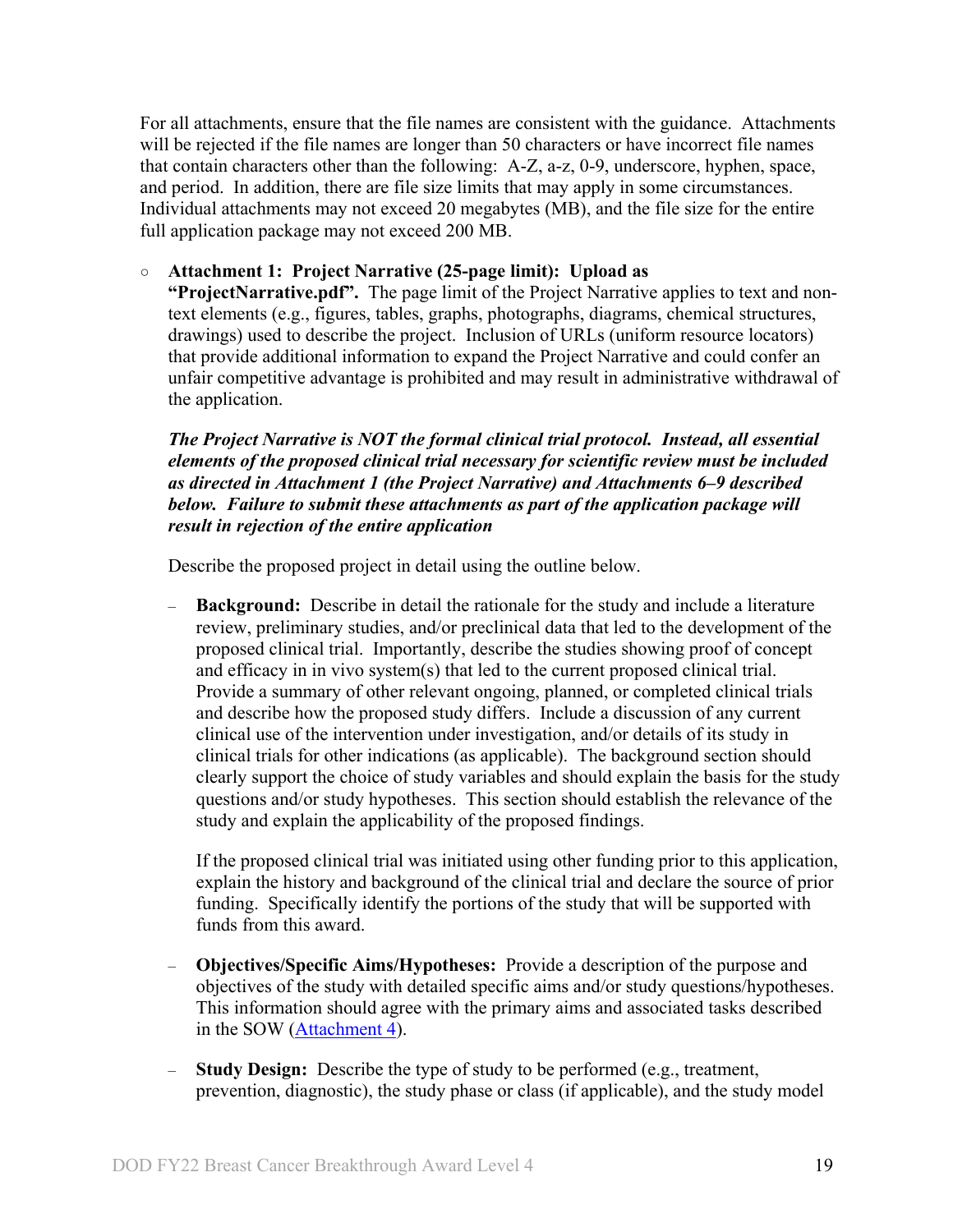For all attachments, ensure that the file names are consistent with the guidance. Attachments will be rejected if the file names are longer than 50 characters or have incorrect file names that contain characters other than the following: A-Z, a-z, 0-9, underscore, hyphen, space, and period. In addition, there are file size limits that may apply in some circumstances. Individual attachments may not exceed 20 megabytes (MB), and the file size for the entire full application package may not exceed 200 MB.

- **Attachment 1: Project Narrative (25-page limit): Upload as "ProjectNarrative.pdf".** The page limit of the Project Narrative applies to text and non-text elements (e.g., figures, tables, graphs, photographs, diagrams, chemical structures, drawings) used to describe the project. Inclusion of URLs (uniform resource locators) that provide additional information to expand the Project Narrative and could confer an unfair competitive advantage is prohibited and may result in administrative withdrawal of the application.

  ***The Project Narrative is NOT the formal clinical trial protocol. Instead, all essential elements of the proposed clinical trial necessary for scientific review must be included as directed in Attachment 1 (the Project Narrative) and Attachments 6–9 described below. Failure to submit these attachments as part of the application package will result in rejection of the entire application***

  Describe the proposed project in detail using the outline below.

  - **Background:** Describe in detail the rationale for the study and include a literature review, preliminary studies, and/or preclinical data that led to the development of the proposed clinical trial. Importantly, describe the studies showing proof of concept and efficacy in in vivo system(s) that led to the current proposed clinical trial. Provide a summary of other relevant ongoing, planned, or completed clinical trials and describe how the proposed study differs. Include a discussion of any current clinical use of the intervention under investigation, and/or details of its study in clinical trials for other indications (as applicable). The background section should clearly support the choice of study variables and should explain the basis for the study questions and/or study hypotheses. This section should establish the relevance of the study and explain the applicability of the proposed findings.

    If the proposed clinical trial was initiated using other funding prior to this application, explain the history and background of the clinical trial and declare the source of prior funding. Specifically identify the portions of the study that will be supported with funds from this award.

  - **Objectives/Specific Aims/Hypotheses:** Provide a description of the purpose and objectives of the study with detailed specific aims and/or study questions/hypotheses. This information should agree with the primary aims and associated tasks described in the SOW (Attachment 4).

  - **Study Design:** Describe the type of study to be performed (e.g., treatment, prevention, diagnostic), the study phase or class (if applicable), and the study model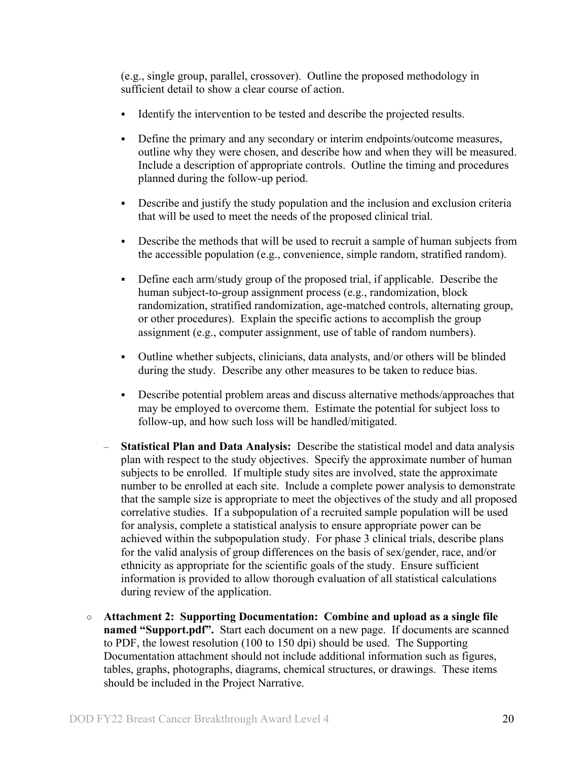(e.g., single group, parallel, crossover). Outline the proposed methodology in sufficient detail to show a clear course of action.

    - Identify the intervention to be tested and describe the projected results.
    - Define the primary and any secondary or interim endpoints/outcome measures, outline why they were chosen, and describe how and when they will be measured. Include a description of appropriate controls. Outline the timing and procedures planned during the follow-up period.
    - Describe and justify the study population and the inclusion and exclusion criteria that will be used to meet the needs of the proposed clinical trial.
    - Describe the methods that will be used to recruit a sample of human subjects from the accessible population (e.g., convenience, simple random, stratified random).
    - Define each arm/study group of the proposed trial, if applicable. Describe the human subject-to-group assignment process (e.g., randomization, block randomization, stratified randomization, age-matched controls, alternating group, or other procedures). Explain the specific actions to accomplish the group assignment (e.g., computer assignment, use of table of random numbers).
    - Outline whether subjects, clinicians, data analysts, and/or others will be blinded during the study. Describe any other measures to be taken to reduce bias.
    - Describe potential problem areas and discuss alternative methods/approaches that may be employed to overcome them. Estimate the potential for subject loss to follow-up, and how such loss will be handled/mitigated.

  – **Statistical Plan and Data Analysis:** Describe the statistical model and data analysis plan with respect to the study objectives. Specify the approximate number of human subjects to be enrolled. If multiple study sites are involved, state the approximate number to be enrolled at each site. Include a complete power analysis to demonstrate that the sample size is appropriate to meet the objectives of the study and all proposed correlative studies. If a subpopulation of a recruited sample population will be used for analysis, complete a statistical analysis to ensure appropriate power can be achieved within the subpopulation study. For phase 3 clinical trials, describe plans for the valid analysis of group differences on the basis of sex/gender, race, and/or ethnicity as appropriate for the scientific goals of the study. Ensure sufficient information is provided to allow thorough evaluation of all statistical calculations during review of the application.

- **Attachment 2: Supporting Documentation: Combine and upload as a single file named "Support.pdf".** Start each document on a new page. If documents are scanned to PDF, the lowest resolution (100 to 150 dpi) should be used. The Supporting Documentation attachment should not include additional information such as figures, tables, graphs, photographs, diagrams, chemical structures, or drawings. These items should be included in the Project Narrative.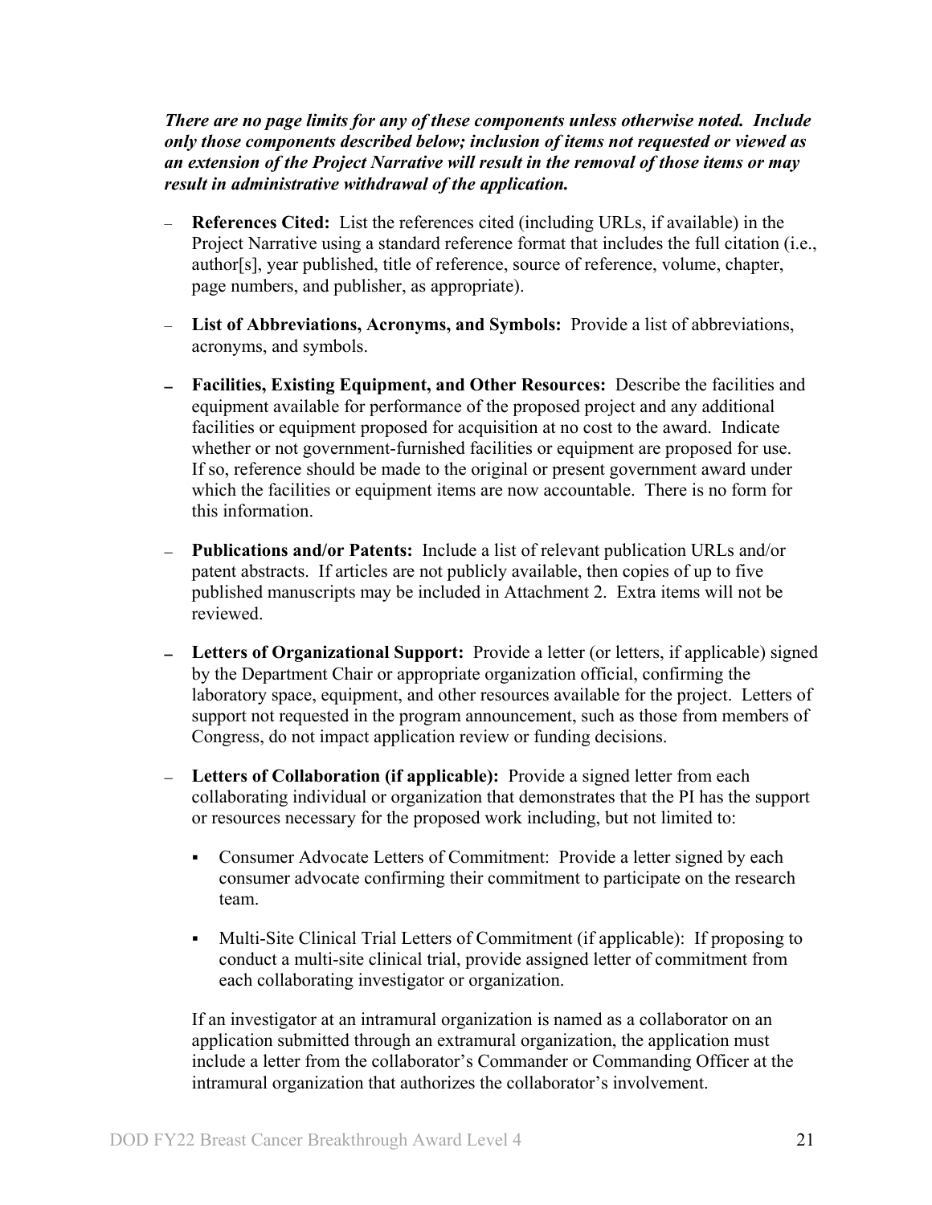***There are no page limits for any of these components unless otherwise noted. Include only those components described below; inclusion of items not requested or viewed as an extension of the Project Narrative will result in the removal of those items or may result in administrative withdrawal of the application.***

- **References Cited:** List the references cited (including URLs, if available) in the Project Narrative using a standard reference format that includes the full citation (i.e., author[s], year published, title of reference, source of reference, volume, chapter, page numbers, and publisher, as appropriate).
- **List of Abbreviations, Acronyms, and Symbols:** Provide a list of abbreviations, acronyms, and symbols.
- **Facilities, Existing Equipment, and Other Resources:** Describe the facilities and equipment available for performance of the proposed project and any additional facilities or equipment proposed for acquisition at no cost to the award. Indicate whether or not government-furnished facilities or equipment are proposed for use. If so, reference should be made to the original or present government award under which the facilities or equipment items are now accountable. There is no form for this information.
- **Publications and/or Patents:** Include a list of relevant publication URLs and/or patent abstracts. If articles are not publicly available, then copies of up to five published manuscripts may be included in Attachment 2. Extra items will not be reviewed.
- **Letters of Organizational Support:** Provide a letter (or letters, if applicable) signed by the Department Chair or appropriate organization official, confirming the laboratory space, equipment, and other resources available for the project. Letters of support not requested in the program announcement, such as those from members of Congress, do not impact application review or funding decisions.
- **Letters of Collaboration (if applicable):** Provide a signed letter from each collaborating individual or organization that demonstrates that the PI has the support or resources necessary for the proposed work including, but not limited to:
  - Consumer Advocate Letters of Commitment: Provide a letter signed by each consumer advocate confirming their commitment to participate on the research team.
  - Multi-Site Clinical Trial Letters of Commitment (if applicable): If proposing to conduct a multi-site clinical trial, provide assigned letter of commitment from each collaborating investigator or organization.

  If an investigator at an intramural organization is named as a collaborator on an application submitted through an extramural organization, the application must include a letter from the collaborator's Commander or Commanding Officer at the intramural organization that authorizes the collaborator's involvement.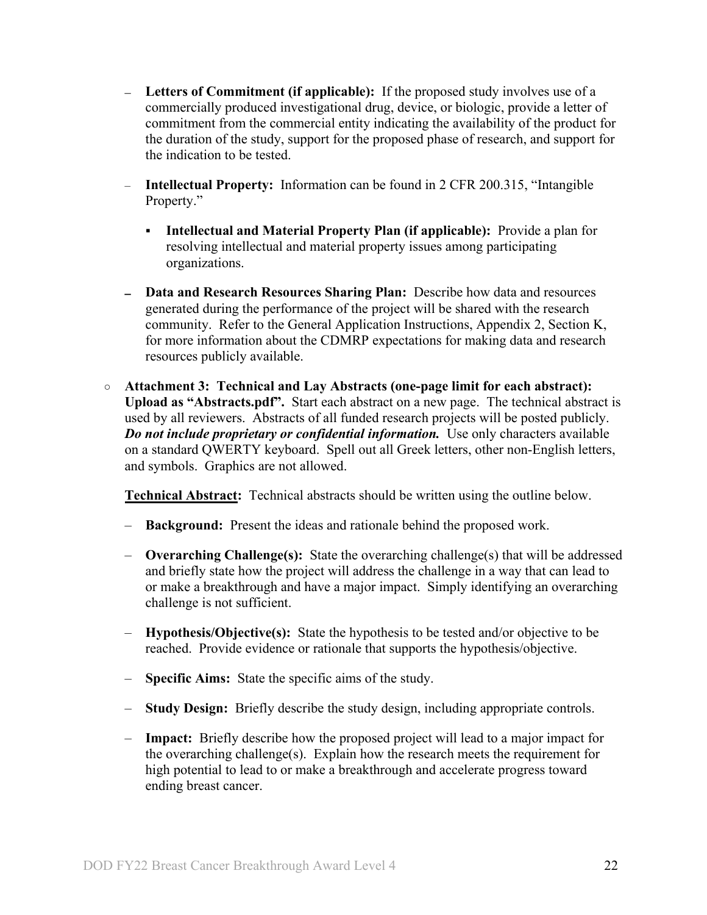- **Letters of Commitment (if applicable):** If the proposed study involves use of a commercially produced investigational drug, device, or biologic, provide a letter of commitment from the commercial entity indicating the availability of the product for the duration of the study, support for the proposed phase of research, and support for the indication to be tested.

- **Intellectual Property:** Information can be found in 2 CFR 200.315, "Intangible Property."

  - **Intellectual and Material Property Plan (if applicable):** Provide a plan for resolving intellectual and material property issues among participating organizations.

- **Data and Research Resources Sharing Plan:** Describe how data and resources generated during the performance of the project will be shared with the research community. Refer to the General Application Instructions, Appendix 2, Section K, for more information about the CDMRP expectations for making data and research resources publicly available.

○ **Attachment 3: Technical and Lay Abstracts (one-page limit for each abstract): Upload as "Abstracts.pdf".** Start each abstract on a new page. The technical abstract is used by all reviewers. Abstracts of all funded research projects will be posted publicly. ***Do not include proprietary or confidential information.*** Use only characters available on a standard QWERTY keyboard. Spell out all Greek letters, other non-English letters, and symbols. Graphics are not allowed.

  **Technical Abstract:** Technical abstracts should be written using the outline below.

  - **Background:** Present the ideas and rationale behind the proposed work.

  - **Overarching Challenge(s):** State the overarching challenge(s) that will be addressed and briefly state how the project will address the challenge in a way that can lead to or make a breakthrough and have a major impact. Simply identifying an overarching challenge is not sufficient.

  - **Hypothesis/Objective(s):** State the hypothesis to be tested and/or objective to be reached. Provide evidence or rationale that supports the hypothesis/objective.

  - **Specific Aims:** State the specific aims of the study.

  - **Study Design:** Briefly describe the study design, including appropriate controls.

  - **Impact:** Briefly describe how the proposed project will lead to a major impact for the overarching challenge(s). Explain how the research meets the requirement for high potential to lead to or make a breakthrough and accelerate progress toward ending breast cancer.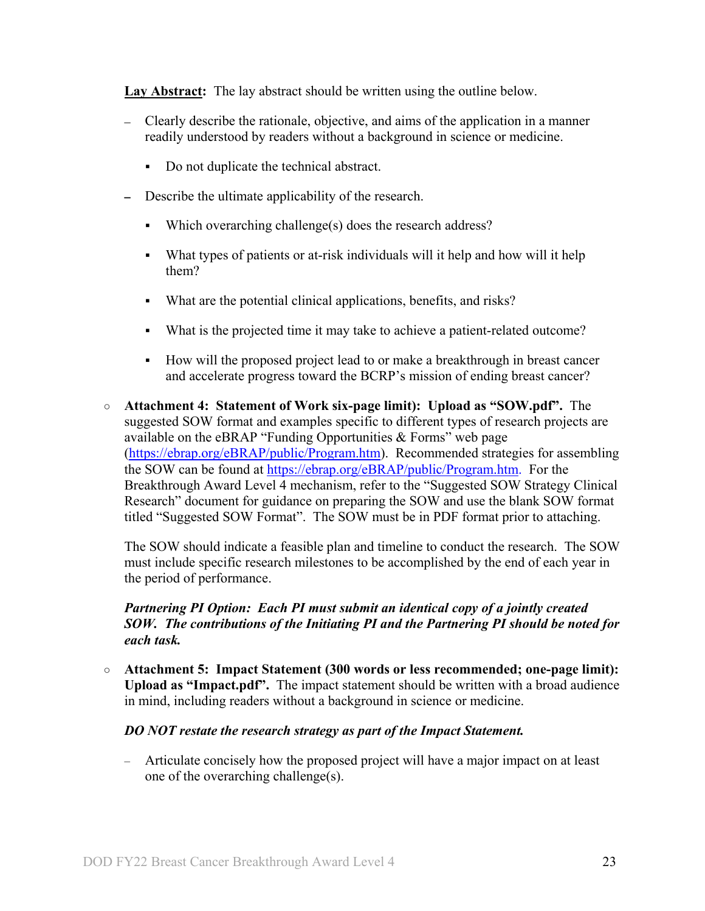**Lay Abstract:** The lay abstract should be written using the outline below.

- Clearly describe the rationale, objective, and aims of the application in a manner readily understood by readers without a background in science or medicine.
  - Do not duplicate the technical abstract.
- Describe the ultimate applicability of the research.
  - Which overarching challenge(s) does the research address?
  - What types of patients or at-risk individuals will it help and how will it help them?
  - What are the potential clinical applications, benefits, and risks?
  - What is the projected time it may take to achieve a patient-related outcome?
  - How will the proposed project lead to or make a breakthrough in breast cancer and accelerate progress toward the BCRP's mission of ending breast cancer?

- **Attachment 4: Statement of Work six-page limit): Upload as "SOW.pdf".** The suggested SOW format and examples specific to different types of research projects are available on the eBRAP "Funding Opportunities & Forms" web page (https://ebrap.org/eBRAP/public/Program.htm). Recommended strategies for assembling the SOW can be found at https://ebrap.org/eBRAP/public/Program.htm. For the Breakthrough Award Level 4 mechanism, refer to the "Suggested SOW Strategy Clinical Research" document for guidance on preparing the SOW and use the blank SOW format titled "Suggested SOW Format". The SOW must be in PDF format prior to attaching.

  The SOW should indicate a feasible plan and timeline to conduct the research. The SOW must include specific research milestones to be accomplished by the end of each year in the period of performance.

  ***Partnering PI Option: Each PI must submit an identical copy of a jointly created SOW. The contributions of the Initiating PI and the Partnering PI should be noted for each task.***

- **Attachment 5: Impact Statement (300 words or less recommended; one-page limit): Upload as "Impact.pdf".** The impact statement should be written with a broad audience in mind, including readers without a background in science or medicine.

  ***DO NOT restate the research strategy as part of the Impact Statement.***

  - Articulate concisely how the proposed project will have a major impact on at least one of the overarching challenge(s).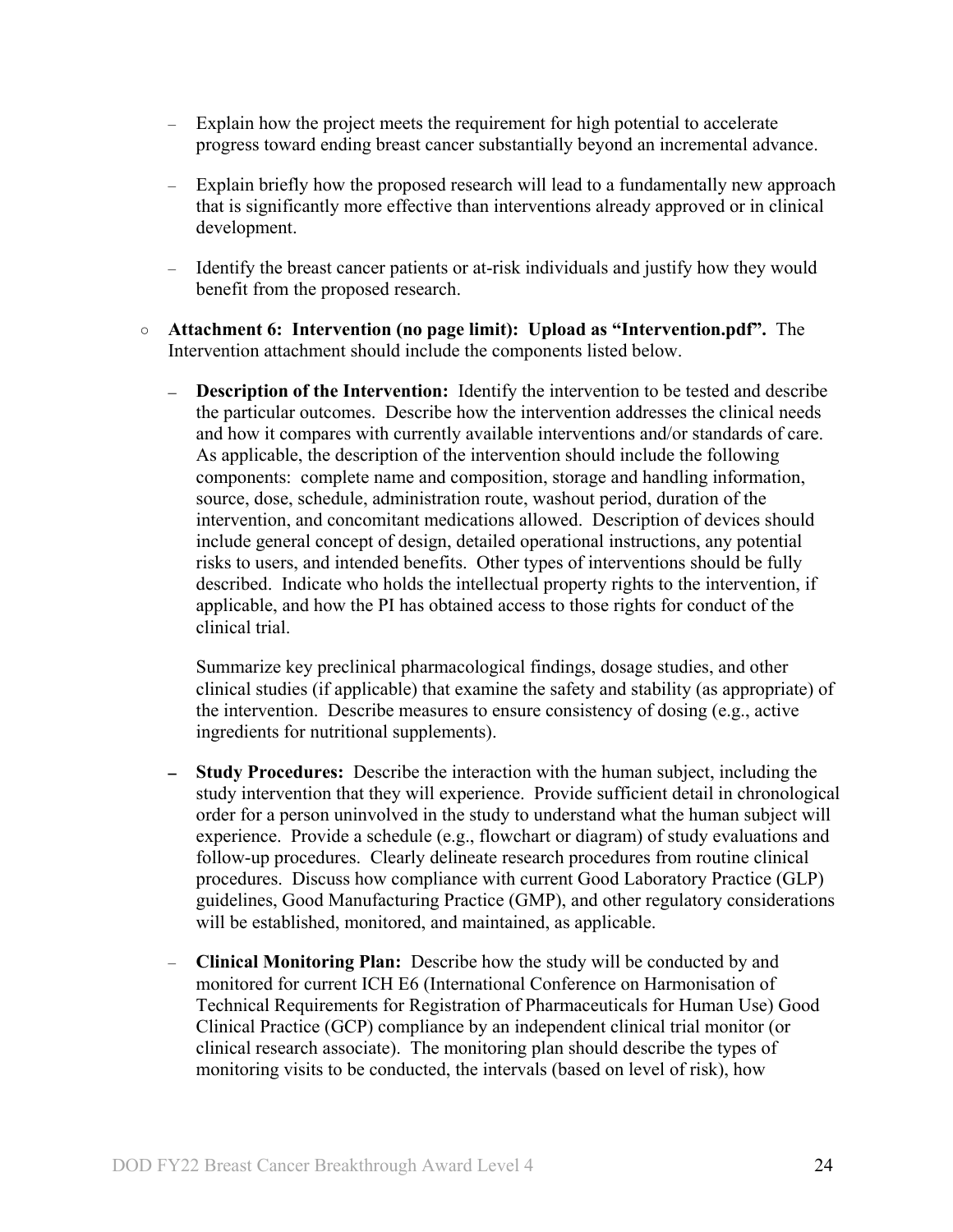- Explain how the project meets the requirement for high potential to accelerate progress toward ending breast cancer substantially beyond an incremental advance.
  - Explain briefly how the proposed research will lead to a fundamentally new approach that is significantly more effective than interventions already approved or in clinical development.
  - Identify the breast cancer patients or at-risk individuals and justify how they would benefit from the proposed research.

- **Attachment 6: Intervention (no page limit): Upload as "Intervention.pdf".** The Intervention attachment should include the components listed below.
  - **Description of the Intervention:** Identify the intervention to be tested and describe the particular outcomes. Describe how the intervention addresses the clinical needs and how it compares with currently available interventions and/or standards of care. As applicable, the description of the intervention should include the following components: complete name and composition, storage and handling information, source, dose, schedule, administration route, washout period, duration of the intervention, and concomitant medications allowed. Description of devices should include general concept of design, detailed operational instructions, any potential risks to users, and intended benefits. Other types of interventions should be fully described. Indicate who holds the intellectual property rights to the intervention, if applicable, and how the PI has obtained access to those rights for conduct of the clinical trial.

    Summarize key preclinical pharmacological findings, dosage studies, and other clinical studies (if applicable) that examine the safety and stability (as appropriate) of the intervention. Describe measures to ensure consistency of dosing (e.g., active ingredients for nutritional supplements).
  - **Study Procedures:** Describe the interaction with the human subject, including the study intervention that they will experience. Provide sufficient detail in chronological order for a person uninvolved in the study to understand what the human subject will experience. Provide a schedule (e.g., flowchart or diagram) of study evaluations and follow-up procedures. Clearly delineate research procedures from routine clinical procedures. Discuss how compliance with current Good Laboratory Practice (GLP) guidelines, Good Manufacturing Practice (GMP), and other regulatory considerations will be established, monitored, and maintained, as applicable.
  - **Clinical Monitoring Plan:** Describe how the study will be conducted by and monitored for current ICH E6 (International Conference on Harmonisation of Technical Requirements for Registration of Pharmaceuticals for Human Use) Good Clinical Practice (GCP) compliance by an independent clinical trial monitor (or clinical research associate). The monitoring plan should describe the types of monitoring visits to be conducted, the intervals (based on level of risk), how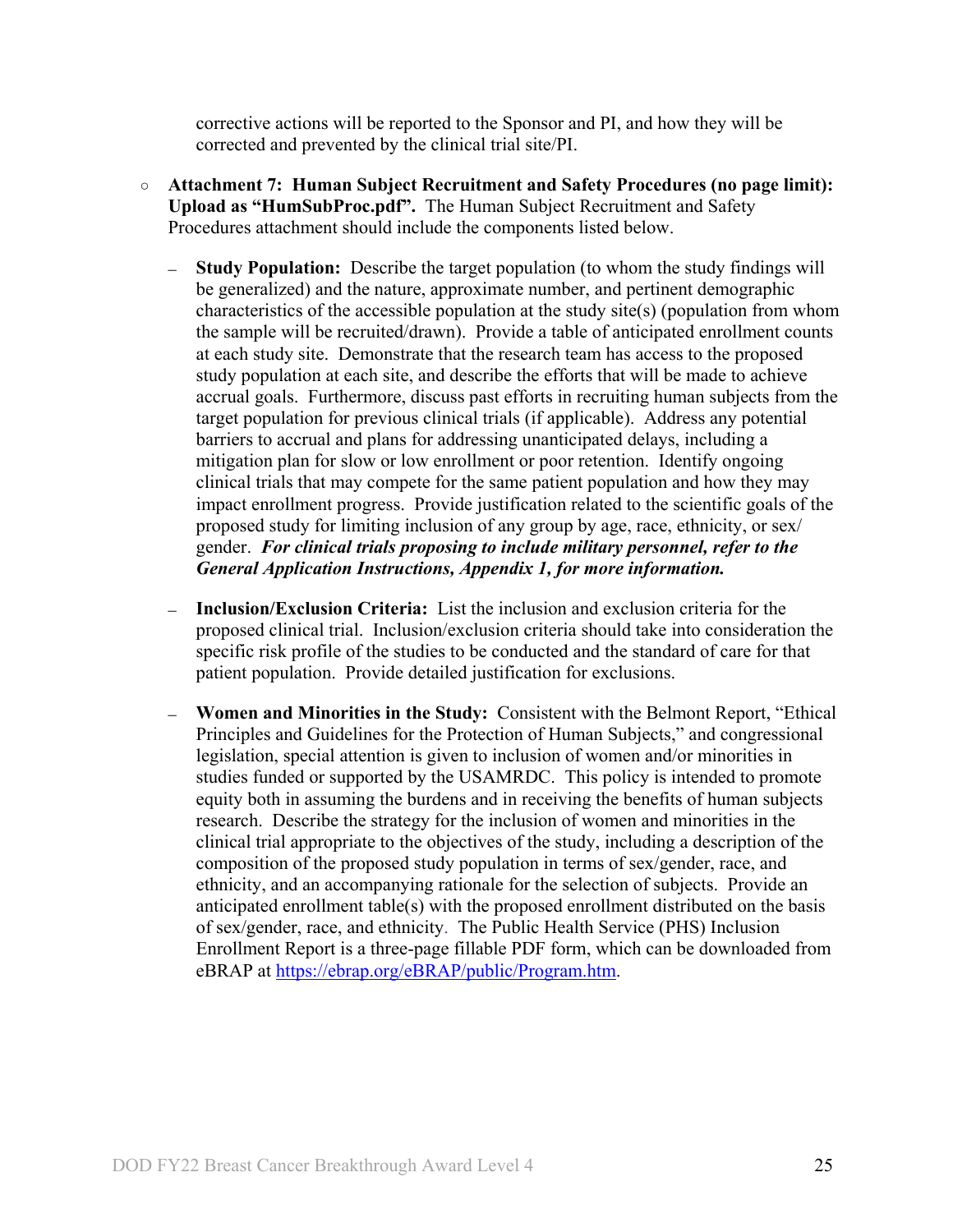corrective actions will be reported to the Sponsor and PI, and how they will be corrected and prevented by the clinical trial site/PI.

- **Attachment 7: Human Subject Recruitment and Safety Procedures (no page limit): Upload as "HumSubProc.pdf".** The Human Subject Recruitment and Safety Procedures attachment should include the components listed below.

  - **Study Population:** Describe the target population (to whom the study findings will be generalized) and the nature, approximate number, and pertinent demographic characteristics of the accessible population at the study site(s) (population from whom the sample will be recruited/drawn). Provide a table of anticipated enrollment counts at each study site. Demonstrate that the research team has access to the proposed study population at each site, and describe the efforts that will be made to achieve accrual goals. Furthermore, discuss past efforts in recruiting human subjects from the target population for previous clinical trials (if applicable). Address any potential barriers to accrual and plans for addressing unanticipated delays, including a mitigation plan for slow or low enrollment or poor retention. Identify ongoing clinical trials that may compete for the same patient population and how they may impact enrollment progress. Provide justification related to the scientific goals of the proposed study for limiting inclusion of any group by age, race, ethnicity, or sex/gender. ***For clinical trials proposing to include military personnel, refer to the General Application Instructions, Appendix 1, for more information.***

  - **Inclusion/Exclusion Criteria:** List the inclusion and exclusion criteria for the proposed clinical trial. Inclusion/exclusion criteria should take into consideration the specific risk profile of the studies to be conducted and the standard of care for that patient population. Provide detailed justification for exclusions.

  - **Women and Minorities in the Study:** Consistent with the Belmont Report, "Ethical Principles and Guidelines for the Protection of Human Subjects," and congressional legislation, special attention is given to inclusion of women and/or minorities in studies funded or supported by the USAMRDC. This policy is intended to promote equity both in assuming the burdens and in receiving the benefits of human subjects research. Describe the strategy for the inclusion of women and minorities in the clinical trial appropriate to the objectives of the study, including a description of the composition of the proposed study population in terms of sex/gender, race, and ethnicity, and an accompanying rationale for the selection of subjects. Provide an anticipated enrollment table(s) with the proposed enrollment distributed on the basis of sex/gender, race, and ethnicity. The Public Health Service (PHS) Inclusion Enrollment Report is a three-page fillable PDF form, which can be downloaded from eBRAP at https://ebrap.org/eBRAP/public/Program.htm.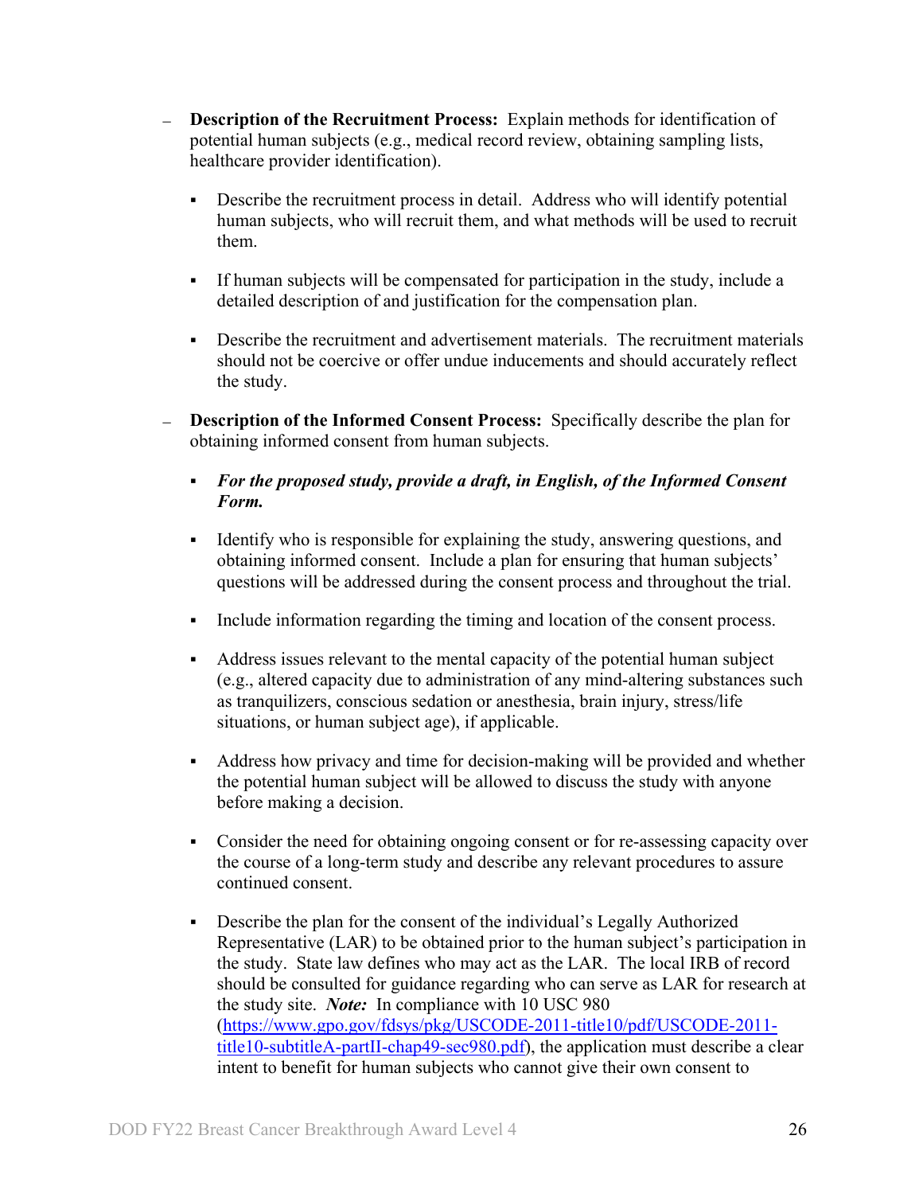- **Description of the Recruitment Process:** Explain methods for identification of potential human subjects (e.g., medical record review, obtaining sampling lists, healthcare provider identification).
  - Describe the recruitment process in detail. Address who will identify potential human subjects, who will recruit them, and what methods will be used to recruit them.
  - If human subjects will be compensated for participation in the study, include a detailed description of and justification for the compensation plan.
  - Describe the recruitment and advertisement materials. The recruitment materials should not be coercive or offer undue inducements and should accurately reflect the study.
- **Description of the Informed Consent Process:** Specifically describe the plan for obtaining informed consent from human subjects.
  - ***For the proposed study, provide a draft, in English, of the Informed Consent Form.***
  - Identify who is responsible for explaining the study, answering questions, and obtaining informed consent. Include a plan for ensuring that human subjects' questions will be addressed during the consent process and throughout the trial.
  - Include information regarding the timing and location of the consent process.
  - Address issues relevant to the mental capacity of the potential human subject (e.g., altered capacity due to administration of any mind-altering substances such as tranquilizers, conscious sedation or anesthesia, brain injury, stress/life situations, or human subject age), if applicable.
  - Address how privacy and time for decision-making will be provided and whether the potential human subject will be allowed to discuss the study with anyone before making a decision.
  - Consider the need for obtaining ongoing consent or for re-assessing capacity over the course of a long-term study and describe any relevant procedures to assure continued consent.
  - Describe the plan for the consent of the individual's Legally Authorized Representative (LAR) to be obtained prior to the human subject's participation in the study. State law defines who may act as the LAR. The local IRB of record should be consulted for guidance regarding who can serve as LAR for research at the study site. ***Note:*** In compliance with 10 USC 980 ([https://www.gpo.gov/fdsys/pkg/USCODE-2011-title10/pdf/USCODE-2011-title10-subtitleA-partII-chap49-sec980.pdf](https://www.gpo.gov/fdsys/pkg/USCODE-2011-title10/pdf/USCODE-2011-title10-subtitleA-partII-chap49-sec980.pdf)), the application must describe a clear intent to benefit for human subjects who cannot give their own consent to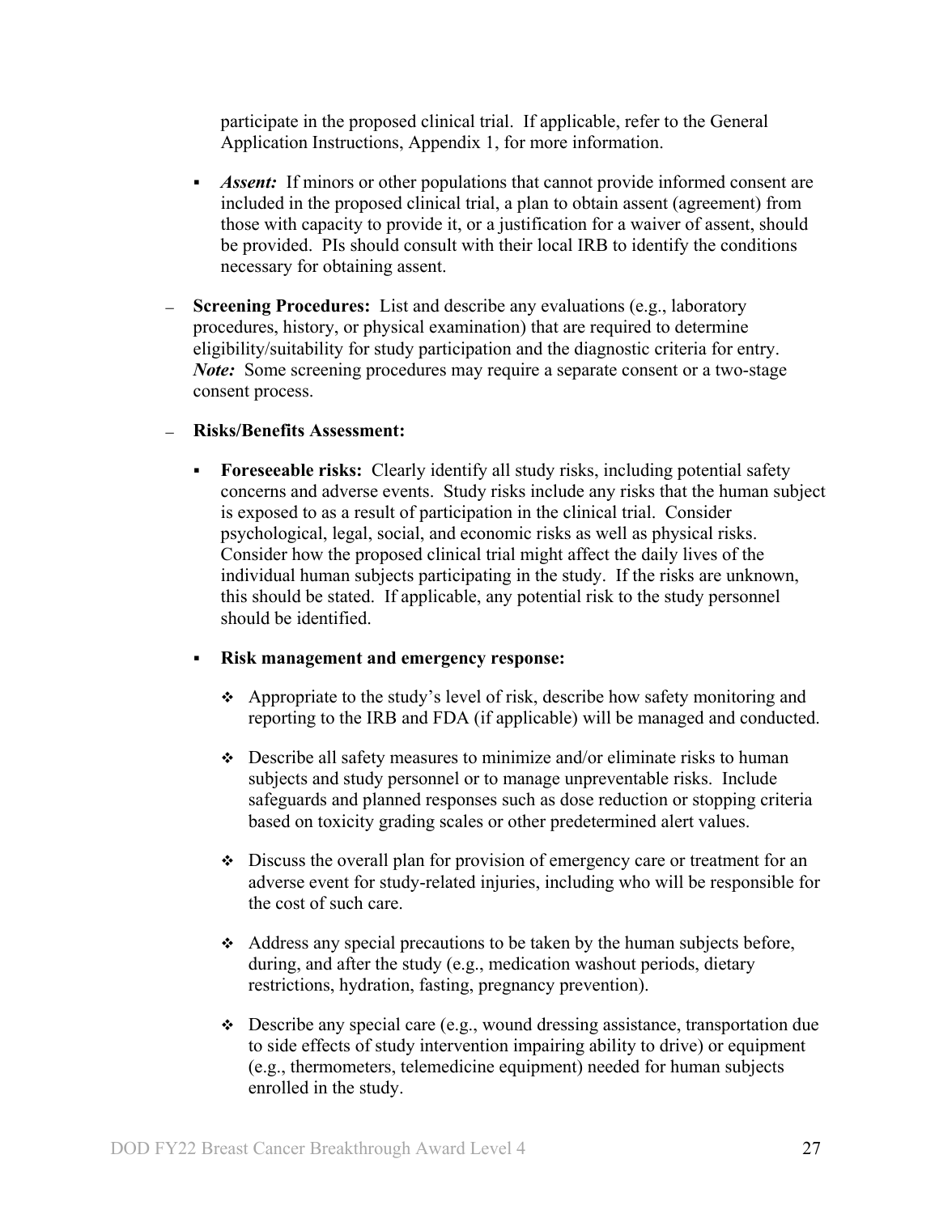participate in the proposed clinical trial. If applicable, refer to the General Application Instructions, Appendix 1, for more information.

  - *Assent:* If minors or other populations that cannot provide informed consent are included in the proposed clinical trial, a plan to obtain assent (agreement) from those with capacity to provide it, or a justification for a waiver of assent, should be provided. PIs should consult with their local IRB to identify the conditions necessary for obtaining assent.

- **Screening Procedures:** List and describe any evaluations (e.g., laboratory procedures, history, or physical examination) that are required to determine eligibility/suitability for study participation and the diagnostic criteria for entry. *Note:* Some screening procedures may require a separate consent or a two-stage consent process.

- **Risks/Benefits Assessment:**

  - **Foreseeable risks:** Clearly identify all study risks, including potential safety concerns and adverse events. Study risks include any risks that the human subject is exposed to as a result of participation in the clinical trial. Consider psychological, legal, social, and economic risks as well as physical risks. Consider how the proposed clinical trial might affect the daily lives of the individual human subjects participating in the study. If the risks are unknown, this should be stated. If applicable, any potential risk to the study personnel should be identified.

  - **Risk management and emergency response:**

    - Appropriate to the study's level of risk, describe how safety monitoring and reporting to the IRB and FDA (if applicable) will be managed and conducted.

    - Describe all safety measures to minimize and/or eliminate risks to human subjects and study personnel or to manage unpreventable risks. Include safeguards and planned responses such as dose reduction or stopping criteria based on toxicity grading scales or other predetermined alert values.

    - Discuss the overall plan for provision of emergency care or treatment for an adverse event for study-related injuries, including who will be responsible for the cost of such care.

    - Address any special precautions to be taken by the human subjects before, during, and after the study (e.g., medication washout periods, dietary restrictions, hydration, fasting, pregnancy prevention).

    - Describe any special care (e.g., wound dressing assistance, transportation due to side effects of study intervention impairing ability to drive) or equipment (e.g., thermometers, telemedicine equipment) needed for human subjects enrolled in the study.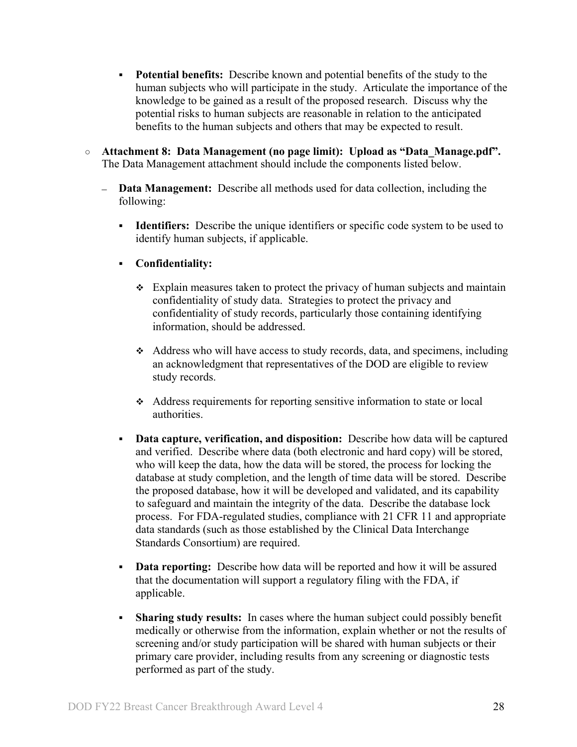- **Potential benefits:** Describe known and potential benefits of the study to the human subjects who will participate in the study. Articulate the importance of the knowledge to be gained as a result of the proposed research. Discuss why the potential risks to human subjects are reasonable in relation to the anticipated benefits to the human subjects and others that may be expected to result.

- **Attachment 8: Data Management (no page limit): Upload as "Data_Manage.pdf".** The Data Management attachment should include the components listed below.

  - **Data Management:** Describe all methods used for data collection, including the following:

    - **Identifiers:** Describe the unique identifiers or specific code system to be used to identify human subjects, if applicable.

    - **Confidentiality:**

      - Explain measures taken to protect the privacy of human subjects and maintain confidentiality of study data. Strategies to protect the privacy and confidentiality of study records, particularly those containing identifying information, should be addressed.

      - Address who will have access to study records, data, and specimens, including an acknowledgment that representatives of the DOD are eligible to review study records.

      - Address requirements for reporting sensitive information to state or local authorities.

    - **Data capture, verification, and disposition:** Describe how data will be captured and verified. Describe where data (both electronic and hard copy) will be stored, who will keep the data, how the data will be stored, the process for locking the database at study completion, and the length of time data will be stored. Describe the proposed database, how it will be developed and validated, and its capability to safeguard and maintain the integrity of the data. Describe the database lock process. For FDA-regulated studies, compliance with 21 CFR 11 and appropriate data standards (such as those established by the Clinical Data Interchange Standards Consortium) are required.

    - **Data reporting:** Describe how data will be reported and how it will be assured that the documentation will support a regulatory filing with the FDA, if applicable.

    - **Sharing study results:** In cases where the human subject could possibly benefit medically or otherwise from the information, explain whether or not the results of screening and/or study participation will be shared with human subjects or their primary care provider, including results from any screening or diagnostic tests performed as part of the study.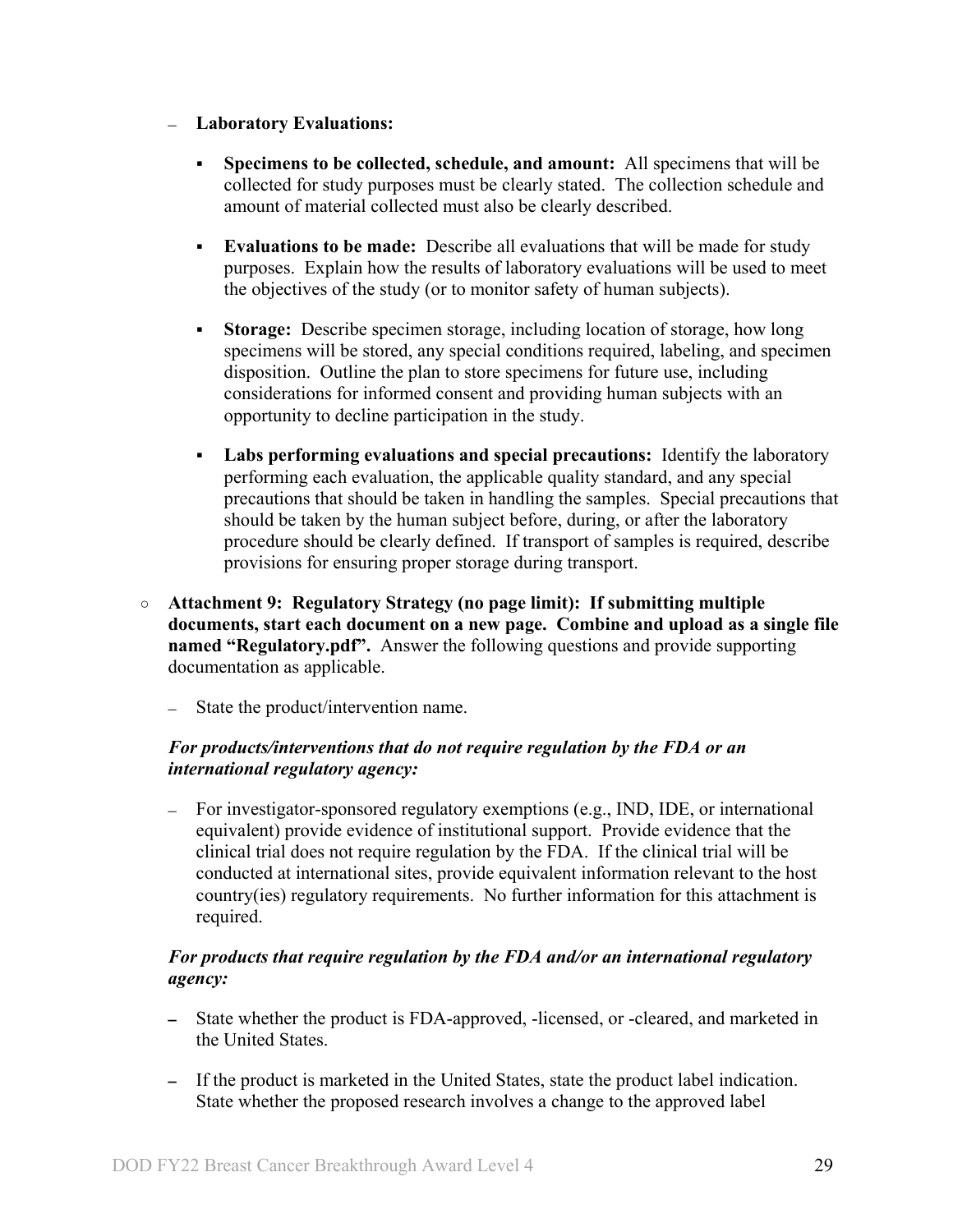- **Laboratory Evaluations:**
  - **Specimens to be collected, schedule, and amount:** All specimens that will be collected for study purposes must be clearly stated. The collection schedule and amount of material collected must also be clearly described.
  - **Evaluations to be made:** Describe all evaluations that will be made for study purposes. Explain how the results of laboratory evaluations will be used to meet the objectives of the study (or to monitor safety of human subjects).
  - **Storage:** Describe specimen storage, including location of storage, how long specimens will be stored, any special conditions required, labeling, and specimen disposition. Outline the plan to store specimens for future use, including considerations for informed consent and providing human subjects with an opportunity to decline participation in the study.
  - **Labs performing evaluations and special precautions:** Identify the laboratory performing each evaluation, the applicable quality standard, and any special precautions that should be taken in handling the samples. Special precautions that should be taken by the human subject before, during, or after the laboratory procedure should be clearly defined. If transport of samples is required, describe provisions for ensuring proper storage during transport.

- **Attachment 9: Regulatory Strategy (no page limit): If submitting multiple documents, start each document on a new page. Combine and upload as a single file named "Regulatory.pdf".** Answer the following questions and provide supporting documentation as applicable.
  - State the product/intervention name.

  ***For products/interventions that do not require regulation by the FDA or an international regulatory agency:***

  - For investigator-sponsored regulatory exemptions (e.g., IND, IDE, or international equivalent) provide evidence of institutional support. Provide evidence that the clinical trial does not require regulation by the FDA. If the clinical trial will be conducted at international sites, provide equivalent information relevant to the host country(ies) regulatory requirements. No further information for this attachment is required.

  ***For products that require regulation by the FDA and/or an international regulatory agency:***

  - State whether the product is FDA-approved, -licensed, or -cleared, and marketed in the United States.
  - If the product is marketed in the United States, state the product label indication. State whether the proposed research involves a change to the approved label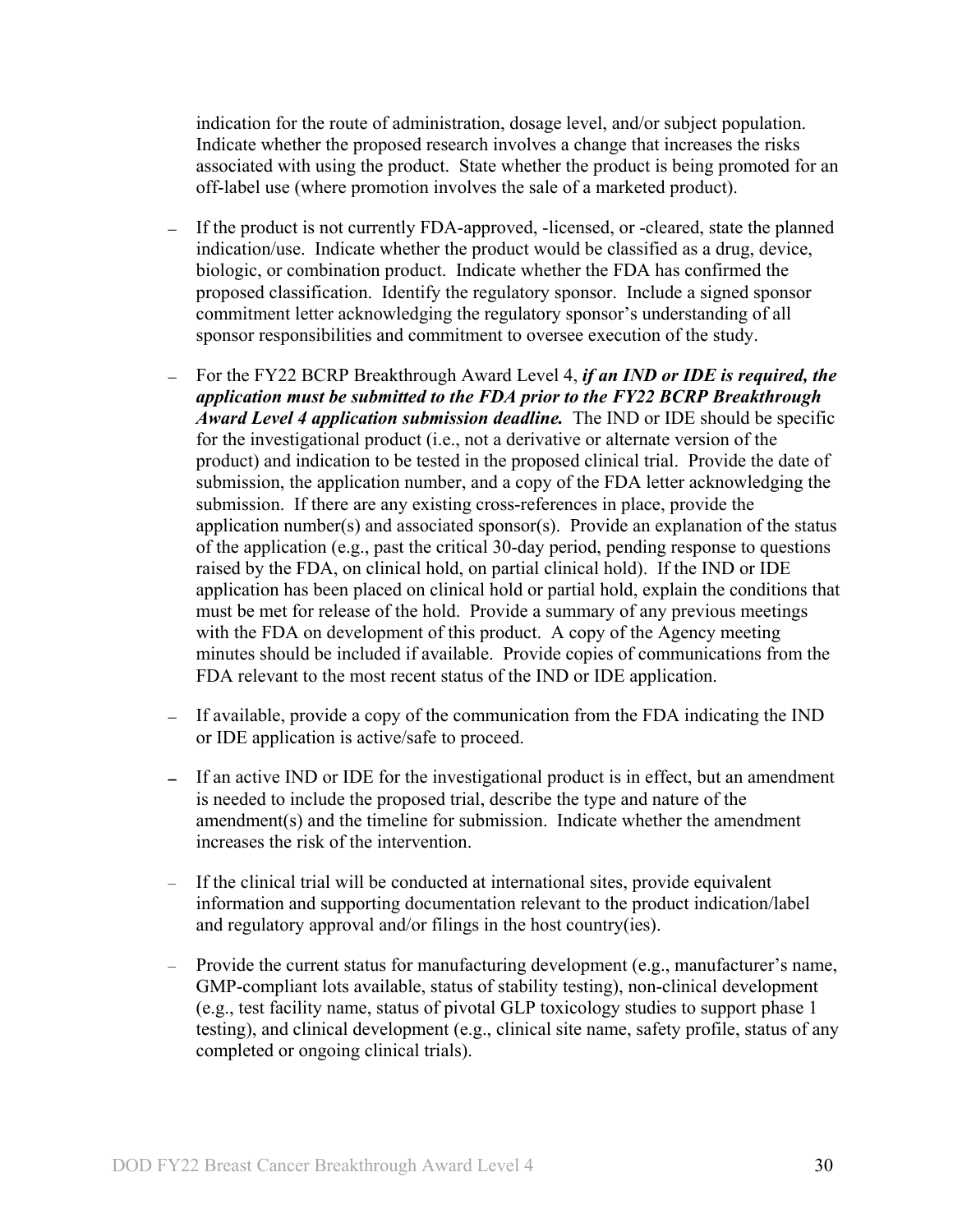indication for the route of administration, dosage level, and/or subject population. Indicate whether the proposed research involves a change that increases the risks associated with using the product. State whether the product is being promoted for an off-label use (where promotion involves the sale of a marketed product).

- If the product is not currently FDA-approved, -licensed, or -cleared, state the planned indication/use. Indicate whether the product would be classified as a drug, device, biologic, or combination product. Indicate whether the FDA has confirmed the proposed classification. Identify the regulatory sponsor. Include a signed sponsor commitment letter acknowledging the regulatory sponsor's understanding of all sponsor responsibilities and commitment to oversee execution of the study.

- For the FY22 BCRP Breakthrough Award Level 4, ***if an IND or IDE is required, the application must be submitted to the FDA prior to the FY22 BCRP Breakthrough Award Level 4 application submission deadline.*** The IND or IDE should be specific for the investigational product (i.e., not a derivative or alternate version of the product) and indication to be tested in the proposed clinical trial. Provide the date of submission, the application number, and a copy of the FDA letter acknowledging the submission. If there are any existing cross-references in place, provide the application number(s) and associated sponsor(s). Provide an explanation of the status of the application (e.g., past the critical 30-day period, pending response to questions raised by the FDA, on clinical hold, on partial clinical hold). If the IND or IDE application has been placed on clinical hold or partial hold, explain the conditions that must be met for release of the hold. Provide a summary of any previous meetings with the FDA on development of this product. A copy of the Agency meeting minutes should be included if available. Provide copies of communications from the FDA relevant to the most recent status of the IND or IDE application.

- If available, provide a copy of the communication from the FDA indicating the IND or IDE application is active/safe to proceed.

- If an active IND or IDE for the investigational product is in effect, but an amendment is needed to include the proposed trial, describe the type and nature of the amendment(s) and the timeline for submission. Indicate whether the amendment increases the risk of the intervention.

- If the clinical trial will be conducted at international sites, provide equivalent information and supporting documentation relevant to the product indication/label and regulatory approval and/or filings in the host country(ies).

- Provide the current status for manufacturing development (e.g., manufacturer's name, GMP-compliant lots available, status of stability testing), non-clinical development (e.g., test facility name, status of pivotal GLP toxicology studies to support phase 1 testing), and clinical development (e.g., clinical site name, safety profile, status of any completed or ongoing clinical trials).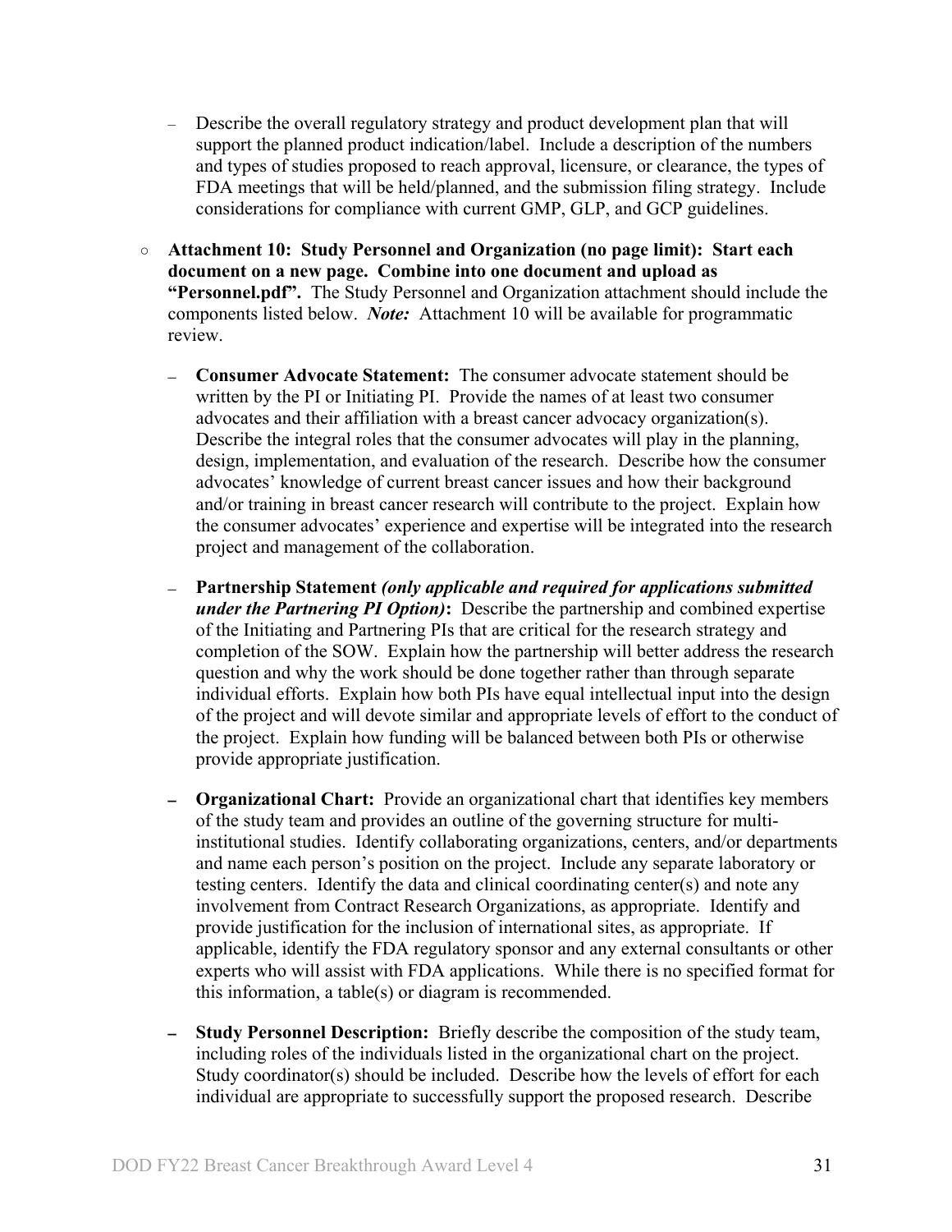- Describe the overall regulatory strategy and product development plan that will support the planned product indication/label. Include a description of the numbers and types of studies proposed to reach approval, licensure, or clearance, the types of FDA meetings that will be held/planned, and the submission filing strategy. Include considerations for compliance with current GMP, GLP, and GCP guidelines.

- **Attachment 10: Study Personnel and Organization (no page limit): Start each document on a new page. Combine into one document and upload as "Personnel.pdf".** The Study Personnel and Organization attachment should include the components listed below. ***Note:*** Attachment 10 will be available for programmatic review.

   - **Consumer Advocate Statement:** The consumer advocate statement should be written by the PI or Initiating PI. Provide the names of at least two consumer advocates and their affiliation with a breast cancer advocacy organization(s). Describe the integral roles that the consumer advocates will play in the planning, design, implementation, and evaluation of the research. Describe how the consumer advocates' knowledge of current breast cancer issues and how their background and/or training in breast cancer research will contribute to the project. Explain how the consumer advocates' experience and expertise will be integrated into the research project and management of the collaboration.

   - **Partnership Statement *(only applicable and required for applications submitted under the Partnering PI Option)*:** Describe the partnership and combined expertise of the Initiating and Partnering PIs that are critical for the research strategy and completion of the SOW. Explain how the partnership will better address the research question and why the work should be done together rather than through separate individual efforts. Explain how both PIs have equal intellectual input into the design of the project and will devote similar and appropriate levels of effort to the conduct of the project. Explain how funding will be balanced between both PIs or otherwise provide appropriate justification.

   - **Organizational Chart:** Provide an organizational chart that identifies key members of the study team and provides an outline of the governing structure for multi-institutional studies. Identify collaborating organizations, centers, and/or departments and name each person's position on the project. Include any separate laboratory or testing centers. Identify the data and clinical coordinating center(s) and note any involvement from Contract Research Organizations, as appropriate. Identify and provide justification for the inclusion of international sites, as appropriate. If applicable, identify the FDA regulatory sponsor and any external consultants or other experts who will assist with FDA applications. While there is no specified format for this information, a table(s) or diagram is recommended.

   - **Study Personnel Description:** Briefly describe the composition of the study team, including roles of the individuals listed in the organizational chart on the project. Study coordinator(s) should be included. Describe how the levels of effort for each individual are appropriate to successfully support the proposed research. Describe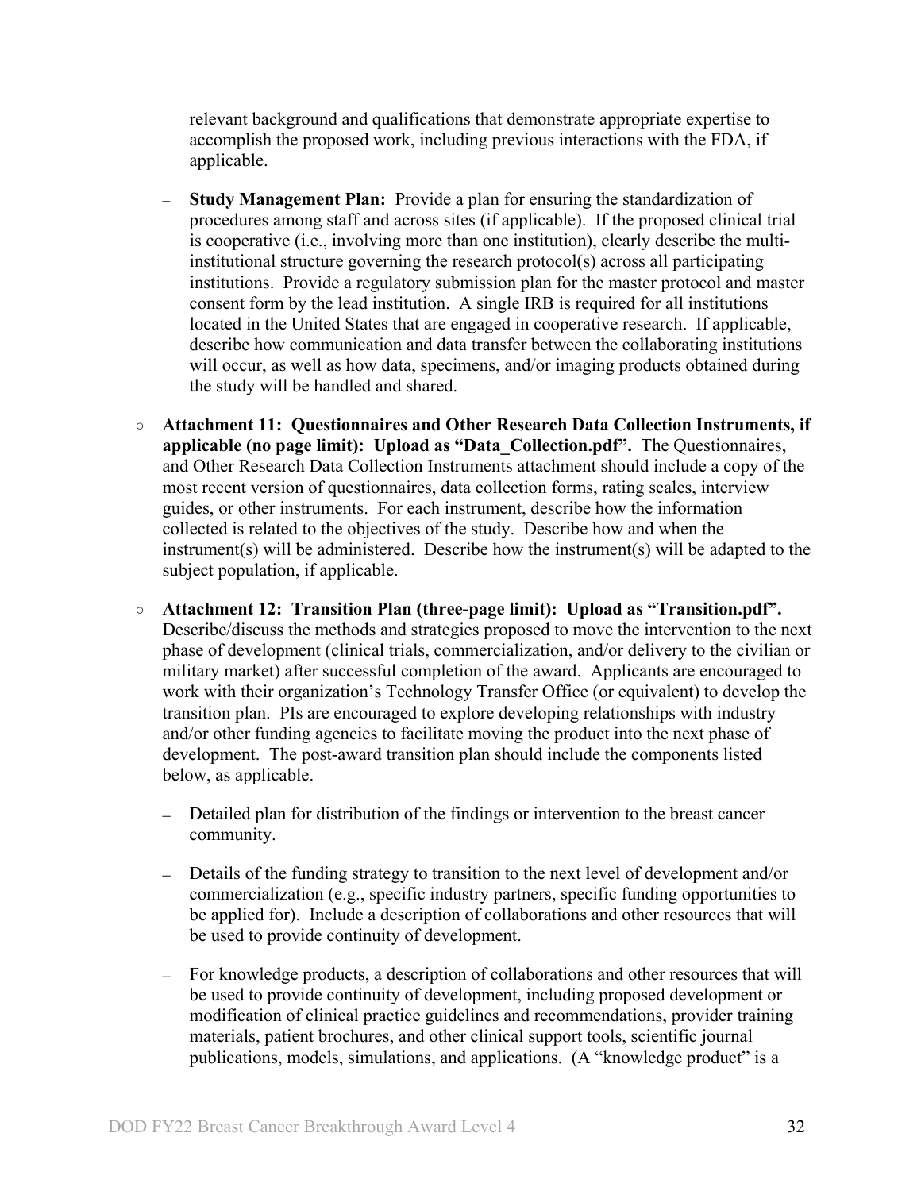relevant background and qualifications that demonstrate appropriate expertise to accomplish the proposed work, including previous interactions with the FDA, if applicable.

  - **Study Management Plan:** Provide a plan for ensuring the standardization of procedures among staff and across sites (if applicable). If the proposed clinical trial is cooperative (i.e., involving more than one institution), clearly describe the multi-institutional structure governing the research protocol(s) across all participating institutions. Provide a regulatory submission plan for the master protocol and master consent form by the lead institution. A single IRB is required for all institutions located in the United States that are engaged in cooperative research. If applicable, describe how communication and data transfer between the collaborating institutions will occur, as well as how data, specimens, and/or imaging products obtained during the study will be handled and shared.

- **Attachment 11: Questionnaires and Other Research Data Collection Instruments, if applicable (no page limit): Upload as "Data_Collection.pdf".** The Questionnaires, and Other Research Data Collection Instruments attachment should include a copy of the most recent version of questionnaires, data collection forms, rating scales, interview guides, or other instruments. For each instrument, describe how the information collected is related to the objectives of the study. Describe how and when the instrument(s) will be administered. Describe how the instrument(s) will be adapted to the subject population, if applicable.

- **Attachment 12: Transition Plan (three-page limit): Upload as "Transition.pdf".** Describe/discuss the methods and strategies proposed to move the intervention to the next phase of development (clinical trials, commercialization, and/or delivery to the civilian or military market) after successful completion of the award. Applicants are encouraged to work with their organization's Technology Transfer Office (or equivalent) to develop the transition plan. PIs are encouraged to explore developing relationships with industry and/or other funding agencies to facilitate moving the product into the next phase of development. The post-award transition plan should include the components listed below, as applicable.

  - Detailed plan for distribution of the findings or intervention to the breast cancer community.

  - Details of the funding strategy to transition to the next level of development and/or commercialization (e.g., specific industry partners, specific funding opportunities to be applied for). Include a description of collaborations and other resources that will be used to provide continuity of development.

  - For knowledge products, a description of collaborations and other resources that will be used to provide continuity of development, including proposed development or modification of clinical practice guidelines and recommendations, provider training materials, patient brochures, and other clinical support tools, scientific journal publications, models, simulations, and applications. (A "knowledge product" is a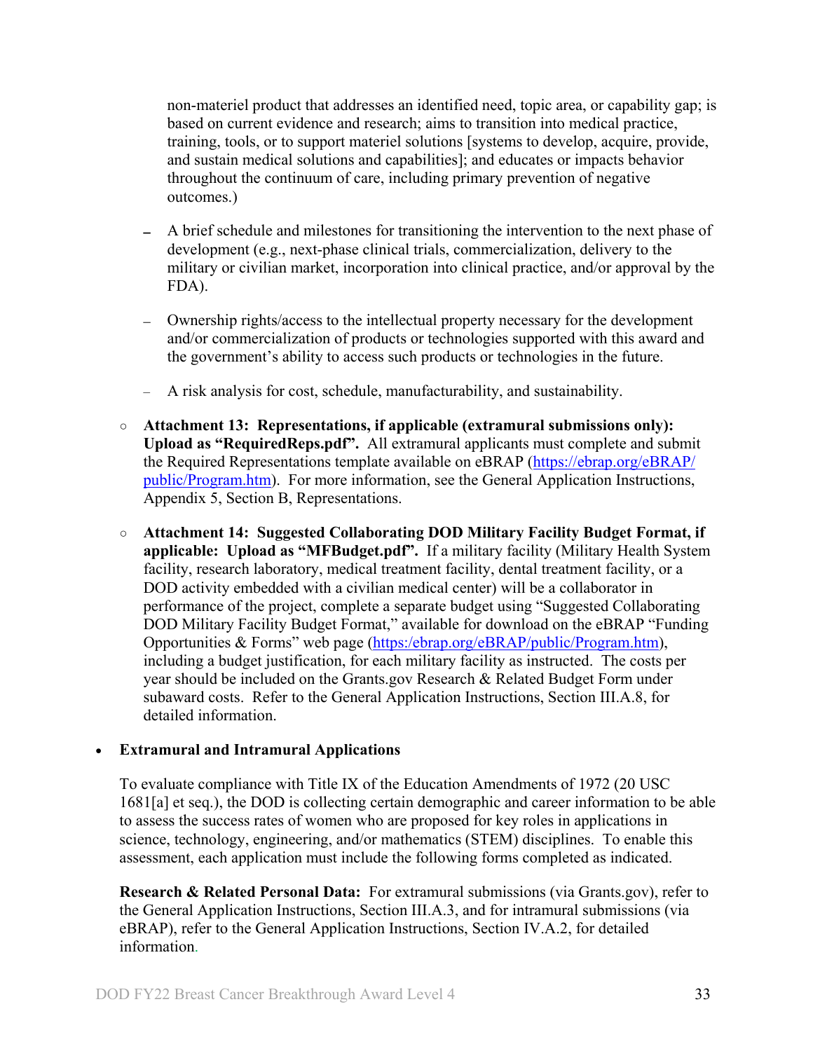non-materiel product that addresses an identified need, topic area, or capability gap; is based on current evidence and research; aims to transition into medical practice, training, tools, or to support materiel solutions [systems to develop, acquire, provide, and sustain medical solutions and capabilities]; and educates or impacts behavior throughout the continuum of care, including primary prevention of negative outcomes.)

    - A brief schedule and milestones for transitioning the intervention to the next phase of development (e.g., next-phase clinical trials, commercialization, delivery to the military or civilian market, incorporation into clinical practice, and/or approval by the FDA).
    - Ownership rights/access to the intellectual property necessary for the development and/or commercialization of products or technologies supported with this award and the government's ability to access such products or technologies in the future.
    - A risk analysis for cost, schedule, manufacturability, and sustainability.

- **Attachment 13: Representations, if applicable (extramural submissions only): Upload as "RequiredReps.pdf".** All extramural applicants must complete and submit the Required Representations template available on eBRAP (https://ebrap.org/eBRAP/public/Program.htm). For more information, see the General Application Instructions, Appendix 5, Section B, Representations.

- **Attachment 14: Suggested Collaborating DOD Military Facility Budget Format, if applicable: Upload as "MFBudget.pdf".** If a military facility (Military Health System facility, research laboratory, medical treatment facility, dental treatment facility, or a DOD activity embedded with a civilian medical center) will be a collaborator in performance of the project, complete a separate budget using "Suggested Collaborating DOD Military Facility Budget Format," available for download on the eBRAP "Funding Opportunities & Forms" web page (https:/ebrap.org/eBRAP/public/Program.htm), including a budget justification, for each military facility as instructed. The costs per year should be included on the Grants.gov Research & Related Budget Form under subaward costs. Refer to the General Application Instructions, Section III.A.8, for detailed information.

- **Extramural and Intramural Applications**

  To evaluate compliance with Title IX of the Education Amendments of 1972 (20 USC 1681[a] et seq.), the DOD is collecting certain demographic and career information to be able to assess the success rates of women who are proposed for key roles in applications in science, technology, engineering, and/or mathematics (STEM) disciplines. To enable this assessment, each application must include the following forms completed as indicated.

  **Research & Related Personal Data:** For extramural submissions (via Grants.gov), refer to the General Application Instructions, Section III.A.3, and for intramural submissions (via eBRAP), refer to the General Application Instructions, Section IV.A.2, for detailed information.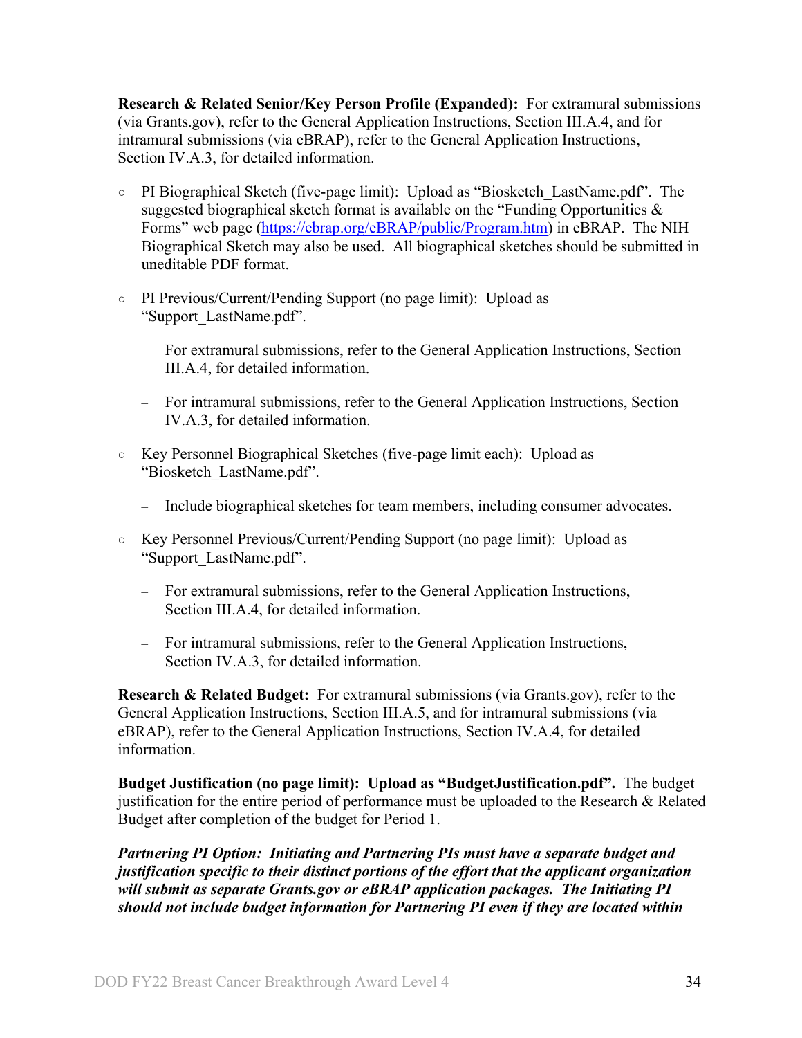**Research & Related Senior/Key Person Profile (Expanded):** For extramural submissions (via Grants.gov), refer to the General Application Instructions, Section III.A.4, and for intramural submissions (via eBRAP), refer to the General Application Instructions, Section IV.A.3, for detailed information.

- PI Biographical Sketch (five-page limit): Upload as "Biosketch_LastName.pdf". The suggested biographical sketch format is available on the "Funding Opportunities & Forms" web page ([https://ebrap.org/eBRAP/public/Program.htm](https://ebrap.org/eBRAP/public/Program.htm)) in eBRAP. The NIH Biographical Sketch may also be used. All biographical sketches should be submitted in uneditable PDF format.

- PI Previous/Current/Pending Support (no page limit): Upload as "Support_LastName.pdf".

  - For extramural submissions, refer to the General Application Instructions, Section III.A.4, for detailed information.

  - For intramural submissions, refer to the General Application Instructions, Section IV.A.3, for detailed information.

- Key Personnel Biographical Sketches (five-page limit each): Upload as "Biosketch_LastName.pdf".

  - Include biographical sketches for team members, including consumer advocates.

- Key Personnel Previous/Current/Pending Support (no page limit): Upload as "Support_LastName.pdf".

  - For extramural submissions, refer to the General Application Instructions, Section III.A.4, for detailed information.

  - For intramural submissions, refer to the General Application Instructions, Section IV.A.3, for detailed information.

**Research & Related Budget:** For extramural submissions (via Grants.gov), refer to the General Application Instructions, Section III.A.5, and for intramural submissions (via eBRAP), refer to the General Application Instructions, Section IV.A.4, for detailed information.

**Budget Justification (no page limit): Upload as "BudgetJustification.pdf".** The budget justification for the entire period of performance must be uploaded to the Research & Related Budget after completion of the budget for Period 1.

***Partnering PI Option: Initiating and Partnering PIs must have a separate budget and justification specific to their distinct portions of the effort that the applicant organization will submit as separate Grants.gov or eBRAP application packages. The Initiating PI should not include budget information for Partnering PI even if they are located within***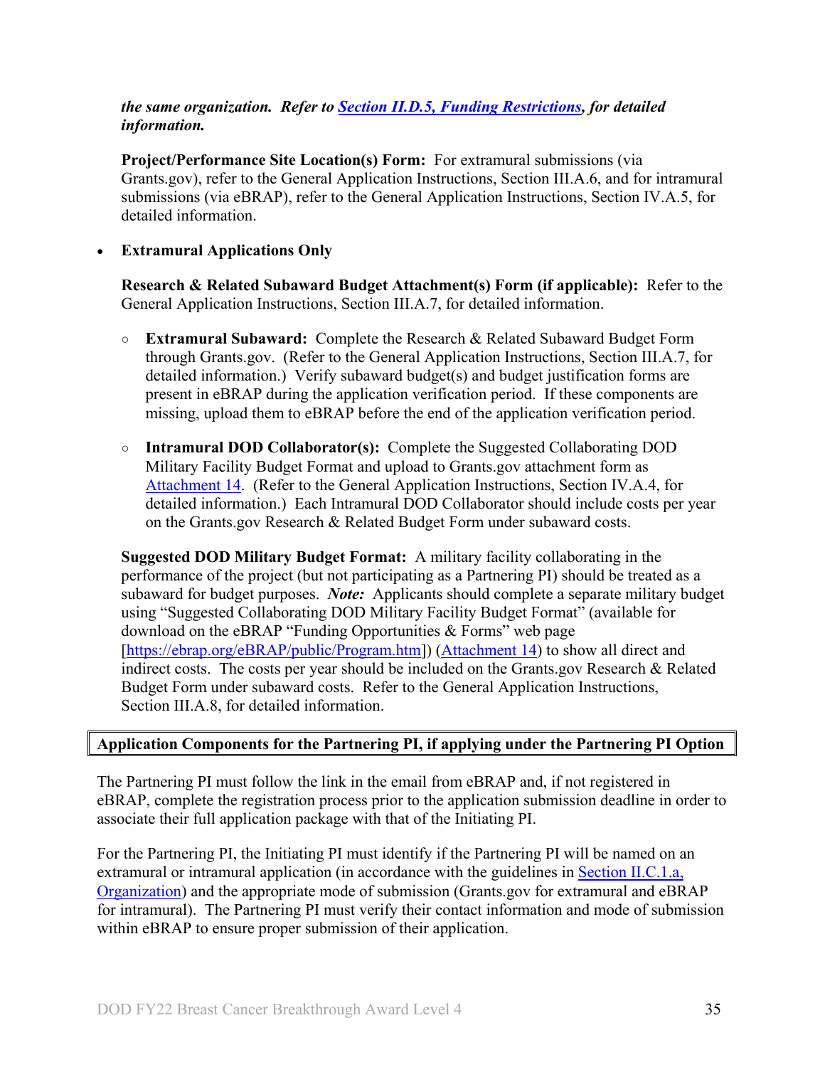***the same organization. Refer to [Section II.D.5, Funding Restrictions](), for detailed information.***

**Project/Performance Site Location(s) Form:** For extramural submissions (via Grants.gov), refer to the General Application Instructions, Section III.A.6, and for intramural submissions (via eBRAP), refer to the General Application Instructions, Section IV.A.5, for detailed information.

- **Extramural Applications Only**

  **Research & Related Subaward Budget Attachment(s) Form (if applicable):** Refer to the General Application Instructions, Section III.A.7, for detailed information.

  - **Extramural Subaward:** Complete the Research & Related Subaward Budget Form through Grants.gov. (Refer to the General Application Instructions, Section III.A.7, for detailed information.) Verify subaward budget(s) and budget justification forms are present in eBRAP during the application verification period. If these components are missing, upload them to eBRAP before the end of the application verification period.

  - **Intramural DOD Collaborator(s):** Complete the Suggested Collaborating DOD Military Facility Budget Format and upload to Grants.gov attachment form as [Attachment 14](). (Refer to the General Application Instructions, Section IV.A.4, for detailed information.) Each Intramural DOD Collaborator should include costs per year on the Grants.gov Research & Related Budget Form under subaward costs.

  **Suggested DOD Military Budget Format:** A military facility collaborating in the performance of the project (but not participating as a Partnering PI) should be treated as a subaward for budget purposes. ***Note:*** Applicants should complete a separate military budget using "Suggested Collaborating DOD Military Facility Budget Format" (available for download on the eBRAP "Funding Opportunities & Forms" web page [[https://ebrap.org/eBRAP/public/Program.htm](https://ebrap.org/eBRAP/public/Program.htm)]) ([Attachment 14]()) to show all direct and indirect costs. The costs per year should be included on the Grants.gov Research & Related Budget Form under subaward costs. Refer to the General Application Instructions, Section III.A.8, for detailed information.

**Application Components for the Partnering PI, if applying under the Partnering PI Option**

The Partnering PI must follow the link in the email from eBRAP and, if not registered in eBRAP, complete the registration process prior to the application submission deadline in order to associate their full application package with that of the Initiating PI.

For the Partnering PI, the Initiating PI must identify if the Partnering PI will be named on an extramural or intramural application (in accordance with the guidelines in [Section II.C.1.a, Organization]()) and the appropriate mode of submission (Grants.gov for extramural and eBRAP for intramural). The Partnering PI must verify their contact information and mode of submission within eBRAP to ensure proper submission of their application.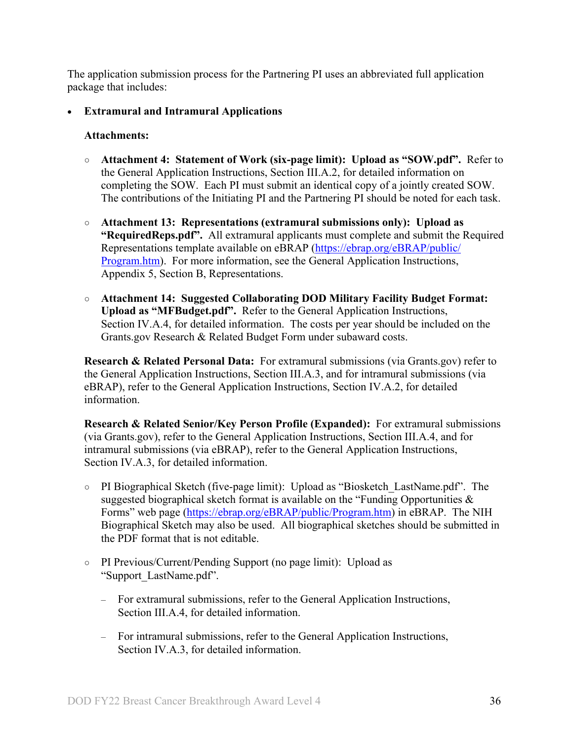The application submission process for the Partnering PI uses an abbreviated full application package that includes:

- **Extramural and Intramural Applications**

  **Attachments:**

  - **Attachment 4: Statement of Work (six-page limit): Upload as "SOW.pdf".** Refer to the General Application Instructions, Section III.A.2, for detailed information on completing the SOW. Each PI must submit an identical copy of a jointly created SOW. The contributions of the Initiating PI and the Partnering PI should be noted for each task.

  - **Attachment 13: Representations (extramural submissions only): Upload as "RequiredReps.pdf".** All extramural applicants must complete and submit the Required Representations template available on eBRAP ([https://ebrap.org/eBRAP/public/Program.htm](https://ebrap.org/eBRAP/public/Program.htm)). For more information, see the General Application Instructions, Appendix 5, Section B, Representations.

  - **Attachment 14: Suggested Collaborating DOD Military Facility Budget Format: Upload as "MFBudget.pdf".** Refer to the General Application Instructions, Section IV.A.4, for detailed information. The costs per year should be included on the Grants.gov Research & Related Budget Form under subaward costs.

  **Research & Related Personal Data:** For extramural submissions (via Grants.gov) refer to the General Application Instructions, Section III.A.3, and for intramural submissions (via eBRAP), refer to the General Application Instructions, Section IV.A.2, for detailed information.

  **Research & Related Senior/Key Person Profile (Expanded):** For extramural submissions (via Grants.gov), refer to the General Application Instructions, Section III.A.4, and for intramural submissions (via eBRAP), refer to the General Application Instructions, Section IV.A.3, for detailed information.

  - PI Biographical Sketch (five-page limit): Upload as "Biosketch_LastName.pdf". The suggested biographical sketch format is available on the "Funding Opportunities & Forms" web page ([https://ebrap.org/eBRAP/public/Program.htm](https://ebrap.org/eBRAP/public/Program.htm)) in eBRAP. The NIH Biographical Sketch may also be used. All biographical sketches should be submitted in the PDF format that is not editable.

  - PI Previous/Current/Pending Support (no page limit): Upload as "Support_LastName.pdf".

    - For extramural submissions, refer to the General Application Instructions, Section III.A.4, for detailed information.

    - For intramural submissions, refer to the General Application Instructions, Section IV.A.3, for detailed information.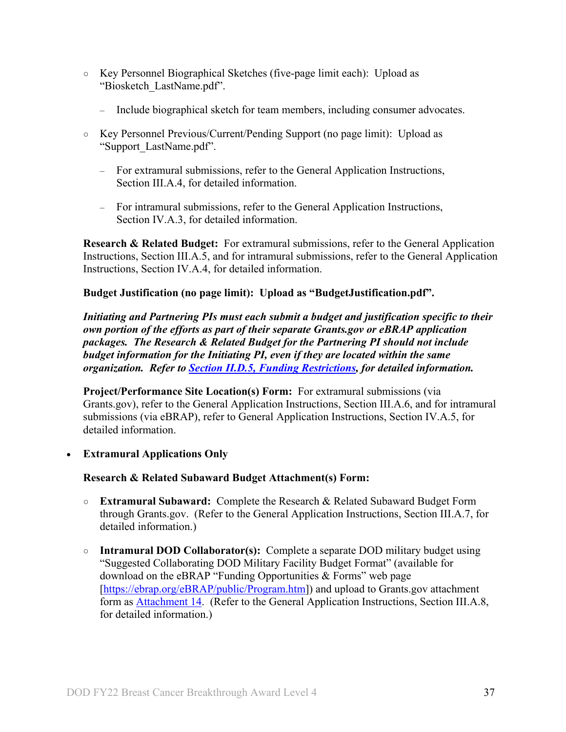- Key Personnel Biographical Sketches (five-page limit each): Upload as "Biosketch_LastName.pdf".
  - Include biographical sketch for team members, including consumer advocates.
- Key Personnel Previous/Current/Pending Support (no page limit): Upload as "Support_LastName.pdf".
  - For extramural submissions, refer to the General Application Instructions, Section III.A.4, for detailed information.
  - For intramural submissions, refer to the General Application Instructions, Section IV.A.3, for detailed information.

**Research & Related Budget:** For extramural submissions, refer to the General Application Instructions, Section III.A.5, and for intramural submissions, refer to the General Application Instructions, Section IV.A.4, for detailed information.

**Budget Justification (no page limit): Upload as "BudgetJustification.pdf".**

***Initiating and Partnering PIs must each submit a budget and justification specific to their own portion of the efforts as part of their separate Grants.gov or eBRAP application packages. The Research & Related Budget for the Partnering PI should not include budget information for the Initiating PI, even if they are located within the same organization. Refer to Section II.D.5, Funding Restrictions, for detailed information.***

**Project/Performance Site Location(s) Form:** For extramural submissions (via Grants.gov), refer to the General Application Instructions, Section III.A.6, and for intramural submissions (via eBRAP), refer to General Application Instructions, Section IV.A.5, for detailed information.

- **Extramural Applications Only**

  **Research & Related Subaward Budget Attachment(s) Form:**

  - **Extramural Subaward:** Complete the Research & Related Subaward Budget Form through Grants.gov. (Refer to the General Application Instructions, Section III.A.7, for detailed information.)
  - **Intramural DOD Collaborator(s):** Complete a separate DOD military budget using "Suggested Collaborating DOD Military Facility Budget Format" (available for download on the eBRAP "Funding Opportunities & Forms" web page [https://ebrap.org/eBRAP/public/Program.htm]) and upload to Grants.gov attachment form as Attachment 14. (Refer to the General Application Instructions, Section III.A.8, for detailed information.)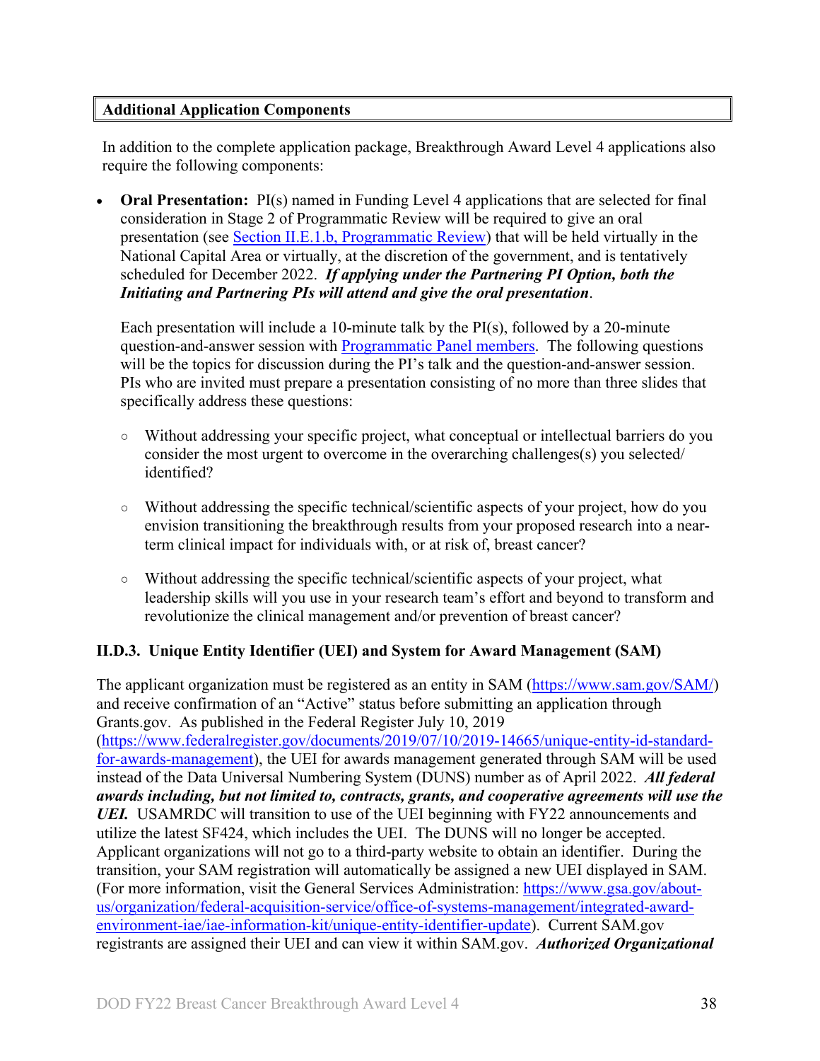**Additional Application Components**

In addition to the complete application package, Breakthrough Award Level 4 applications also require the following components:

- **Oral Presentation:** PI(s) named in Funding Level 4 applications that are selected for final consideration in Stage 2 of Programmatic Review will be required to give an oral presentation (see [Section II.E.1.b, Programmatic Review]()) that will be held virtually in the National Capital Area or virtually, at the discretion of the government, and is tentatively scheduled for December 2022. ***If applying under the Partnering PI Option, both the Initiating and Partnering PIs will attend and give the oral presentation***.

  Each presentation will include a 10-minute talk by the PI(s), followed by a 20-minute question-and-answer session with [Programmatic Panel members](). The following questions will be the topics for discussion during the PI's talk and the question-and-answer session. PIs who are invited must prepare a presentation consisting of no more than three slides that specifically address these questions:

  - Without addressing your specific project, what conceptual or intellectual barriers do you consider the most urgent to overcome in the overarching challenges(s) you selected/ identified?
  - Without addressing the specific technical/scientific aspects of your project, how do you envision transitioning the breakthrough results from your proposed research into a near-term clinical impact for individuals with, or at risk of, breast cancer?
  - Without addressing the specific technical/scientific aspects of your project, what leadership skills will you use in your research team's effort and beyond to transform and revolutionize the clinical management and/or prevention of breast cancer?

### II.D.3. Unique Entity Identifier (UEI) and System for Award Management (SAM)

The applicant organization must be registered as an entity in SAM ([https://www.sam.gov/SAM/](https://www.sam.gov/SAM/)) and receive confirmation of an "Active" status before submitting an application through Grants.gov. As published in the Federal Register July 10, 2019 ([https://www.federalregister.gov/documents/2019/07/10/2019-14665/unique-entity-id-standard-for-awards-management](https://www.federalregister.gov/documents/2019/07/10/2019-14665/unique-entity-id-standard-for-awards-management)), the UEI for awards management generated through SAM will be used instead of the Data Universal Numbering System (DUNS) number as of April 2022. ***All federal awards including, but not limited to, contracts, grants, and cooperative agreements will use the UEI.*** USAMRDC will transition to use of the UEI beginning with FY22 announcements and utilize the latest SF424, which includes the UEI. The DUNS will no longer be accepted. Applicant organizations will not go to a third-party website to obtain an identifier. During the transition, your SAM registration will automatically be assigned a new UEI displayed in SAM. (For more information, visit the General Services Administration: [https://www.gsa.gov/about-us/organization/federal-acquisition-service/office-of-systems-management/integrated-award-environment-iae/iae-information-kit/unique-entity-identifier-update](https://www.gsa.gov/about-us/organization/federal-acquisition-service/office-of-systems-management/integrated-award-environment-iae/iae-information-kit/unique-entity-identifier-update)). Current SAM.gov registrants are assigned their UEI and can view it within SAM.gov. ***Authorized Organizational***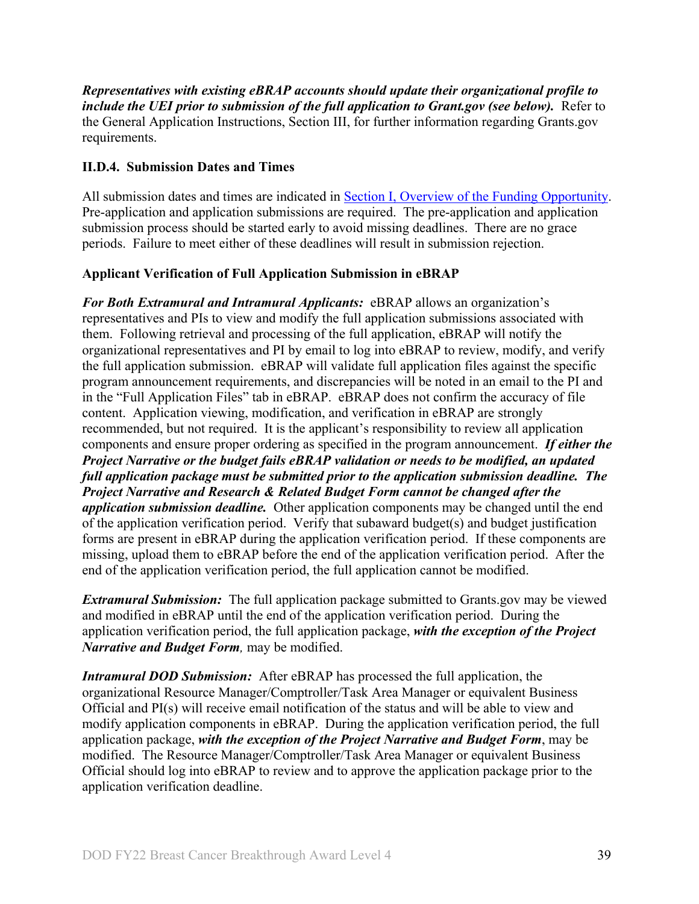***Representatives with existing eBRAP accounts should update their organizational profile to include the UEI prior to submission of the full application to Grant.gov (see below).*** Refer to the General Application Instructions, Section III, for further information regarding Grants.gov requirements.

### II.D.4. Submission Dates and Times

All submission dates and times are indicated in [Section I, Overview of the Funding Opportunity](#). Pre-application and application submissions are required. The pre-application and application submission process should be started early to avoid missing deadlines. There are no grace periods. Failure to meet either of these deadlines will result in submission rejection.

**Applicant Verification of Full Application Submission in eBRAP**

***For Both Extramural and Intramural Applicants:*** eBRAP allows an organization's representatives and PIs to view and modify the full application submissions associated with them. Following retrieval and processing of the full application, eBRAP will notify the organizational representatives and PI by email to log into eBRAP to review, modify, and verify the full application submission. eBRAP will validate full application files against the specific program announcement requirements, and discrepancies will be noted in an email to the PI and in the "Full Application Files" tab in eBRAP. eBRAP does not confirm the accuracy of file content. Application viewing, modification, and verification in eBRAP are strongly recommended, but not required. It is the applicant's responsibility to review all application components and ensure proper ordering as specified in the program announcement. ***If either the Project Narrative or the budget fails eBRAP validation or needs to be modified, an updated full application package must be submitted prior to the application submission deadline. The Project Narrative and Research & Related Budget Form cannot be changed after the application submission deadline.*** Other application components may be changed until the end of the application verification period. Verify that subaward budget(s) and budget justification forms are present in eBRAP during the application verification period. If these components are missing, upload them to eBRAP before the end of the application verification period. After the end of the application verification period, the full application cannot be modified.

***Extramural Submission:*** The full application package submitted to Grants.gov may be viewed and modified in eBRAP until the end of the application verification period. During the application verification period, the full application package, ***with the exception of the Project Narrative and Budget Form,*** may be modified.

***Intramural DOD Submission:*** After eBRAP has processed the full application, the organizational Resource Manager/Comptroller/Task Area Manager or equivalent Business Official and PI(s) will receive email notification of the status and will be able to view and modify application components in eBRAP. During the application verification period, the full application package, ***with the exception of the Project Narrative and Budget Form***, may be modified. The Resource Manager/Comptroller/Task Area Manager or equivalent Business Official should log into eBRAP to review and to approve the application package prior to the application verification deadline.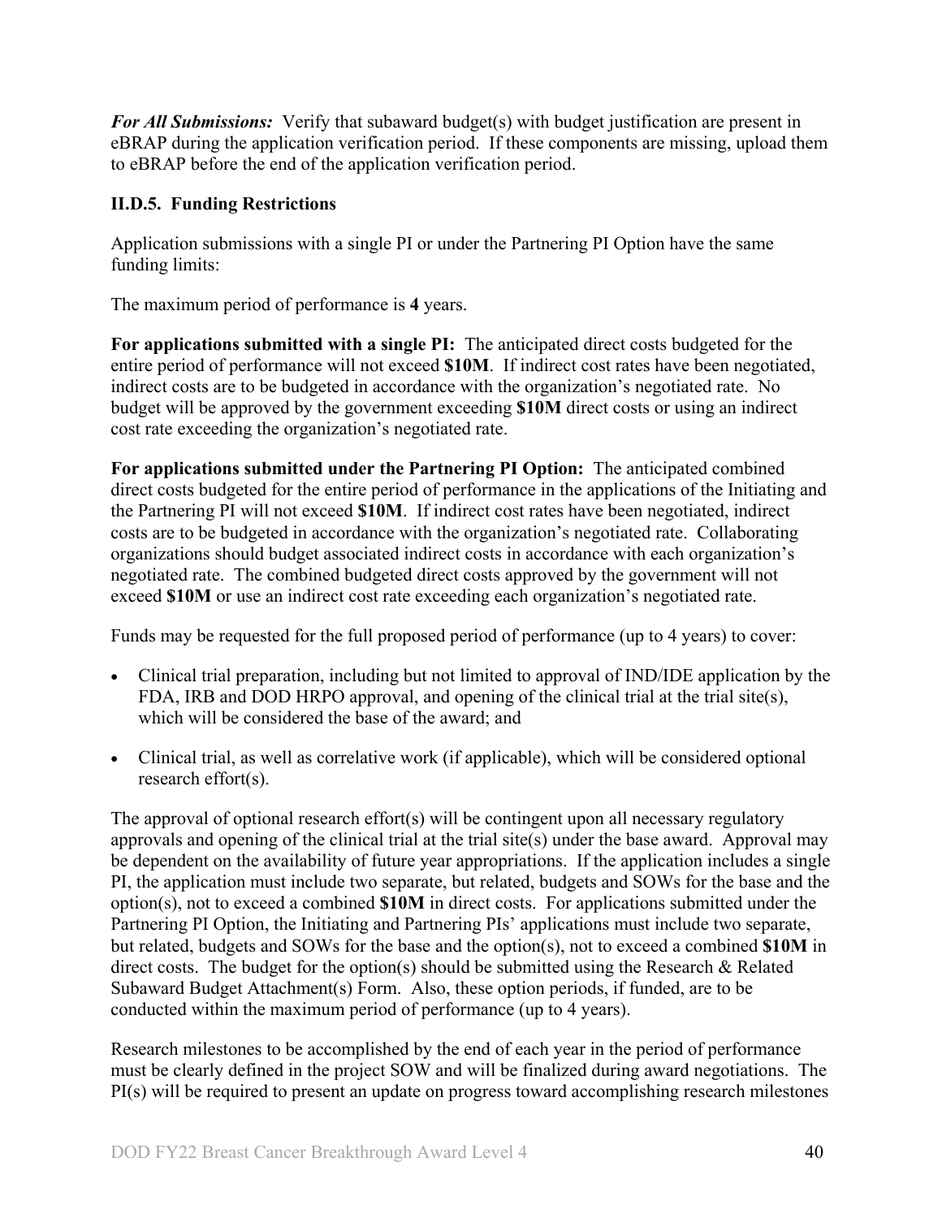***For All Submissions:*** Verify that subaward budget(s) with budget justification are present in eBRAP during the application verification period. If these components are missing, upload them to eBRAP before the end of the application verification period.

### II.D.5. Funding Restrictions

Application submissions with a single PI or under the Partnering PI Option have the same funding limits:

The maximum period of performance is **4** years.

**For applications submitted with a single PI:** The anticipated direct costs budgeted for the entire period of performance will not exceed **$10M**. If indirect cost rates have been negotiated, indirect costs are to be budgeted in accordance with the organization's negotiated rate. No budget will be approved by the government exceeding **$10M** direct costs or using an indirect cost rate exceeding the organization's negotiated rate.

**For applications submitted under the Partnering PI Option:** The anticipated combined direct costs budgeted for the entire period of performance in the applications of the Initiating and the Partnering PI will not exceed **$10M**. If indirect cost rates have been negotiated, indirect costs are to be budgeted in accordance with the organization's negotiated rate. Collaborating organizations should budget associated indirect costs in accordance with each organization's negotiated rate. The combined budgeted direct costs approved by the government will not exceed **$10M** or use an indirect cost rate exceeding each organization's negotiated rate.

Funds may be requested for the full proposed period of performance (up to 4 years) to cover:

- Clinical trial preparation, including but not limited to approval of IND/IDE application by the FDA, IRB and DOD HRPO approval, and opening of the clinical trial at the trial site(s), which will be considered the base of the award; and
- Clinical trial, as well as correlative work (if applicable), which will be considered optional research effort(s).

The approval of optional research effort(s) will be contingent upon all necessary regulatory approvals and opening of the clinical trial at the trial site(s) under the base award. Approval may be dependent on the availability of future year appropriations. If the application includes a single PI, the application must include two separate, but related, budgets and SOWs for the base and the option(s), not to exceed a combined **$10M** in direct costs. For applications submitted under the Partnering PI Option, the Initiating and Partnering PIs' applications must include two separate, but related, budgets and SOWs for the base and the option(s), not to exceed a combined **$10M** in direct costs. The budget for the option(s) should be submitted using the Research & Related Subaward Budget Attachment(s) Form. Also, these option periods, if funded, are to be conducted within the maximum period of performance (up to 4 years).

Research milestones to be accomplished by the end of each year in the period of performance must be clearly defined in the project SOW and will be finalized during award negotiations. The PI(s) will be required to present an update on progress toward accomplishing research milestones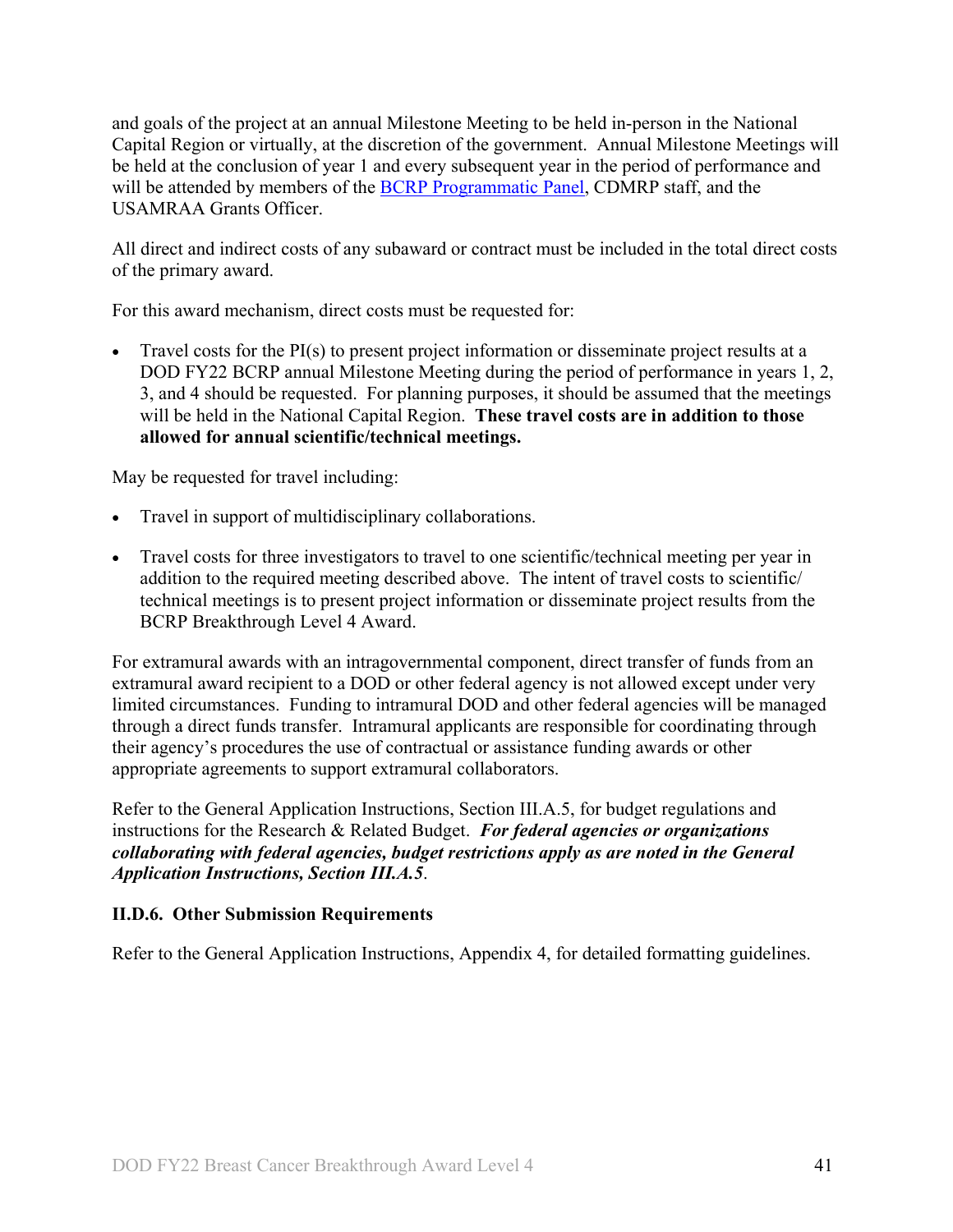and goals of the project at an annual Milestone Meeting to be held in-person in the National Capital Region or virtually, at the discretion of the government. Annual Milestone Meetings will be held at the conclusion of year 1 and every subsequent year in the period of performance and will be attended by members of the BCRP Programmatic Panel, CDMRP staff, and the USAMRAA Grants Officer.

All direct and indirect costs of any subaward or contract must be included in the total direct costs of the primary award.

For this award mechanism, direct costs must be requested for:

- Travel costs for the PI(s) to present project information or disseminate project results at a DOD FY22 BCRP annual Milestone Meeting during the period of performance in years 1, 2, 3, and 4 should be requested. For planning purposes, it should be assumed that the meetings will be held in the National Capital Region. **These travel costs are in addition to those allowed for annual scientific/technical meetings.**

May be requested for travel including:

- Travel in support of multidisciplinary collaborations.
- Travel costs for three investigators to travel to one scientific/technical meeting per year in addition to the required meeting described above. The intent of travel costs to scientific/ technical meetings is to present project information or disseminate project results from the BCRP Breakthrough Level 4 Award.

For extramural awards with an intragovernmental component, direct transfer of funds from an extramural award recipient to a DOD or other federal agency is not allowed except under very limited circumstances. Funding to intramural DOD and other federal agencies will be managed through a direct funds transfer. Intramural applicants are responsible for coordinating through their agency's procedures the use of contractual or assistance funding awards or other appropriate agreements to support extramural collaborators.

Refer to the General Application Instructions, Section III.A.5, for budget regulations and instructions for the Research & Related Budget. ***For federal agencies or organizations collaborating with federal agencies, budget restrictions apply as are noted in the General Application Instructions, Section III.A.5***.

### II.D.6. Other Submission Requirements

Refer to the General Application Instructions, Appendix 4, for detailed formatting guidelines.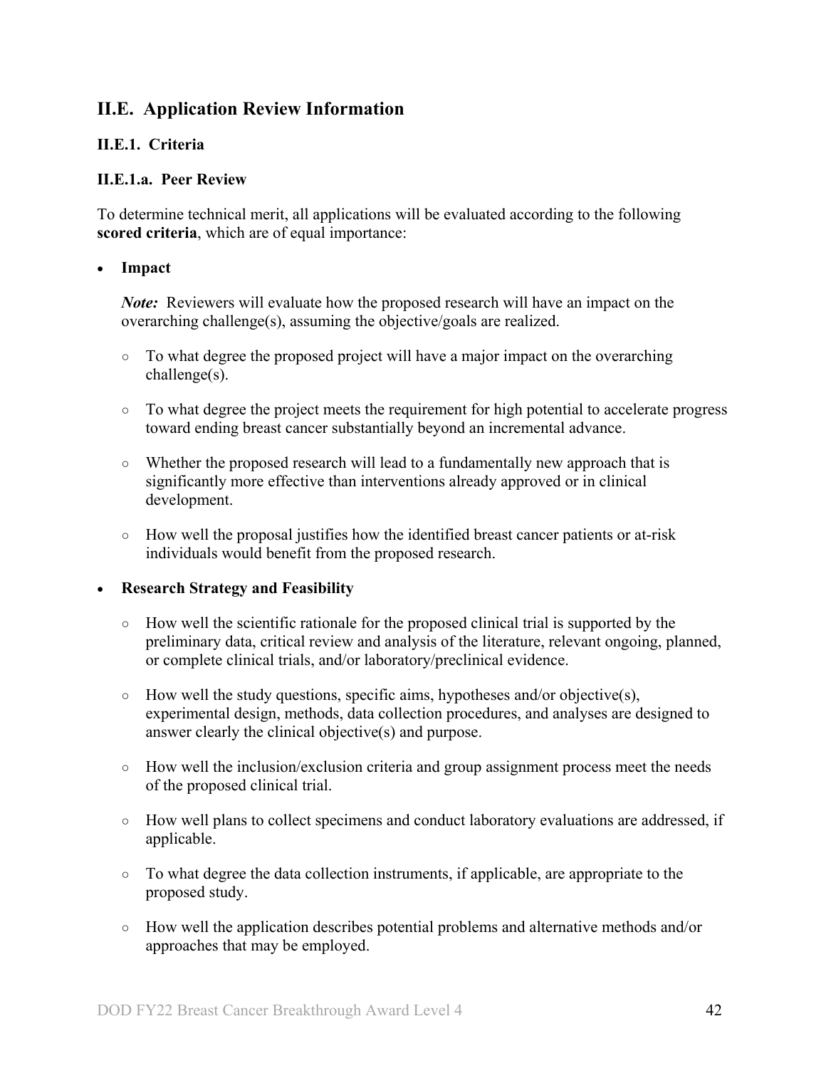## II.E. Application Review Information

### II.E.1. Criteria

#### II.E.1.a. Peer Review

To determine technical merit, all applications will be evaluated according to the following **scored criteria**, which are of equal importance:

- **Impact**

  ***Note:*** Reviewers will evaluate how the proposed research will have an impact on the overarching challenge(s), assuming the objective/goals are realized.

  - To what degree the proposed project will have a major impact on the overarching challenge(s).
  - To what degree the project meets the requirement for high potential to accelerate progress toward ending breast cancer substantially beyond an incremental advance.
  - Whether the proposed research will lead to a fundamentally new approach that is significantly more effective than interventions already approved or in clinical development.
  - How well the proposal justifies how the identified breast cancer patients or at-risk individuals would benefit from the proposed research.

- **Research Strategy and Feasibility**

  - How well the scientific rationale for the proposed clinical trial is supported by the preliminary data, critical review and analysis of the literature, relevant ongoing, planned, or complete clinical trials, and/or laboratory/preclinical evidence.
  - How well the study questions, specific aims, hypotheses and/or objective(s), experimental design, methods, data collection procedures, and analyses are designed to answer clearly the clinical objective(s) and purpose.
  - How well the inclusion/exclusion criteria and group assignment process meet the needs of the proposed clinical trial.
  - How well plans to collect specimens and conduct laboratory evaluations are addressed, if applicable.
  - To what degree the data collection instruments, if applicable, are appropriate to the proposed study.
  - How well the application describes potential problems and alternative methods and/or approaches that may be employed.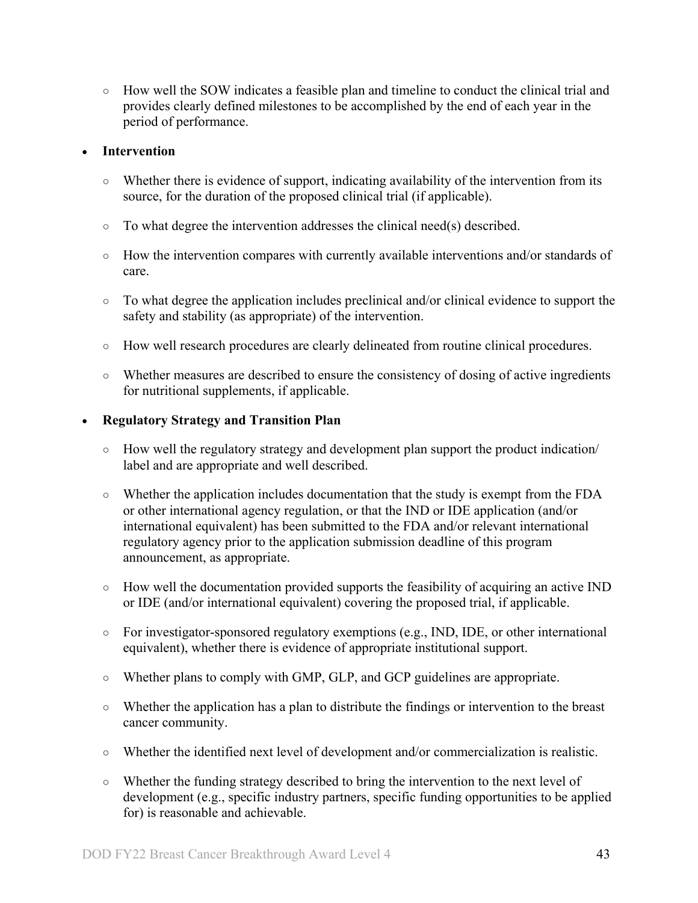- How well the SOW indicates a feasible plan and timeline to conduct the clinical trial and provides clearly defined milestones to be accomplished by the end of each year in the period of performance.

- **Intervention**

  - Whether there is evidence of support, indicating availability of the intervention from its source, for the duration of the proposed clinical trial (if applicable).

  - To what degree the intervention addresses the clinical need(s) described.

  - How the intervention compares with currently available interventions and/or standards of care.

  - To what degree the application includes preclinical and/or clinical evidence to support the safety and stability (as appropriate) of the intervention.

  - How well research procedures are clearly delineated from routine clinical procedures.

  - Whether measures are described to ensure the consistency of dosing of active ingredients for nutritional supplements, if applicable.

- **Regulatory Strategy and Transition Plan**

  - How well the regulatory strategy and development plan support the product indication/ label and are appropriate and well described.

  - Whether the application includes documentation that the study is exempt from the FDA or other international agency regulation, or that the IND or IDE application (and/or international equivalent) has been submitted to the FDA and/or relevant international regulatory agency prior to the application submission deadline of this program announcement, as appropriate.

  - How well the documentation provided supports the feasibility of acquiring an active IND or IDE (and/or international equivalent) covering the proposed trial, if applicable.

  - For investigator-sponsored regulatory exemptions (e.g., IND, IDE, or other international equivalent), whether there is evidence of appropriate institutional support.

  - Whether plans to comply with GMP, GLP, and GCP guidelines are appropriate.

  - Whether the application has a plan to distribute the findings or intervention to the breast cancer community.

  - Whether the identified next level of development and/or commercialization is realistic.

  - Whether the funding strategy described to bring the intervention to the next level of development (e.g., specific industry partners, specific funding opportunities to be applied for) is reasonable and achievable.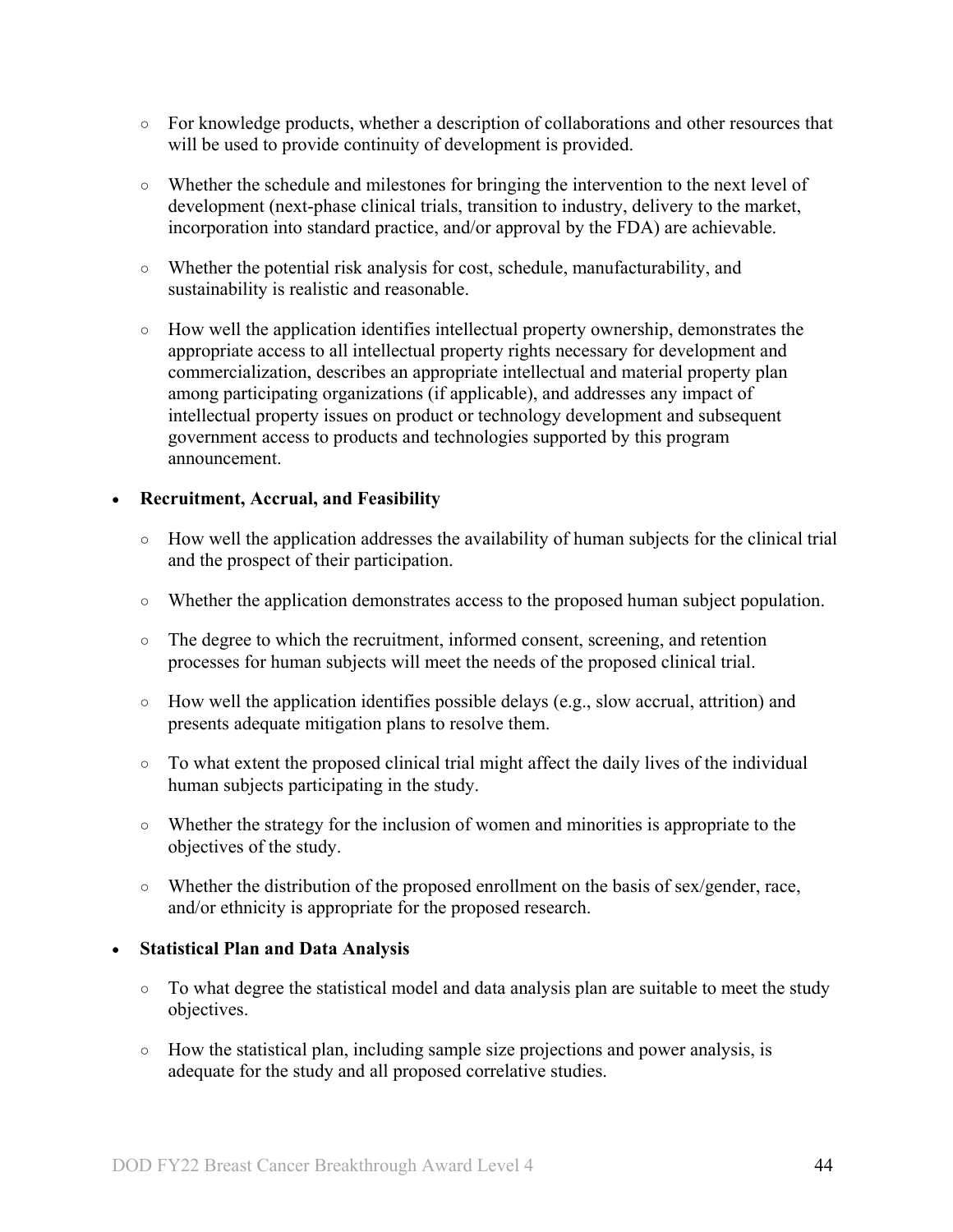- For knowledge products, whether a description of collaborations and other resources that will be used to provide continuity of development is provided.
    - Whether the schedule and milestones for bringing the intervention to the next level of development (next-phase clinical trials, transition to industry, delivery to the market, incorporation into standard practice, and/or approval by the FDA) are achievable.
    - Whether the potential risk analysis for cost, schedule, manufacturability, and sustainability is realistic and reasonable.
    - How well the application identifies intellectual property ownership, demonstrates the appropriate access to all intellectual property rights necessary for development and commercialization, describes an appropriate intellectual and material property plan among participating organizations (if applicable), and addresses any impact of intellectual property issues on product or technology development and subsequent government access to products and technologies supported by this program announcement.

- **Recruitment, Accrual, and Feasibility**
    - How well the application addresses the availability of human subjects for the clinical trial and the prospect of their participation.
    - Whether the application demonstrates access to the proposed human subject population.
    - The degree to which the recruitment, informed consent, screening, and retention processes for human subjects will meet the needs of the proposed clinical trial.
    - How well the application identifies possible delays (e.g., slow accrual, attrition) and presents adequate mitigation plans to resolve them.
    - To what extent the proposed clinical trial might affect the daily lives of the individual human subjects participating in the study.
    - Whether the strategy for the inclusion of women and minorities is appropriate to the objectives of the study.
    - Whether the distribution of the proposed enrollment on the basis of sex/gender, race, and/or ethnicity is appropriate for the proposed research.

- **Statistical Plan and Data Analysis**
    - To what degree the statistical model and data analysis plan are suitable to meet the study objectives.
    - How the statistical plan, including sample size projections and power analysis, is adequate for the study and all proposed correlative studies.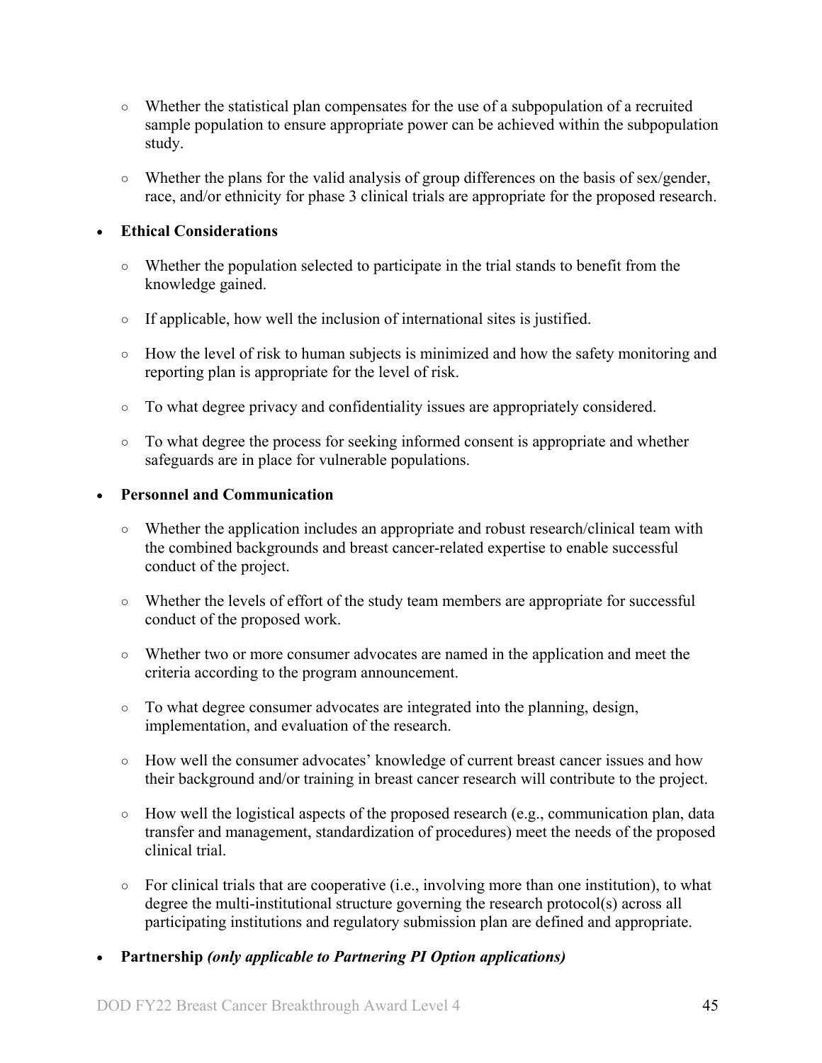- Whether the statistical plan compensates for the use of a subpopulation of a recruited sample population to ensure appropriate power can be achieved within the subpopulation study.
  - Whether the plans for the valid analysis of group differences on the basis of sex/gender, race, and/or ethnicity for phase 3 clinical trials are appropriate for the proposed research.

- **Ethical Considerations**
  - Whether the population selected to participate in the trial stands to benefit from the knowledge gained.
  - If applicable, how well the inclusion of international sites is justified.
  - How the level of risk to human subjects is minimized and how the safety monitoring and reporting plan is appropriate for the level of risk.
  - To what degree privacy and confidentiality issues are appropriately considered.
  - To what degree the process for seeking informed consent is appropriate and whether safeguards are in place for vulnerable populations.

- **Personnel and Communication**
  - Whether the application includes an appropriate and robust research/clinical team with the combined backgrounds and breast cancer-related expertise to enable successful conduct of the project.
  - Whether the levels of effort of the study team members are appropriate for successful conduct of the proposed work.
  - Whether two or more consumer advocates are named in the application and meet the criteria according to the program announcement.
  - To what degree consumer advocates are integrated into the planning, design, implementation, and evaluation of the research.
  - How well the consumer advocates' knowledge of current breast cancer issues and how their background and/or training in breast cancer research will contribute to the project.
  - How well the logistical aspects of the proposed research (e.g., communication plan, data transfer and management, standardization of procedures) meet the needs of the proposed clinical trial.
  - For clinical trials that are cooperative (i.e., involving more than one institution), to what degree the multi-institutional structure governing the research protocol(s) across all participating institutions and regulatory submission plan are defined and appropriate.

- **Partnership** ***(only applicable to Partnering PI Option applications)***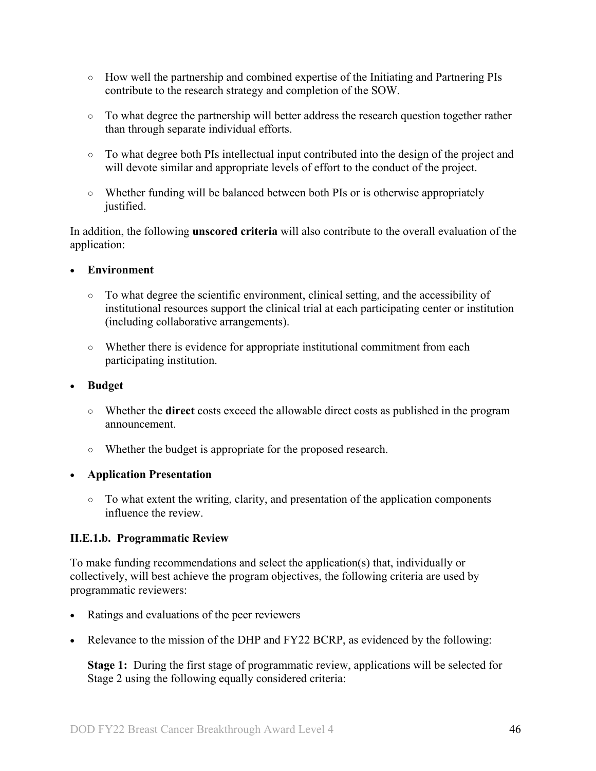- How well the partnership and combined expertise of the Initiating and Partnering PIs contribute to the research strategy and completion of the SOW.

- To what degree the partnership will better address the research question together rather than through separate individual efforts.

- To what degree both PIs intellectual input contributed into the design of the project and will devote similar and appropriate levels of effort to the conduct of the project.

- Whether funding will be balanced between both PIs or is otherwise appropriately justified.

In addition, the following **unscored criteria** will also contribute to the overall evaluation of the application:

- **Environment**
  - To what degree the scientific environment, clinical setting, and the accessibility of institutional resources support the clinical trial at each participating center or institution (including collaborative arrangements).
  - Whether there is evidence for appropriate institutional commitment from each participating institution.

- **Budget**
  - Whether the **direct** costs exceed the allowable direct costs as published in the program announcement.
  - Whether the budget is appropriate for the proposed research.

- **Application Presentation**
  - To what extent the writing, clarity, and presentation of the application components influence the review.

### II.E.1.b. Programmatic Review

To make funding recommendations and select the application(s) that, individually or collectively, will best achieve the program objectives, the following criteria are used by programmatic reviewers:

- Ratings and evaluations of the peer reviewers
- Relevance to the mission of the DHP and FY22 BCRP, as evidenced by the following:

  **Stage 1:** During the first stage of programmatic review, applications will be selected for Stage 2 using the following equally considered criteria: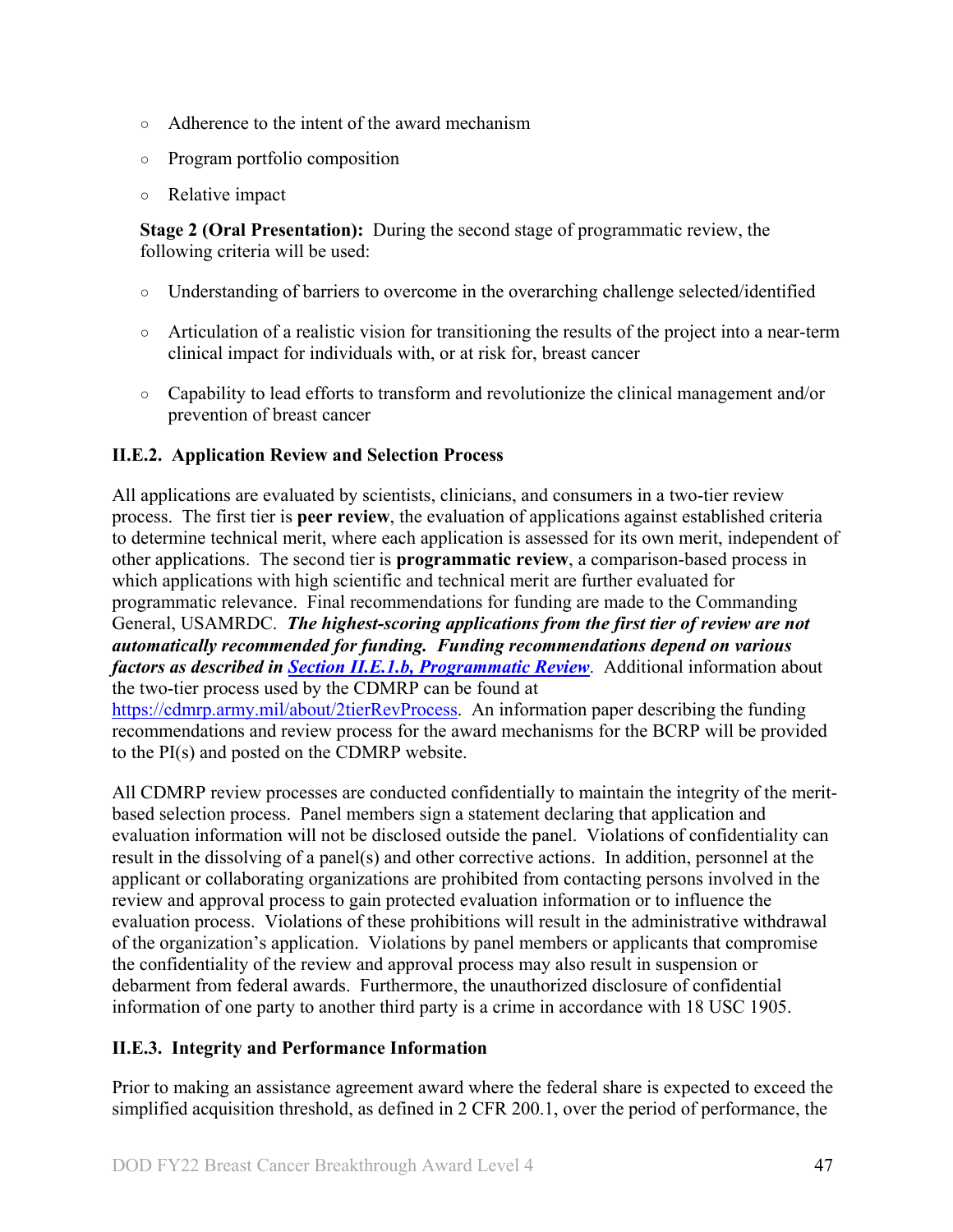- Adherence to the intent of the award mechanism
- Program portfolio composition
- Relative impact

**Stage 2 (Oral Presentation):** During the second stage of programmatic review, the following criteria will be used:

- Understanding of barriers to overcome in the overarching challenge selected/identified
- Articulation of a realistic vision for transitioning the results of the project into a near-term clinical impact for individuals with, or at risk for, breast cancer
- Capability to lead efforts to transform and revolutionize the clinical management and/or prevention of breast cancer

### II.E.2. Application Review and Selection Process

All applications are evaluated by scientists, clinicians, and consumers in a two-tier review process. The first tier is **peer review**, the evaluation of applications against established criteria to determine technical merit, where each application is assessed for its own merit, independent of other applications. The second tier is **programmatic review**, a comparison-based process in which applications with high scientific and technical merit are further evaluated for programmatic relevance. Final recommendations for funding are made to the Commanding General, USAMRDC. ***The highest-scoring applications from the first tier of review are not automatically recommended for funding. Funding recommendations depend on various factors as described in [Section II.E.1.b, Programmatic Review](#)***. Additional information about the two-tier process used by the CDMRP can be found at https://cdmrp.army.mil/about/2tierRevProcess. An information paper describing the funding recommendations and review process for the award mechanisms for the BCRP will be provided to the PI(s) and posted on the CDMRP website.

All CDMRP review processes are conducted confidentially to maintain the integrity of the merit-based selection process. Panel members sign a statement declaring that application and evaluation information will not be disclosed outside the panel. Violations of confidentiality can result in the dissolving of a panel(s) and other corrective actions. In addition, personnel at the applicant or collaborating organizations are prohibited from contacting persons involved in the review and approval process to gain protected evaluation information or to influence the evaluation process. Violations of these prohibitions will result in the administrative withdrawal of the organization's application. Violations by panel members or applicants that compromise the confidentiality of the review and approval process may also result in suspension or debarment from federal awards. Furthermore, the unauthorized disclosure of confidential information of one party to another third party is a crime in accordance with 18 USC 1905.

### II.E.3. Integrity and Performance Information

Prior to making an assistance agreement award where the federal share is expected to exceed the simplified acquisition threshold, as defined in 2 CFR 200.1, over the period of performance, the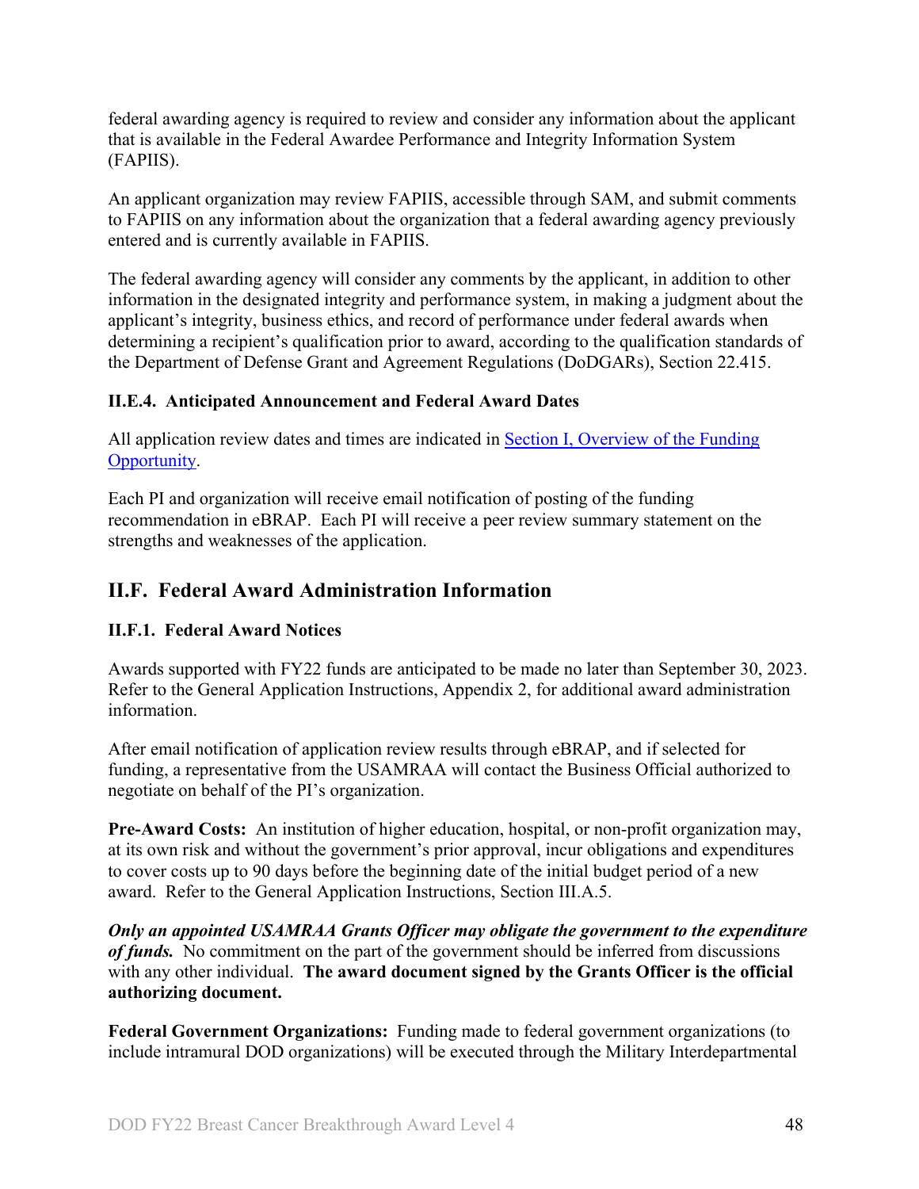federal awarding agency is required to review and consider any information about the applicant that is available in the Federal Awardee Performance and Integrity Information System (FAPIIS).

An applicant organization may review FAPIIS, accessible through SAM, and submit comments to FAPIIS on any information about the organization that a federal awarding agency previously entered and is currently available in FAPIIS.

The federal awarding agency will consider any comments by the applicant, in addition to other information in the designated integrity and performance system, in making a judgment about the applicant's integrity, business ethics, and record of performance under federal awards when determining a recipient's qualification prior to award, according to the qualification standards of the Department of Defense Grant and Agreement Regulations (DoDGARs), Section 22.415.

### II.E.4. Anticipated Announcement and Federal Award Dates

All application review dates and times are indicated in Section I, Overview of the Funding Opportunity.

Each PI and organization will receive email notification of posting of the funding recommendation in eBRAP. Each PI will receive a peer review summary statement on the strengths and weaknesses of the application.

## II.F. Federal Award Administration Information

### II.F.1. Federal Award Notices

Awards supported with FY22 funds are anticipated to be made no later than September 30, 2023. Refer to the General Application Instructions, Appendix 2, for additional award administration information.

After email notification of application review results through eBRAP, and if selected for funding, a representative from the USAMRAA will contact the Business Official authorized to negotiate on behalf of the PI's organization.

**Pre-Award Costs:** An institution of higher education, hospital, or non-profit organization may, at its own risk and without the government's prior approval, incur obligations and expenditures to cover costs up to 90 days before the beginning date of the initial budget period of a new award. Refer to the General Application Instructions, Section III.A.5.

***Only an appointed USAMRAA Grants Officer may obligate the government to the expenditure of funds.*** No commitment on the part of the government should be inferred from discussions with any other individual. **The award document signed by the Grants Officer is the official authorizing document.**

**Federal Government Organizations:** Funding made to federal government organizations (to include intramural DOD organizations) will be executed through the Military Interdepartmental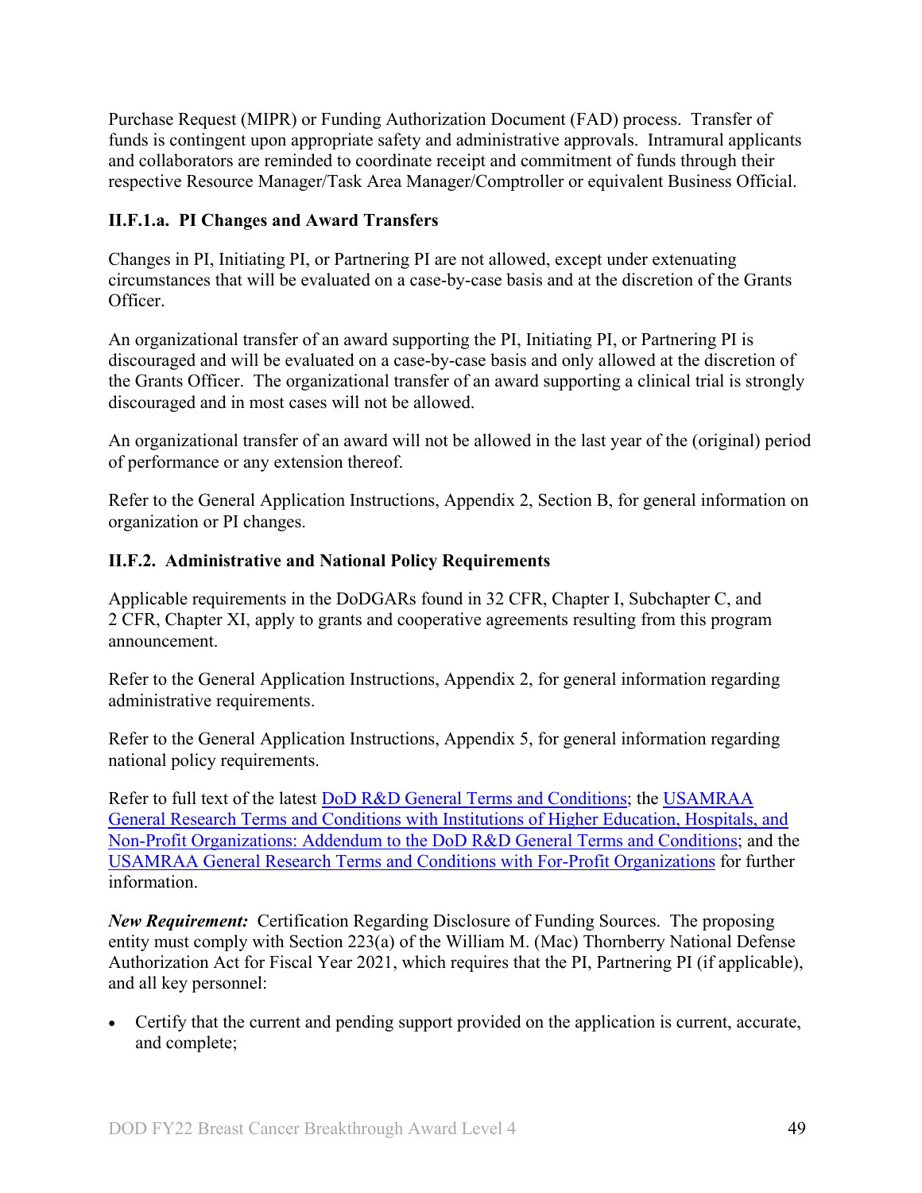Purchase Request (MIPR) or Funding Authorization Document (FAD) process. Transfer of funds is contingent upon appropriate safety and administrative approvals. Intramural applicants and collaborators are reminded to coordinate receipt and commitment of funds through their respective Resource Manager/Task Area Manager/Comptroller or equivalent Business Official.

#### II.F.1.a. PI Changes and Award Transfers

Changes in PI, Initiating PI, or Partnering PI are not allowed, except under extenuating circumstances that will be evaluated on a case-by-case basis and at the discretion of the Grants Officer.

An organizational transfer of an award supporting the PI, Initiating PI, or Partnering PI is discouraged and will be evaluated on a case-by-case basis and only allowed at the discretion of the Grants Officer. The organizational transfer of an award supporting a clinical trial is strongly discouraged and in most cases will not be allowed.

An organizational transfer of an award will not be allowed in the last year of the (original) period of performance or any extension thereof.

Refer to the General Application Instructions, Appendix 2, Section B, for general information on organization or PI changes.

### II.F.2. Administrative and National Policy Requirements

Applicable requirements in the DoDGARs found in 32 CFR, Chapter I, Subchapter C, and 2 CFR, Chapter XI, apply to grants and cooperative agreements resulting from this program announcement.

Refer to the General Application Instructions, Appendix 2, for general information regarding administrative requirements.

Refer to the General Application Instructions, Appendix 5, for general information regarding national policy requirements.

Refer to full text of the latest DoD R&D General Terms and Conditions; the USAMRAA General Research Terms and Conditions with Institutions of Higher Education, Hospitals, and Non-Profit Organizations: Addendum to the DoD R&D General Terms and Conditions; and the USAMRAA General Research Terms and Conditions with For-Profit Organizations for further information.

***New Requirement:*** Certification Regarding Disclosure of Funding Sources. The proposing entity must comply with Section 223(a) of the William M. (Mac) Thornberry National Defense Authorization Act for Fiscal Year 2021, which requires that the PI, Partnering PI (if applicable), and all key personnel:

- Certify that the current and pending support provided on the application is current, accurate, and complete;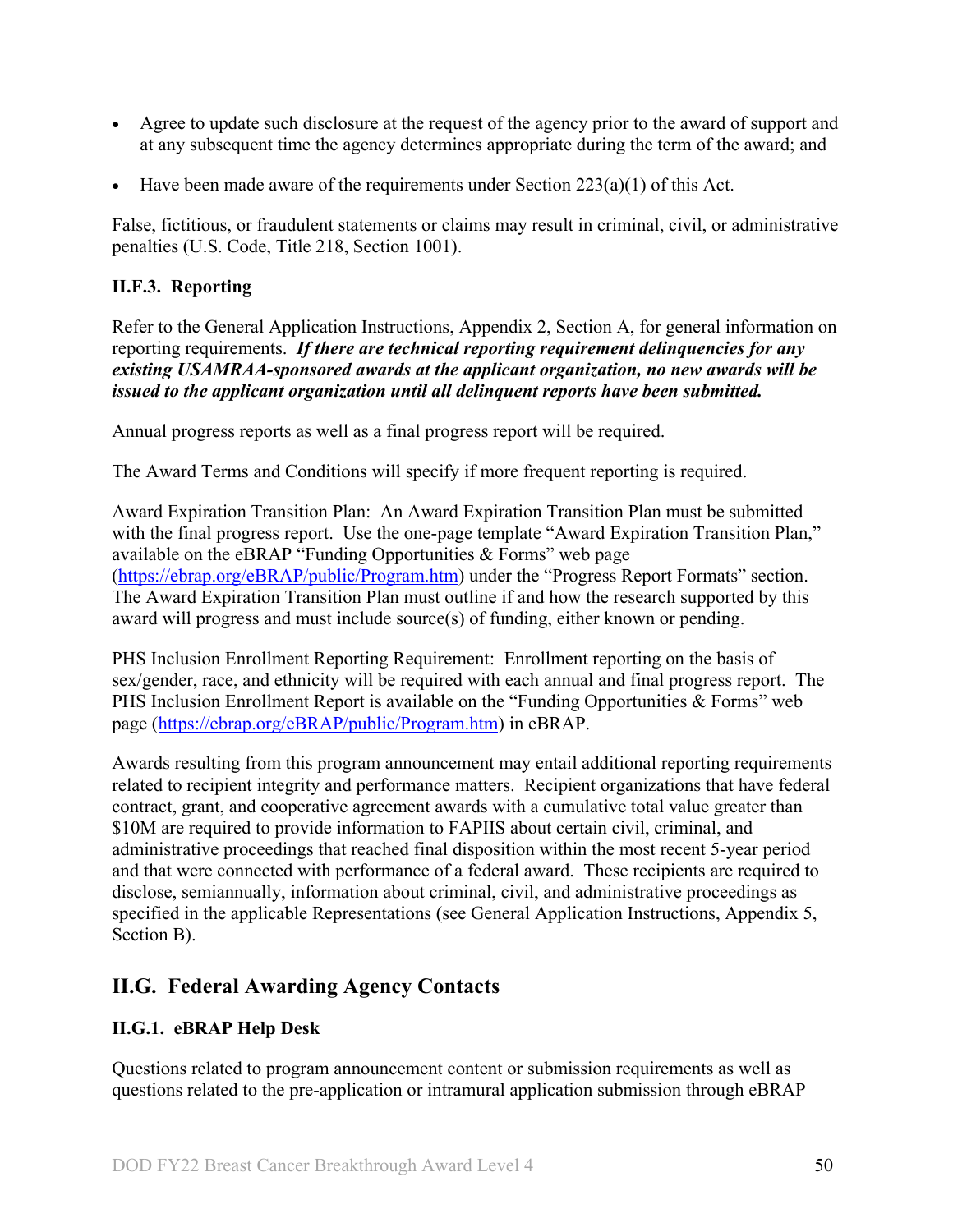- Agree to update such disclosure at the request of the agency prior to the award of support and at any subsequent time the agency determines appropriate during the term of the award; and
- Have been made aware of the requirements under Section 223(a)(1) of this Act.

False, fictitious, or fraudulent statements or claims may result in criminal, civil, or administrative penalties (U.S. Code, Title 218, Section 1001).

### II.F.3. Reporting

Refer to the General Application Instructions, Appendix 2, Section A, for general information on reporting requirements. ***If there are technical reporting requirement delinquencies for any existing USAMRAA-sponsored awards at the applicant organization, no new awards will be issued to the applicant organization until all delinquent reports have been submitted.***

Annual progress reports as well as a final progress report will be required.

The Award Terms and Conditions will specify if more frequent reporting is required.

Award Expiration Transition Plan: An Award Expiration Transition Plan must be submitted with the final progress report. Use the one-page template "Award Expiration Transition Plan," available on the eBRAP "Funding Opportunities & Forms" web page (https://ebrap.org/eBRAP/public/Program.htm) under the "Progress Report Formats" section. The Award Expiration Transition Plan must outline if and how the research supported by this award will progress and must include source(s) of funding, either known or pending.

PHS Inclusion Enrollment Reporting Requirement: Enrollment reporting on the basis of sex/gender, race, and ethnicity will be required with each annual and final progress report. The PHS Inclusion Enrollment Report is available on the "Funding Opportunities & Forms" web page (https://ebrap.org/eBRAP/public/Program.htm) in eBRAP.

Awards resulting from this program announcement may entail additional reporting requirements related to recipient integrity and performance matters. Recipient organizations that have federal contract, grant, and cooperative agreement awards with a cumulative total value greater than \$10M are required to provide information to FAPIIS about certain civil, criminal, and administrative proceedings that reached final disposition within the most recent 5-year period and that were connected with performance of a federal award. These recipients are required to disclose, semiannually, information about criminal, civil, and administrative proceedings as specified in the applicable Representations (see General Application Instructions, Appendix 5, Section B).

## II.G. Federal Awarding Agency Contacts

### II.G.1. eBRAP Help Desk

Questions related to program announcement content or submission requirements as well as questions related to the pre-application or intramural application submission through eBRAP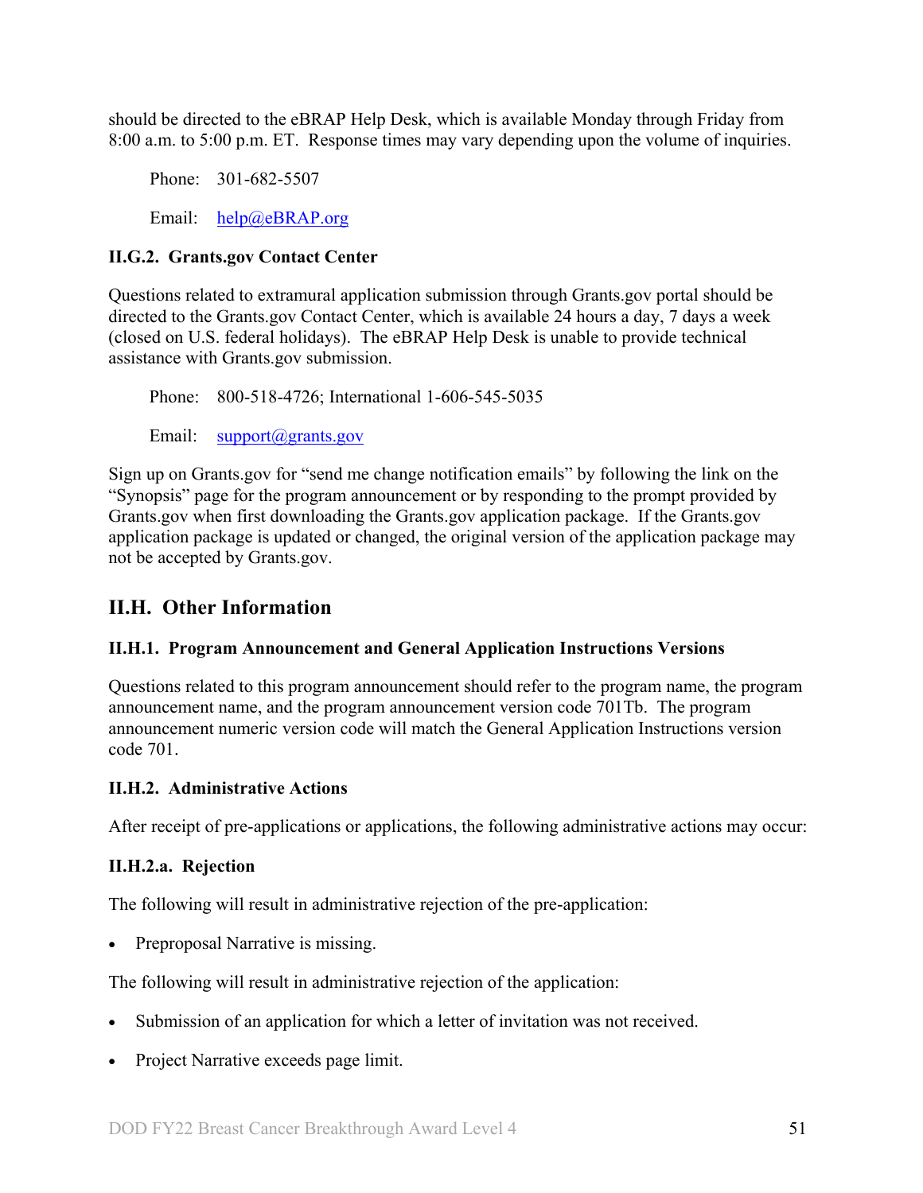should be directed to the eBRAP Help Desk, which is available Monday through Friday from 8:00 a.m. to 5:00 p.m. ET. Response times may vary depending upon the volume of inquiries.

Phone: 301-682-5507

Email: help@eBRAP.org

### II.G.2. Grants.gov Contact Center

Questions related to extramural application submission through Grants.gov portal should be directed to the Grants.gov Contact Center, which is available 24 hours a day, 7 days a week (closed on U.S. federal holidays). The eBRAP Help Desk is unable to provide technical assistance with Grants.gov submission.

Phone: 800-518-4726; International 1-606-545-5035

Email: support@grants.gov

Sign up on Grants.gov for "send me change notification emails" by following the link on the "Synopsis" page for the program announcement or by responding to the prompt provided by Grants.gov when first downloading the Grants.gov application package. If the Grants.gov application package is updated or changed, the original version of the application package may not be accepted by Grants.gov.

## II.H. Other Information

### II.H.1. Program Announcement and General Application Instructions Versions

Questions related to this program announcement should refer to the program name, the program announcement name, and the program announcement version code 701Tb. The program announcement numeric version code will match the General Application Instructions version code 701.

### II.H.2. Administrative Actions

After receipt of pre-applications or applications, the following administrative actions may occur:

#### II.H.2.a. Rejection

The following will result in administrative rejection of the pre-application:

- Preproposal Narrative is missing.

The following will result in administrative rejection of the application:

- Submission of an application for which a letter of invitation was not received.
- Project Narrative exceeds page limit.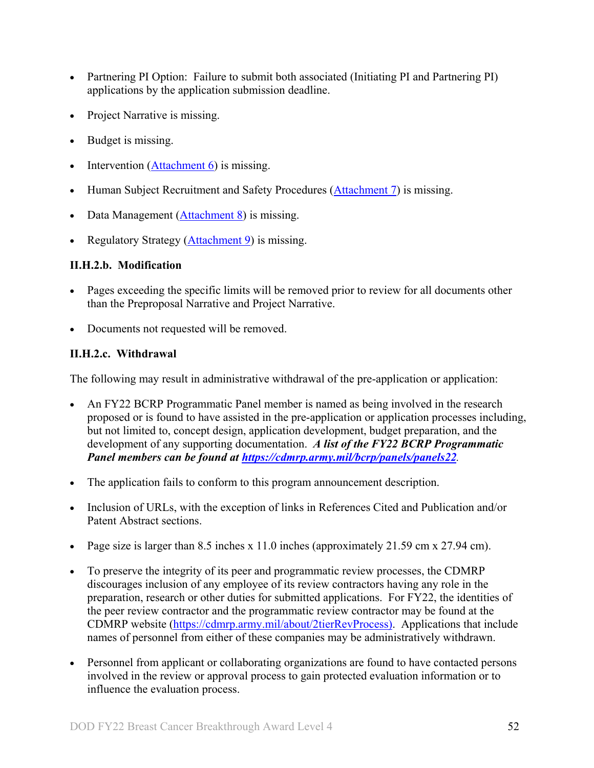- Partnering PI Option: Failure to submit both associated (Initiating PI and Partnering PI) applications by the application submission deadline.
- Project Narrative is missing.
- Budget is missing.
- Intervention (Attachment 6) is missing.
- Human Subject Recruitment and Safety Procedures (Attachment 7) is missing.
- Data Management (Attachment 8) is missing.
- Regulatory Strategy (Attachment 9) is missing.

#### II.H.2.b. Modification

- Pages exceeding the specific limits will be removed prior to review for all documents other than the Preproposal Narrative and Project Narrative.
- Documents not requested will be removed.

#### II.H.2.c. Withdrawal

The following may result in administrative withdrawal of the pre-application or application:

- An FY22 BCRP Programmatic Panel member is named as being involved in the research proposed or is found to have assisted in the pre-application or application processes including, but not limited to, concept design, application development, budget preparation, and the development of any supporting documentation. ***A list of the FY22 BCRP Programmatic Panel members can be found at https://cdmrp.army.mil/bcrp/panels/panels22***.
- The application fails to conform to this program announcement description.
- Inclusion of URLs, with the exception of links in References Cited and Publication and/or Patent Abstract sections.
- Page size is larger than 8.5 inches x 11.0 inches (approximately 21.59 cm x 27.94 cm).
- To preserve the integrity of its peer and programmatic review processes, the CDMRP discourages inclusion of any employee of its review contractors having any role in the preparation, research or other duties for submitted applications. For FY22, the identities of the peer review contractor and the programmatic review contractor may be found at the CDMRP website (https://cdmrp.army.mil/about/2tierRevProcess). Applications that include names of personnel from either of these companies may be administratively withdrawn.
- Personnel from applicant or collaborating organizations are found to have contacted persons involved in the review or approval process to gain protected evaluation information or to influence the evaluation process.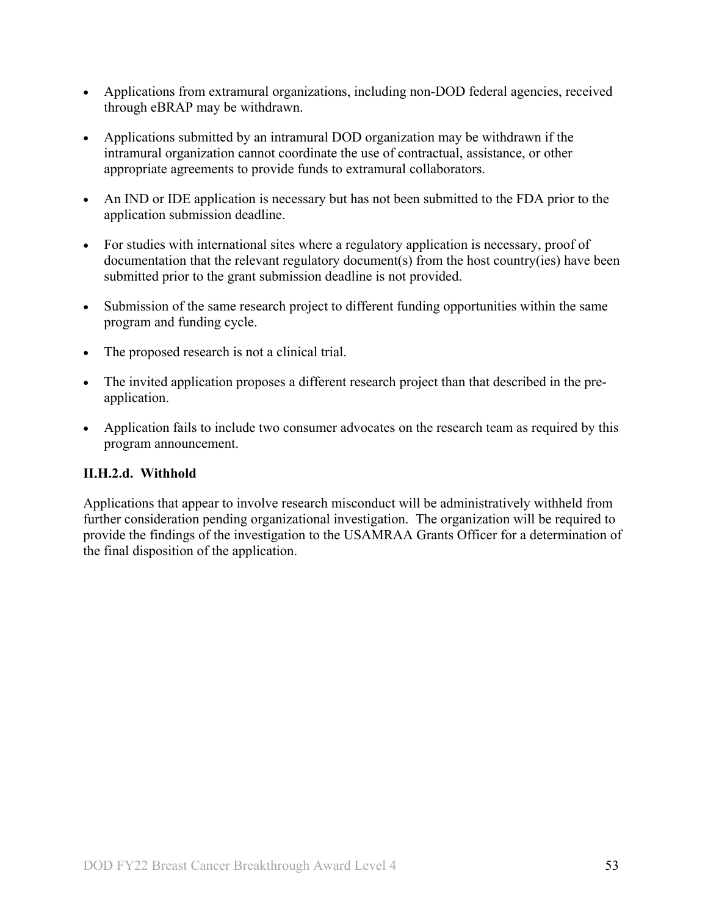- Applications from extramural organizations, including non-DOD federal agencies, received through eBRAP may be withdrawn.
- Applications submitted by an intramural DOD organization may be withdrawn if the intramural organization cannot coordinate the use of contractual, assistance, or other appropriate agreements to provide funds to extramural collaborators.
- An IND or IDE application is necessary but has not been submitted to the FDA prior to the application submission deadline.
- For studies with international sites where a regulatory application is necessary, proof of documentation that the relevant regulatory document(s) from the host country(ies) have been submitted prior to the grant submission deadline is not provided.
- Submission of the same research project to different funding opportunities within the same program and funding cycle.
- The proposed research is not a clinical trial.
- The invited application proposes a different research project than that described in the pre-application.
- Application fails to include two consumer advocates on the research team as required by this program announcement.

### II.H.2.d. Withhold

Applications that appear to involve research misconduct will be administratively withheld from further consideration pending organizational investigation. The organization will be required to provide the findings of the investigation to the USAMRAA Grants Officer for a determination of the final disposition of the application.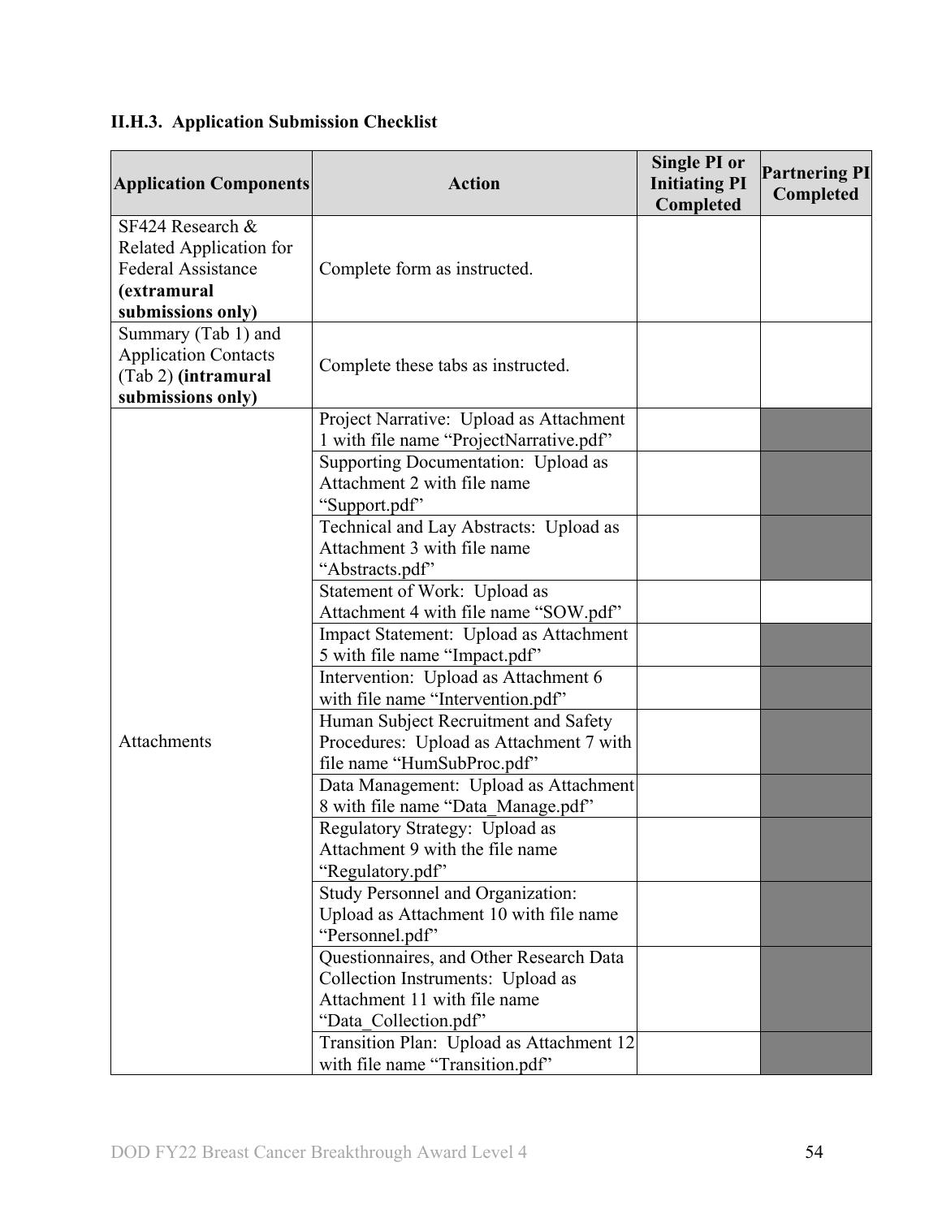### II.H.3. Application Submission Checklist

| Application Components | Action | Single PI or Initiating PI Completed | Partnering PI Completed |
|---|---|---|---|
| SF424 Research & Related Application for Federal Assistance **(extramural submissions only)** | Complete form as instructed. | | |
| Summary (Tab 1) and Application Contacts (Tab 2) **(intramural submissions only)** | Complete these tabs as instructed. | | |
| Attachments | Project Narrative: Upload as Attachment 1 with file name "ProjectNarrative.pdf" | | |
| | Supporting Documentation: Upload as Attachment 2 with file name "Support.pdf" | | |
| | Technical and Lay Abstracts: Upload as Attachment 3 with file name "Abstracts.pdf" | | |
| | Statement of Work: Upload as Attachment 4 with file name "SOW.pdf" | | |
| | Impact Statement: Upload as Attachment 5 with file name "Impact.pdf" | | |
| | Intervention: Upload as Attachment 6 with file name "Intervention.pdf" | | |
| | Human Subject Recruitment and Safety Procedures: Upload as Attachment 7 with file name "HumSubProc.pdf" | | |
| | Data Management: Upload as Attachment 8 with file name "Data_Manage.pdf" | | |
| | Regulatory Strategy: Upload as Attachment 9 with the file name "Regulatory.pdf" | | |
| | Study Personnel and Organization: Upload as Attachment 10 with file name "Personnel.pdf" | | |
| | Questionnaires, and Other Research Data Collection Instruments: Upload as Attachment 11 with file name "Data_Collection.pdf" | | |
| | Transition Plan: Upload as Attachment 12 with file name "Transition.pdf" | | |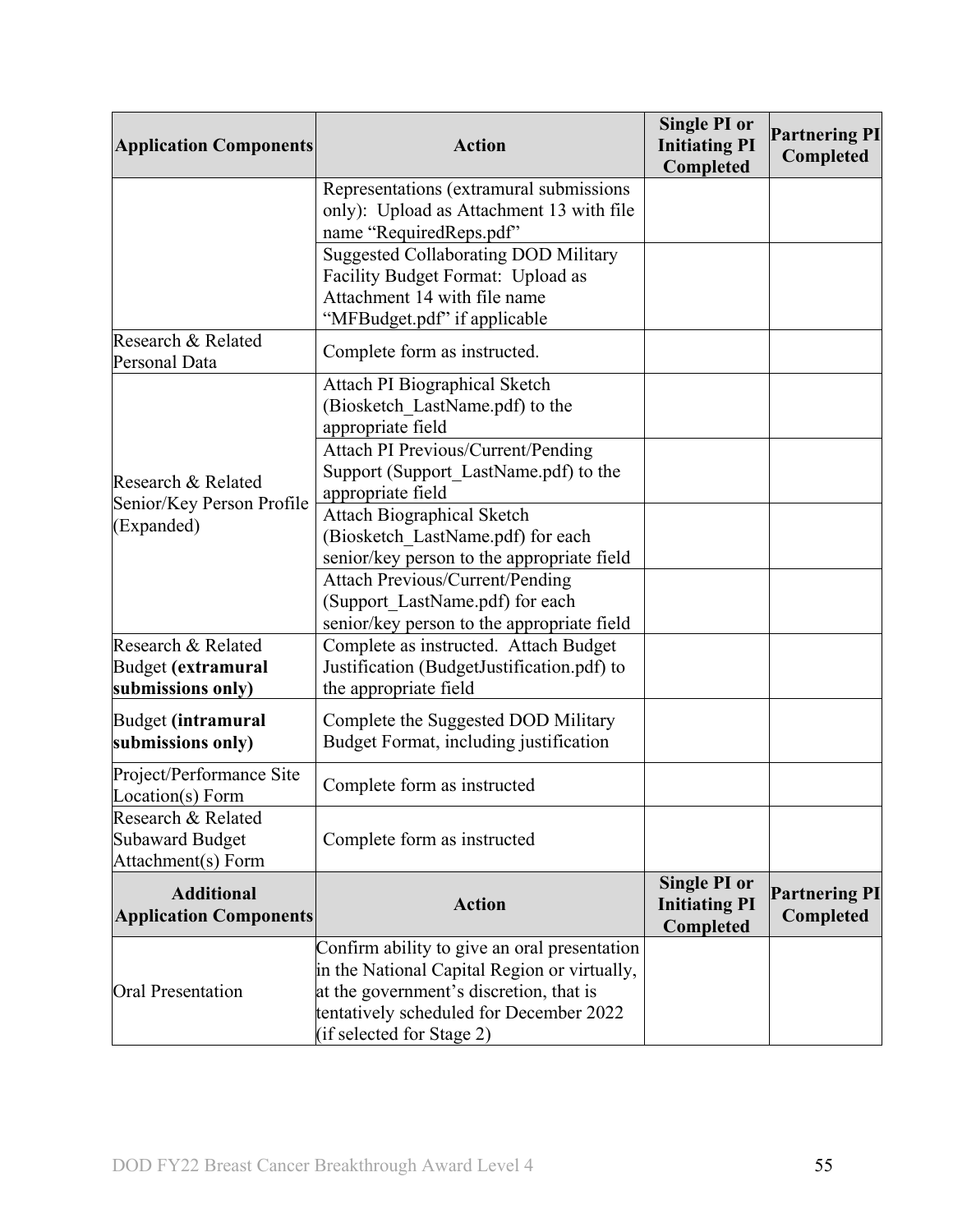| Application Components | Action | Single PI or Initiating PI Completed | Partnering PI Completed |
|---|---|---|---|
| | Representations (extramural submissions only): Upload as Attachment 13 with file name "RequiredReps.pdf" | | |
| | Suggested Collaborating DOD Military Facility Budget Format: Upload as Attachment 14 with file name "MFBudget.pdf" if applicable | | |
| Research & Related Personal Data | Complete form as instructed. | | |
| Research & Related Senior/Key Person Profile (Expanded) | Attach PI Biographical Sketch (Biosketch_LastName.pdf) to the appropriate field | | |
| | Attach PI Previous/Current/Pending Support (Support_LastName.pdf) to the appropriate field | | |
| | Attach Biographical Sketch (Biosketch_LastName.pdf) for each senior/key person to the appropriate field | | |
| | Attach Previous/Current/Pending (Support_LastName.pdf) for each senior/key person to the appropriate field | | |
| Research & Related Budget **(extramural submissions only)** | Complete as instructed. Attach Budget Justification (BudgetJustification.pdf) to the appropriate field | | |
| Budget **(intramural submissions only)** | Complete the Suggested DOD Military Budget Format, including justification | | |
| Project/Performance Site Location(s) Form | Complete form as instructed | | |
| Research & Related Subaward Budget Attachment(s) Form | Complete form as instructed | | |
| **Additional Application Components** | **Action** | **Single PI or Initiating PI Completed** | **Partnering PI Completed** |
| Oral Presentation | Confirm ability to give an oral presentation in the National Capital Region or virtually, at the government's discretion, that is tentatively scheduled for December 2022 (if selected for Stage 2) | | |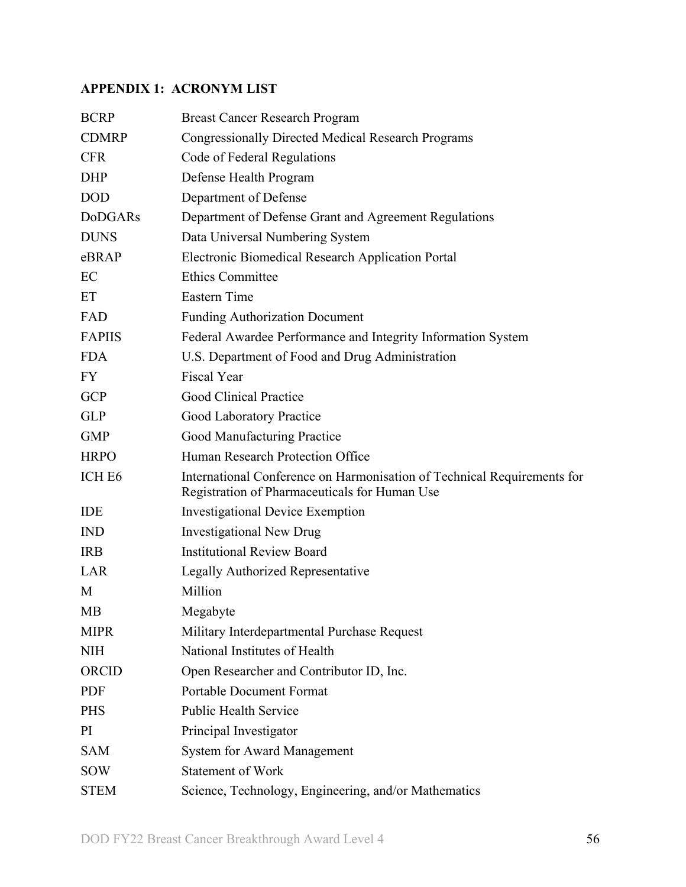## APPENDIX 1: ACRONYM LIST

| | |
|---|---|
| BCRP | Breast Cancer Research Program |
| CDMRP | Congressionally Directed Medical Research Programs |
| CFR | Code of Federal Regulations |
| DHP | Defense Health Program |
| DOD | Department of Defense |
| DoDGARs | Department of Defense Grant and Agreement Regulations |
| DUNS | Data Universal Numbering System |
| eBRAP | Electronic Biomedical Research Application Portal |
| EC | Ethics Committee |
| ET | Eastern Time |
| FAD | Funding Authorization Document |
| FAPIIS | Federal Awardee Performance and Integrity Information System |
| FDA | U.S. Department of Food and Drug Administration |
| FY | Fiscal Year |
| GCP | Good Clinical Practice |
| GLP | Good Laboratory Practice |
| GMP | Good Manufacturing Practice |
| HRPO | Human Research Protection Office |
| ICH E6 | International Conference on Harmonisation of Technical Requirements for Registration of Pharmaceuticals for Human Use |
| IDE | Investigational Device Exemption |
| IND | Investigational New Drug |
| IRB | Institutional Review Board |
| LAR | Legally Authorized Representative |
| M | Million |
| MB | Megabyte |
| MIPR | Military Interdepartmental Purchase Request |
| NIH | National Institutes of Health |
| ORCID | Open Researcher and Contributor ID, Inc. |
| PDF | Portable Document Format |
| PHS | Public Health Service |
| PI | Principal Investigator |
| SAM | System for Award Management |
| SOW | Statement of Work |
| STEM | Science, Technology, Engineering, and/or Mathematics |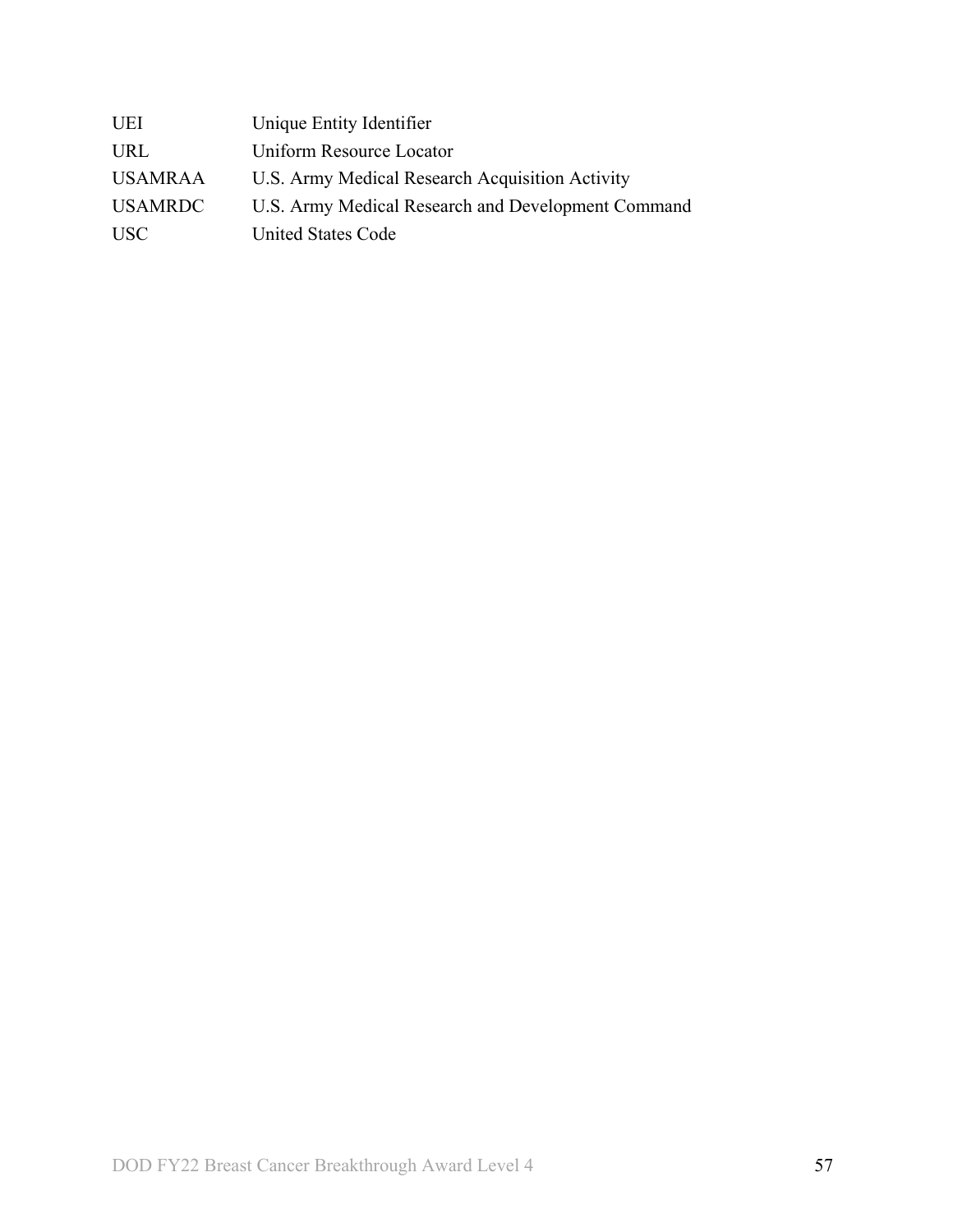| | |
|---|---|
| UEI | Unique Entity Identifier |
| URL | Uniform Resource Locator |
| USAMRAA | U.S. Army Medical Research Acquisition Activity |
| USAMRDC | U.S. Army Medical Research and Development Command |
| USC | United States Code |